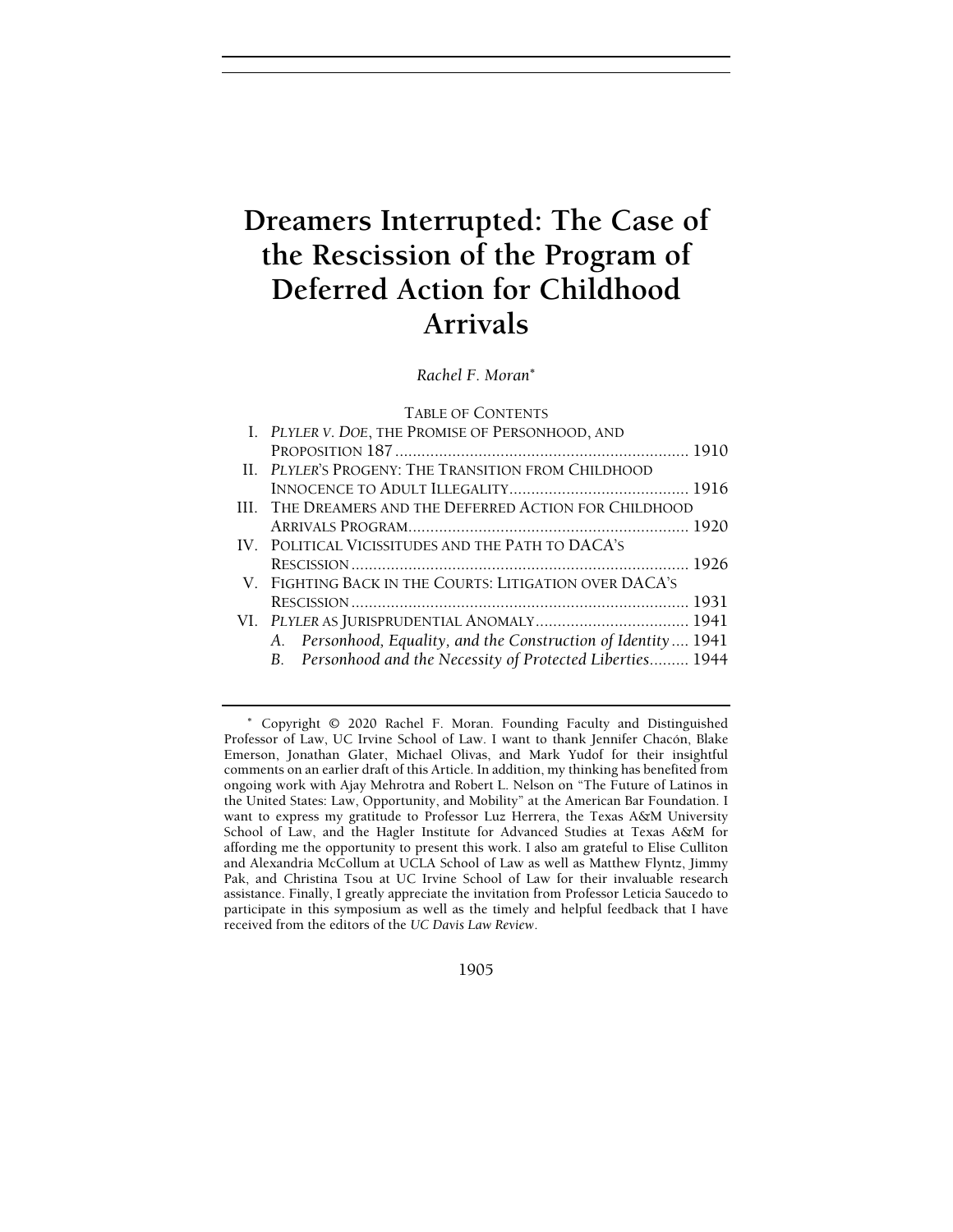# Dreamers Interrupted: The Case of the Rescission of the Program of Deferred Action for Childhood Arrivals

*Rachel F. Moran*[*]

TABLE OF CONTENTS

I. *PLYLER V. DOE*, THE PROMISE OF PERSONHOOD, AND PROPOSITION 187 .................................................................. 1910

II. *PLYLER*'S PROGENY: THE TRANSITION FROM CHILDHOOD INNOCENCE TO ADULT ILLEGALITY......................................... 1916

III. THE DREAMERS AND THE DEFERRED ACTION FOR CHILDHOOD ARRIVALS PROGRAM................................................................ 1920

IV. POLITICAL VICISSITUDES AND THE PATH TO DACA'S RESCISSION ............................................................................ 1926

V. FIGHTING BACK IN THE COURTS: LITIGATION OVER DACA'S RESCISSION ............................................................................ 1931

VI. *PLYLER* AS JURISPRUDENTIAL ANOMALY.................................. 1941

*A. Personhood, Equality, and the Construction of Identity* .... 1941

*B. Personhood and the Necessity of Protected Liberties*......... 1944

---

[*] Copyright © 2020 Rachel F. Moran. Founding Faculty and Distinguished Professor of Law, UC Irvine School of Law. I want to thank Jennifer Chacón, Blake Emerson, Jonathan Glater, Michael Olivas, and Mark Yudof for their insightful comments on an earlier draft of this Article. In addition, my thinking has benefited from ongoing work with Ajay Mehrotra and Robert L. Nelson on "The Future of Latinos in the United States: Law, Opportunity, and Mobility" at the American Bar Foundation. I want to express my gratitude to Professor Luz Herrera, the Texas A&M University School of Law, and the Hagler Institute for Advanced Studies at Texas A&M for affording me the opportunity to present this work. I also am grateful to Elise Culliton and Alexandria McCollum at UCLA School of Law as well as Matthew Flyntz, Jimmy Pak, and Christina Tsou at UC Irvine School of Law for their invaluable research assistance. Finally, I greatly appreciate the invitation from Professor Leticia Saucedo to participate in this symposium as well as the timely and helpful feedback that I have received from the editors of the *UC Davis Law Review*.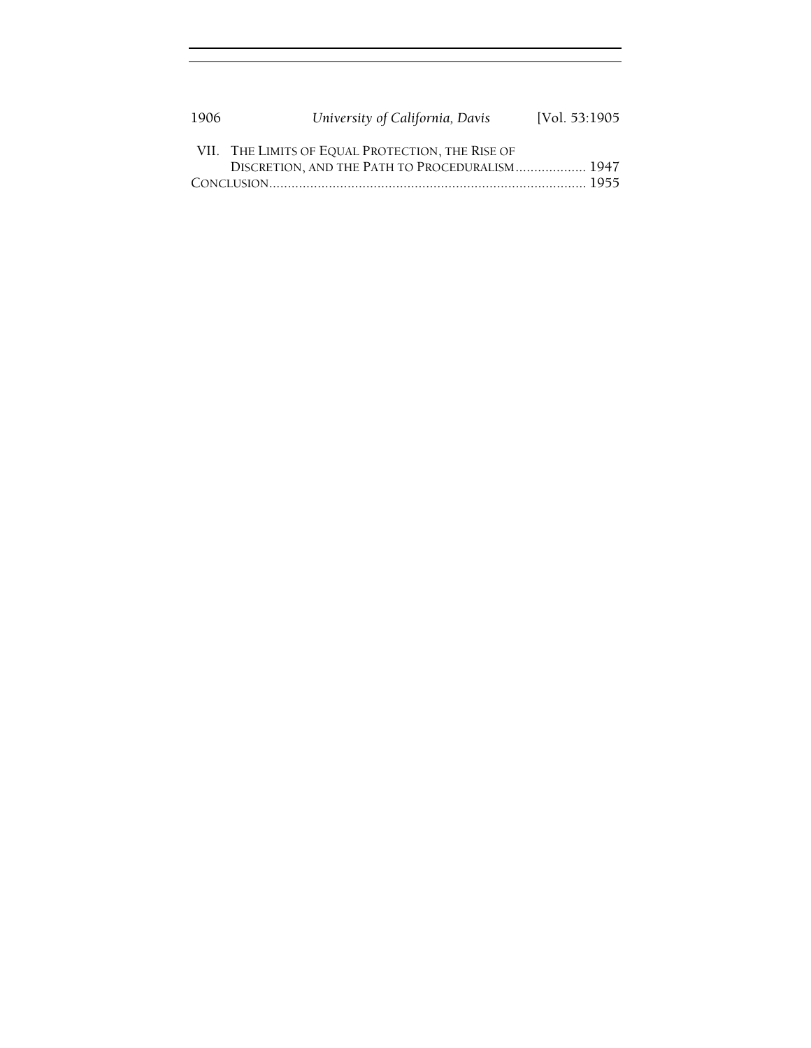VII. THE LIMITS OF EQUAL PROTECTION, THE RISE OF DISCRETION, AND THE PATH TO PROCEDURALISM ................... 1947

CONCLUSION ..................................................................................... 1955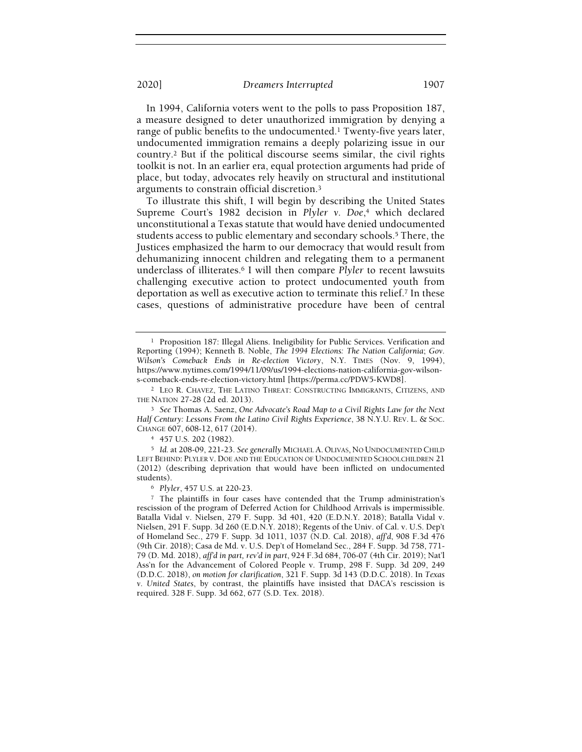In 1994, California voters went to the polls to pass Proposition 187, a measure designed to deter unauthorized immigration by denying a range of public benefits to the undocumented.[1] Twenty-five years later, undocumented immigration remains a deeply polarizing issue in our country.[2] But if the political discourse seems similar, the civil rights toolkit is not. In an earlier era, equal protection arguments had pride of place, but today, advocates rely heavily on structural and institutional arguments to constrain official discretion.[3]

To illustrate this shift, I will begin by describing the United States Supreme Court's 1982 decision in *Plyler v. Doe*,[4] which declared unconstitutional a Texas statute that would have denied undocumented students access to public elementary and secondary schools.[5] There, the Justices emphasized the harm to our democracy that would result from dehumanizing innocent children and relegating them to a permanent underclass of illiterates.[6] I will then compare *Plyler* to recent lawsuits challenging executive action to protect undocumented youth from deportation as well as executive action to terminate this relief.[7] In these cases, questions of administrative procedure have been of central

---

[1] Proposition 187: Illegal Aliens. Ineligibility for Public Services. Verification and Reporting (1994); Kenneth B. Noble, *The 1994 Elections: The Nation California; Gov. Wilson's Comeback Ends in Re-election Victory*, N.Y. TIMES (Nov. 9, 1994), https://www.nytimes.com/1994/11/09/us/1994-elections-nation-california-gov-wilson-s-comeback-ends-re-election-victory.html [https://perma.cc/PDW5-KWD8].

[2] LEO R. CHAVEZ, THE LATINO THREAT: CONSTRUCTING IMMIGRANTS, CITIZENS, AND THE NATION 27-28 (2d ed. 2013).

[3] *See* Thomas A. Saenz, *One Advocate's Road Map to a Civil Rights Law for the Next Half Century: Lessons From the Latino Civil Rights Experience*, 38 N.Y.U. REV. L. & SOC. CHANGE 607, 608-12, 617 (2014).

[4] 457 U.S. 202 (1982).

[5] *Id.* at 208-09, 221-23. *See generally* MICHAEL A. OLIVAS, NO UNDOCUMENTED CHILD LEFT BEHIND: PLYLER V. DOE AND THE EDUCATION OF UNDOCUMENTED SCHOOLCHILDREN 21 (2012) (describing deprivation that would have been inflicted on undocumented students).

[6] *Plyler*, 457 U.S. at 220-23.

[7] The plaintiffs in four cases have contended that the Trump administration's rescission of the program of Deferred Action for Childhood Arrivals is impermissible. Batalla Vidal v. Nielsen, 279 F. Supp. 3d 401, 420 (E.D.N.Y. 2018); Batalla Vidal v. Nielsen, 291 F. Supp. 3d 260 (E.D.N.Y. 2018); Regents of the Univ. of Cal. v. U.S. Dep't of Homeland Sec., 279 F. Supp. 3d 1011, 1037 (N.D. Cal. 2018), *aff'd*, 908 F.3d 476 (9th Cir. 2018); Casa de Md. v. U.S. Dep't of Homeland Sec., 284 F. Supp. 3d 758, 771-79 (D. Md. 2018), *aff'd in part, rev'd in part*, 924 F.3d 684, 706-07 (4th Cir. 2019); Nat'l Ass'n for the Advancement of Colored People v. Trump, 298 F. Supp. 3d 209, 249 (D.D.C. 2018), *on motion for clarification*, 321 F. Supp. 3d 143 (D.D.C. 2018). In *Texas v. United States*, by contrast, the plaintiffs have insisted that DACA's rescission is required. 328 F. Supp. 3d 662, 677 (S.D. Tex. 2018).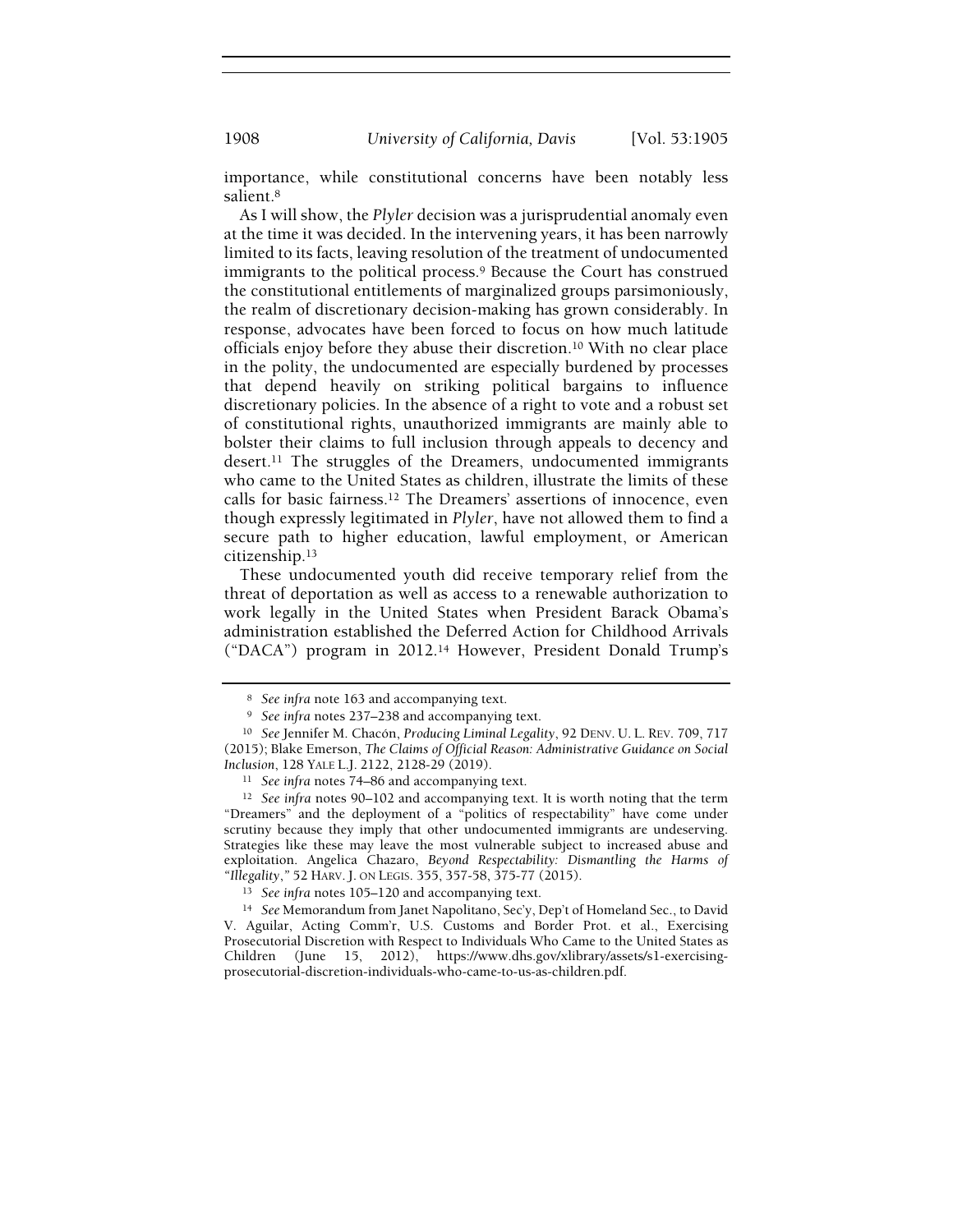importance, while constitutional concerns have been notably less salient.[8]

As I will show, the *Plyler* decision was a jurisprudential anomaly even at the time it was decided. In the intervening years, it has been narrowly limited to its facts, leaving resolution of the treatment of undocumented immigrants to the political process.[9] Because the Court has construed the constitutional entitlements of marginalized groups parsimoniously, the realm of discretionary decision-making has grown considerably. In response, advocates have been forced to focus on how much latitude officials enjoy before they abuse their discretion.[10] With no clear place in the polity, the undocumented are especially burdened by processes that depend heavily on striking political bargains to influence discretionary policies. In the absence of a right to vote and a robust set of constitutional rights, unauthorized immigrants are mainly able to bolster their claims to full inclusion through appeals to decency and desert.[11] The struggles of the Dreamers, undocumented immigrants who came to the United States as children, illustrate the limits of these calls for basic fairness.[12] The Dreamers' assertions of innocence, even though expressly legitimated in *Plyler*, have not allowed them to find a secure path to higher education, lawful employment, or American citizenship.[13]

These undocumented youth did receive temporary relief from the threat of deportation as well as access to a renewable authorization to work legally in the United States when President Barack Obama's administration established the Deferred Action for Childhood Arrivals ("DACA") program in 2012.[14] However, President Donald Trump's

---

[8] *See infra* note 163 and accompanying text.

[9] *See infra* notes 237–238 and accompanying text.

[10] *See* Jennifer M. Chacón, *Producing Liminal Legality*, 92 DENV. U. L. REV. 709, 717 (2015); Blake Emerson, *The Claims of Official Reason: Administrative Guidance on Social Inclusion*, 128 YALE L.J. 2122, 2128-29 (2019).

[11] *See infra* notes 74–86 and accompanying text.

[12] *See infra* notes 90–102 and accompanying text. It is worth noting that the term "Dreamers" and the deployment of a "politics of respectability" have come under scrutiny because they imply that other undocumented immigrants are undeserving. Strategies like these may leave the most vulnerable subject to increased abuse and exploitation. Angelica Chazaro, *Beyond Respectability: Dismantling the Harms of "Illegality*,*"* 52 HARV. J. ON LEGIS. 355, 357-58, 375-77 (2015).

[13] *See infra* notes 105–120 and accompanying text.

[14] *See* Memorandum from Janet Napolitano, Sec'y, Dep't of Homeland Sec., to David V. Aguilar, Acting Comm'r, U.S. Customs and Border Prot. et al., Exercising Prosecutorial Discretion with Respect to Individuals Who Came to the United States as Children (June 15, 2012), https://www.dhs.gov/xlibrary/assets/s1-exercising-prosecutorial-discretion-individuals-who-came-to-us-as-children.pdf.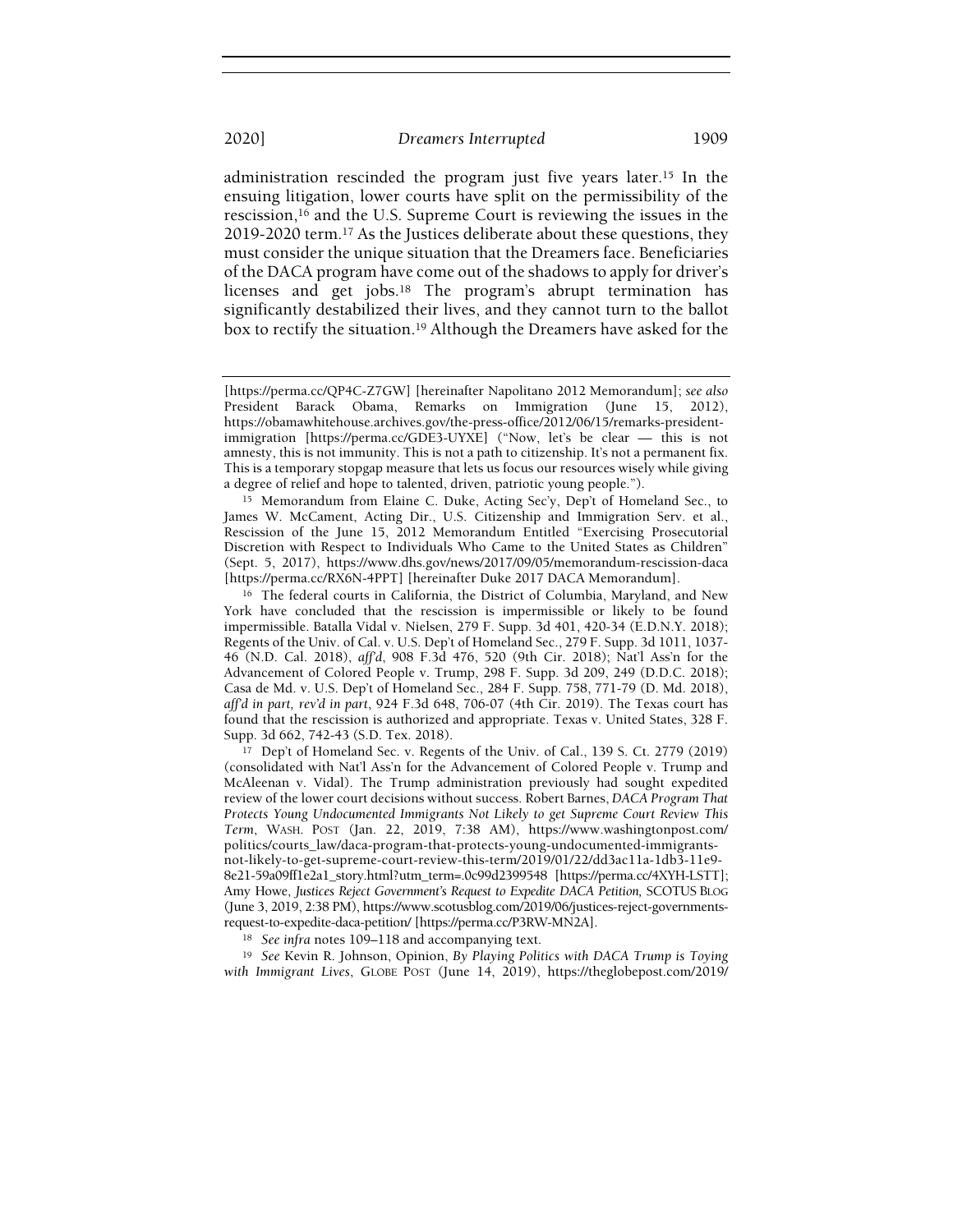administration rescinded the program just five years later.[15] In the ensuing litigation, lower courts have split on the permissibility of the rescission,[16] and the U.S. Supreme Court is reviewing the issues in the 2019-2020 term.[17] As the Justices deliberate about these questions, they must consider the unique situation that the Dreamers face. Beneficiaries of the DACA program have come out of the shadows to apply for driver's licenses and get jobs.[18] The program's abrupt termination has significantly destabilized their lives, and they cannot turn to the ballot box to rectify the situation.[19] Although the Dreamers have asked for the

---

[https://perma.cc/QP4C-Z7GW] [hereinafter Napolitano 2012 Memorandum]; *see also* President Barack Obama, Remarks on Immigration (June 15, 2012), https://obamawhitehouse.archives.gov/the-press-office/2012/06/15/remarks-president-immigration [https://perma.cc/GDE3-UYXE] ("Now, let's be clear — this is not amnesty, this is not immunity. This is not a path to citizenship. It's not a permanent fix. This is a temporary stopgap measure that lets us focus our resources wisely while giving a degree of relief and hope to talented, driven, patriotic young people.").

[15] Memorandum from Elaine C. Duke, Acting Sec'y, Dep't of Homeland Sec., to James W. McCament, Acting Dir., U.S. Citizenship and Immigration Serv. et al., Rescission of the June 15, 2012 Memorandum Entitled "Exercising Prosecutorial Discretion with Respect to Individuals Who Came to the United States as Children" (Sept. 5, 2017), https://www.dhs.gov/news/2017/09/05/memorandum-rescission-daca [https://perma.cc/RX6N-4PPT] [hereinafter Duke 2017 DACA Memorandum].

[16] The federal courts in California, the District of Columbia, Maryland, and New York have concluded that the rescission is impermissible or likely to be found impermissible. Batalla Vidal v. Nielsen, 279 F. Supp. 3d 401, 420-34 (E.D.N.Y. 2018); Regents of the Univ. of Cal. v. U.S. Dep't of Homeland Sec., 279 F. Supp. 3d 1011, 1037-46 (N.D. Cal. 2018), *aff'd*, 908 F.3d 476, 520 (9th Cir. 2018); Nat'l Ass'n for the Advancement of Colored People v. Trump, 298 F. Supp. 3d 209, 249 (D.D.C. 2018); Casa de Md. v. U.S. Dep't of Homeland Sec., 284 F. Supp. 758, 771-79 (D. Md. 2018), *aff'd in part, rev'd in part*, 924 F.3d 648, 706-07 (4th Cir. 2019). The Texas court has found that the rescission is authorized and appropriate. Texas v. United States, 328 F. Supp. 3d 662, 742-43 (S.D. Tex. 2018).

[17] Dep't of Homeland Sec. v. Regents of the Univ. of Cal., 139 S. Ct. 2779 (2019) (consolidated with Nat'l Ass'n for the Advancement of Colored People v. Trump and McAleenan v. Vidal). The Trump administration previously had sought expedited review of the lower court decisions without success. Robert Barnes, *DACA Program That Protects Young Undocumented Immigrants Not Likely to get Supreme Court Review This Term*, WASH. POST (Jan. 22, 2019, 7:38 AM), https://www.washingtonpost.com/politics/courts_law/daca-program-that-protects-young-undocumented-immigrants-not-likely-to-get-supreme-court-review-this-term/2019/01/22/dd3ac11a-1db3-11e9-8e21-59a09ff1e2a1_story.html?utm_term=.0c99d2399548 [https://perma.cc/4XYH-LSTT]; Amy Howe, *Justices Reject Government's Request to Expedite DACA Petition,* SCOTUS BLOG (June 3, 2019, 2:38 PM), https://www.scotusblog.com/2019/06/justices-reject-governments-request-to-expedite-daca-petition/ [https://perma.cc/P3RW-MN2A].

[18] *See infra* notes 109–118 and accompanying text.

[19] *See* Kevin R. Johnson, Opinion, *By Playing Politics with DACA Trump is Toying with Immigrant Lives*, GLOBE POST (June 14, 2019), https://theglobepost.com/2019/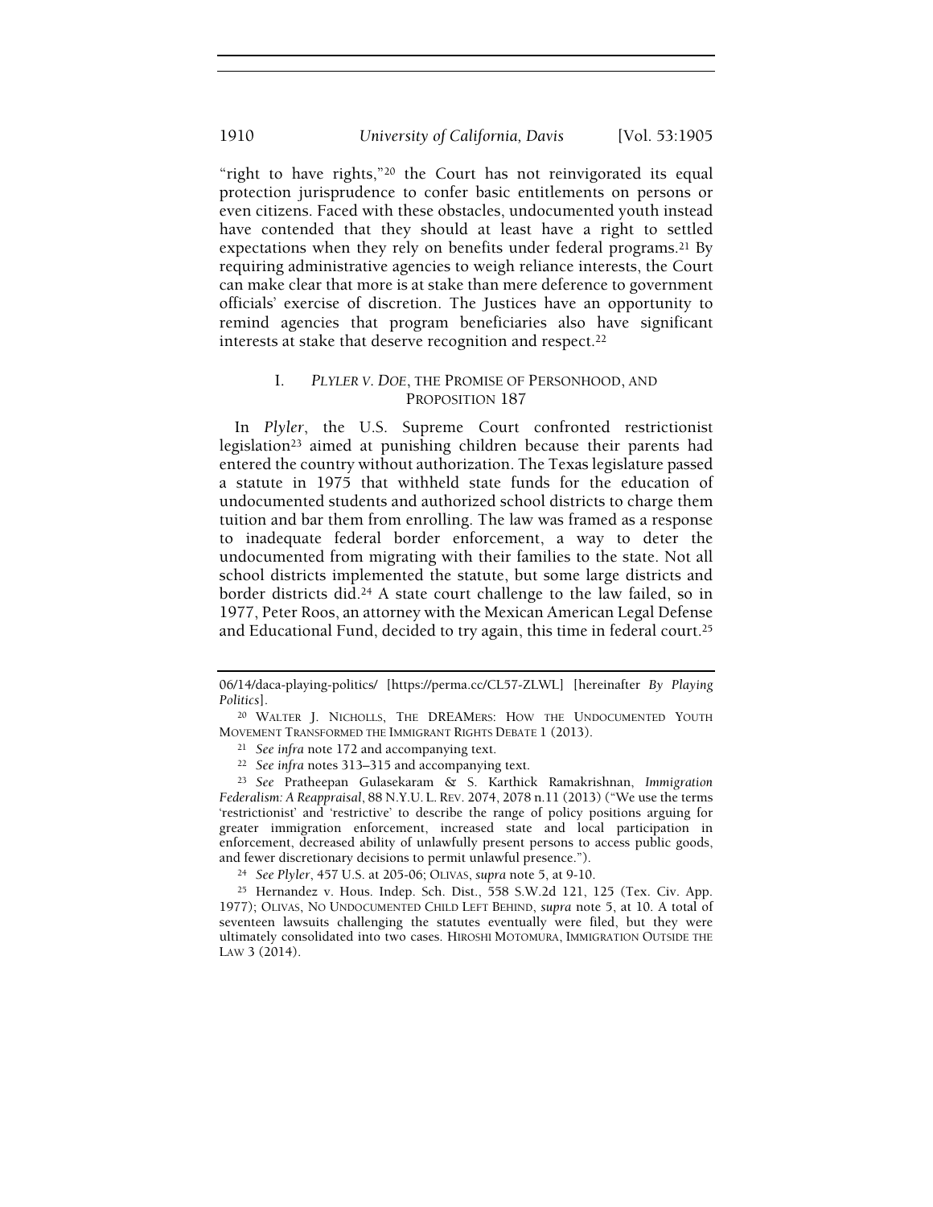"right to have rights,"[20] the Court has not reinvigorated its equal protection jurisprudence to confer basic entitlements on persons or even citizens. Faced with these obstacles, undocumented youth instead have contended that they should at least have a right to settled expectations when they rely on benefits under federal programs.[21] By requiring administrative agencies to weigh reliance interests, the Court can make clear that more is at stake than mere deference to government officials' exercise of discretion. The Justices have an opportunity to remind agencies that program beneficiaries also have significant interests at stake that deserve recognition and respect.[22]

## I. *PLYLER V. DOE*, THE PROMISE OF PERSONHOOD, AND PROPOSITION 187

In *Plyler*, the U.S. Supreme Court confronted restrictionist legislation[23] aimed at punishing children because their parents had entered the country without authorization. The Texas legislature passed a statute in 1975 that withheld state funds for the education of undocumented students and authorized school districts to charge them tuition and bar them from enrolling. The law was framed as a response to inadequate federal border enforcement, a way to deter the undocumented from migrating with their families to the state. Not all school districts implemented the statute, but some large districts and border districts did.[24] A state court challenge to the law failed, so in 1977, Peter Roos, an attorney with the Mexican American Legal Defense and Educational Fund, decided to try again, this time in federal court.[25]

---

06/14/daca-playing-politics/ [https://perma.cc/CL57-ZLWL] [hereinafter *By Playing Politics*].

[20] WALTER J. NICHOLLS, THE DREAMERS: HOW THE UNDOCUMENTED YOUTH MOVEMENT TRANSFORMED THE IMMIGRANT RIGHTS DEBATE 1 (2013).

[21] *See infra* note 172 and accompanying text.

[22] *See infra* notes 313–315 and accompanying text.

[23] *See* Pratheepan Gulasekaram & S. Karthick Ramakrishnan, *Immigration Federalism: A Reappraisal*, 88 N.Y.U. L. REV. 2074, 2078 n.11 (2013) ("We use the terms 'restrictionist' and 'restrictive' to describe the range of policy positions arguing for greater immigration enforcement, increased state and local participation in enforcement, decreased ability of unlawfully present persons to access public goods, and fewer discretionary decisions to permit unlawful presence.").

[24] *See Plyler*, 457 U.S. at 205-06; OLIVAS, *supra* note 5, at 9-10.

[25] Hernandez v. Hous. Indep. Sch. Dist., 558 S.W.2d 121, 125 (Tex. Civ. App. 1977); OLIVAS, NO UNDOCUMENTED CHILD LEFT BEHIND, *supra* note 5, at 10. A total of seventeen lawsuits challenging the statutes eventually were filed, but they were ultimately consolidated into two cases. HIROSHI MOTOMURA, IMMIGRATION OUTSIDE THE LAW 3 (2014).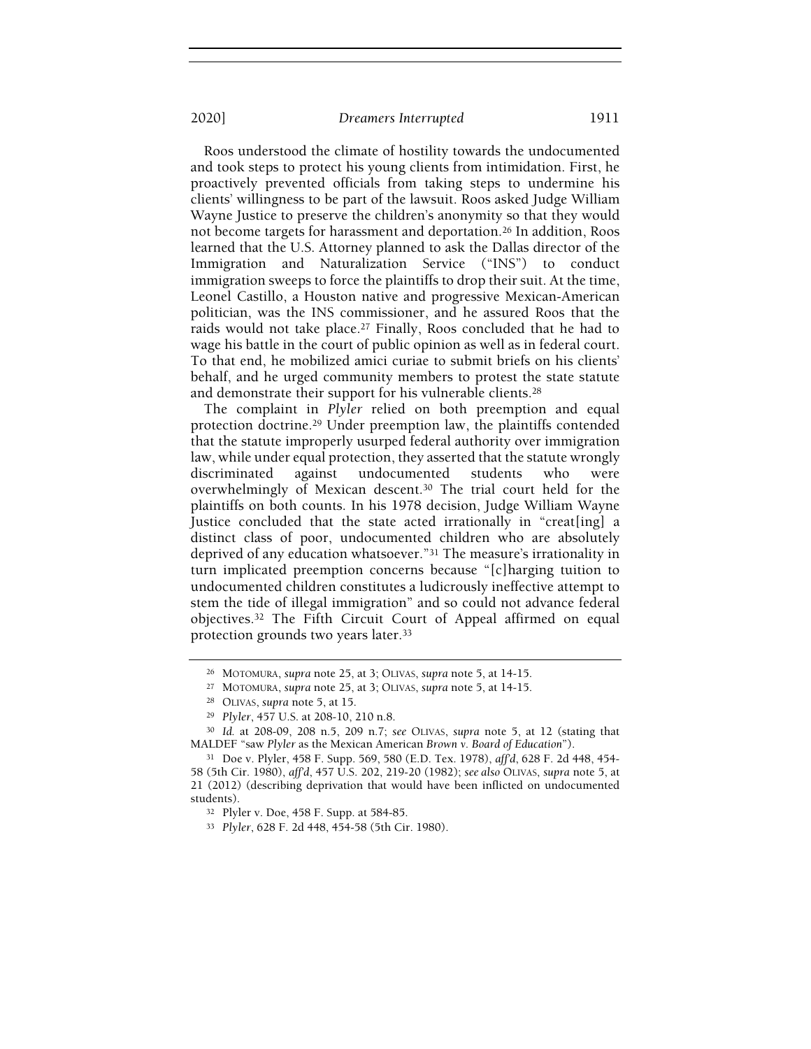Roos understood the climate of hostility towards the undocumented and took steps to protect his young clients from intimidation. First, he proactively prevented officials from taking steps to undermine his clients' willingness to be part of the lawsuit. Roos asked Judge William Wayne Justice to preserve the children's anonymity so that they would not become targets for harassment and deportation.[26] In addition, Roos learned that the U.S. Attorney planned to ask the Dallas director of the Immigration and Naturalization Service ("INS") to conduct immigration sweeps to force the plaintiffs to drop their suit. At the time, Leonel Castillo, a Houston native and progressive Mexican-American politician, was the INS commissioner, and he assured Roos that the raids would not take place.[27] Finally, Roos concluded that he had to wage his battle in the court of public opinion as well as in federal court. To that end, he mobilized amici curiae to submit briefs on his clients' behalf, and he urged community members to protest the state statute and demonstrate their support for his vulnerable clients.[28]

The complaint in *Plyler* relied on both preemption and equal protection doctrine.[29] Under preemption law, the plaintiffs contended that the statute improperly usurped federal authority over immigration law, while under equal protection, they asserted that the statute wrongly discriminated against undocumented students who were overwhelmingly of Mexican descent.[30] The trial court held for the plaintiffs on both counts. In his 1978 decision, Judge William Wayne Justice concluded that the state acted irrationally in "creat[ing] a distinct class of poor, undocumented children who are absolutely deprived of any education whatsoever."[31] The measure's irrationality in turn implicated preemption concerns because "[c]harging tuition to undocumented children constitutes a ludicrously ineffective attempt to stem the tide of illegal immigration" and so could not advance federal objectives.[32] The Fifth Circuit Court of Appeal affirmed on equal protection grounds two years later.[33]

---

[26] MOTOMURA, *supra* note 25, at 3; OLIVAS, *supra* note 5, at 14-15.

[27] MOTOMURA, *supra* note 25, at 3; OLIVAS, *supra* note 5, at 14-15.

[28] OLIVAS, *supra* note 5, at 15.

[29] *Plyler*, 457 U.S. at 208-10, 210 n.8.

[30] *Id.* at 208-09, 208 n.5, 209 n.7; *see* OLIVAS, *supra* note 5, at 12 (stating that MALDEF "saw *Plyler* as the Mexican American *Brown v. Board of Education*").

[31] Doe v. Plyler, 458 F. Supp. 569, 580 (E.D. Tex. 1978), *aff'd*, 628 F. 2d 448, 454-58 (5th Cir. 1980), *aff'd*, 457 U.S. 202, 219-20 (1982); *see also* OLIVAS, *supra* note 5, at 21 (2012) (describing deprivation that would have been inflicted on undocumented students).

[32] Plyler v. Doe, 458 F. Supp. at 584-85.

[33] *Plyler*, 628 F. 2d 448, 454-58 (5th Cir. 1980).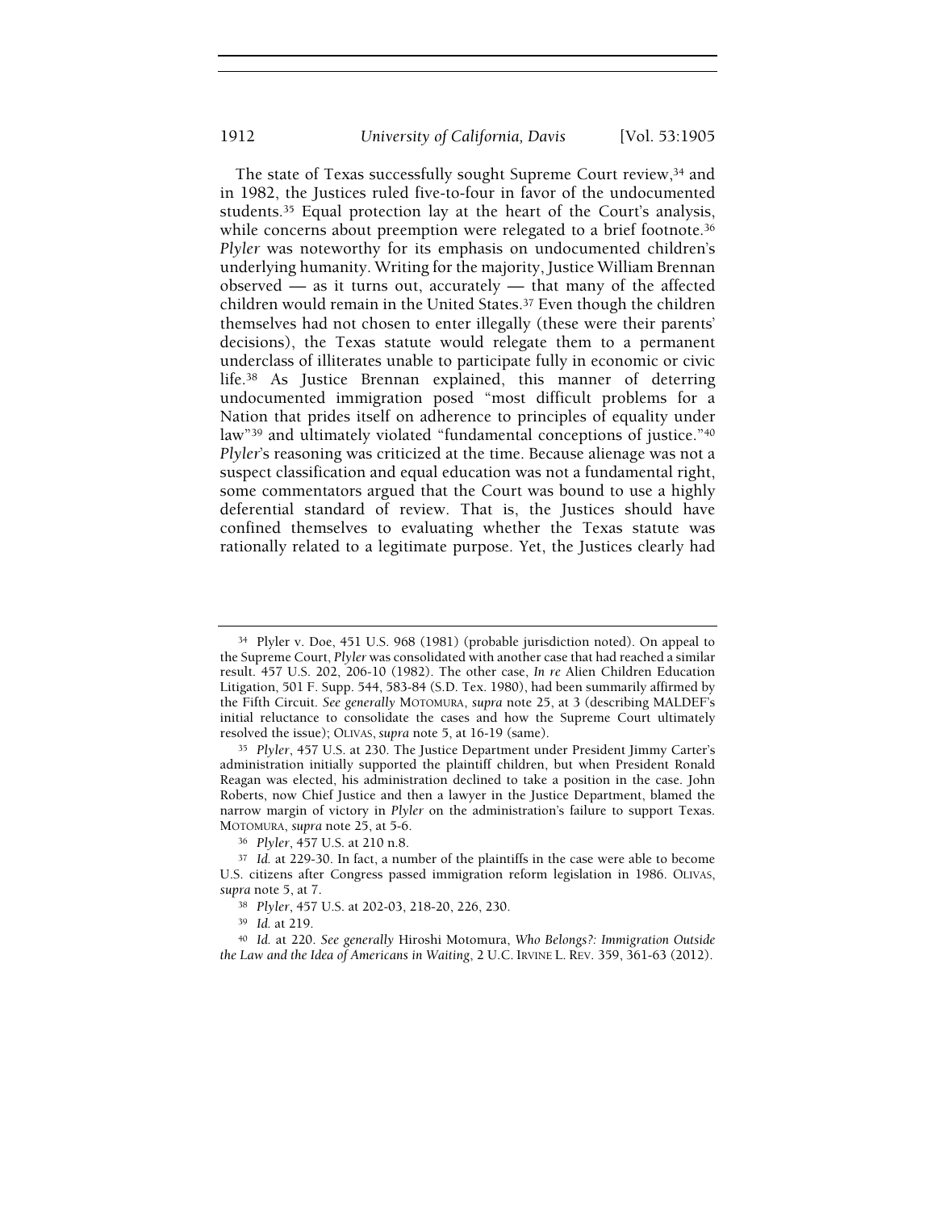The state of Texas successfully sought Supreme Court review,[34] and in 1982, the Justices ruled five-to-four in favor of the undocumented students.[35] Equal protection lay at the heart of the Court's analysis, while concerns about preemption were relegated to a brief footnote.[36] *Plyler* was noteworthy for its emphasis on undocumented children's underlying humanity. Writing for the majority, Justice William Brennan observed — as it turns out, accurately — that many of the affected children would remain in the United States.[37] Even though the children themselves had not chosen to enter illegally (these were their parents' decisions), the Texas statute would relegate them to a permanent underclass of illiterates unable to participate fully in economic or civic life.[38] As Justice Brennan explained, this manner of deterring undocumented immigration posed "most difficult problems for a Nation that prides itself on adherence to principles of equality under law"[39] and ultimately violated "fundamental conceptions of justice."[40] *Plyler*'s reasoning was criticized at the time. Because alienage was not a suspect classification and equal education was not a fundamental right, some commentators argued that the Court was bound to use a highly deferential standard of review. That is, the Justices should have confined themselves to evaluating whether the Texas statute was rationally related to a legitimate purpose. Yet, the Justices clearly had

---

[34] Plyler v. Doe, 451 U.S. 968 (1981) (probable jurisdiction noted). On appeal to the Supreme Court, *Plyler* was consolidated with another case that had reached a similar result. 457 U.S. 202, 206-10 (1982). The other case, *In re* Alien Children Education Litigation, 501 F. Supp. 544, 583-84 (S.D. Tex. 1980), had been summarily affirmed by the Fifth Circuit. *See generally* MOTOMURA, *supra* note 25, at 3 (describing MALDEF's initial reluctance to consolidate the cases and how the Supreme Court ultimately resolved the issue); OLIVAS, *supra* note 5, at 16-19 (same).

[35] *Plyler*, 457 U.S. at 230. The Justice Department under President Jimmy Carter's administration initially supported the plaintiff children, but when President Ronald Reagan was elected, his administration declined to take a position in the case. John Roberts, now Chief Justice and then a lawyer in the Justice Department, blamed the narrow margin of victory in *Plyler* on the administration's failure to support Texas. MOTOMURA, *supra* note 25, at 5-6.

[36] *Plyler*, 457 U.S. at 210 n.8.

[37] *Id.* at 229-30. In fact, a number of the plaintiffs in the case were able to become U.S. citizens after Congress passed immigration reform legislation in 1986. OLIVAS, *supra* note 5, at 7.

[38] *Plyler*, 457 U.S. at 202-03, 218-20, 226, 230.

[39] *Id.* at 219.

[40] *Id.* at 220. *See generally* Hiroshi Motomura, *Who Belongs?: Immigration Outside the Law and the Idea of Americans in Waiting*, 2 U.C. IRVINE L. REV. 359, 361-63 (2012).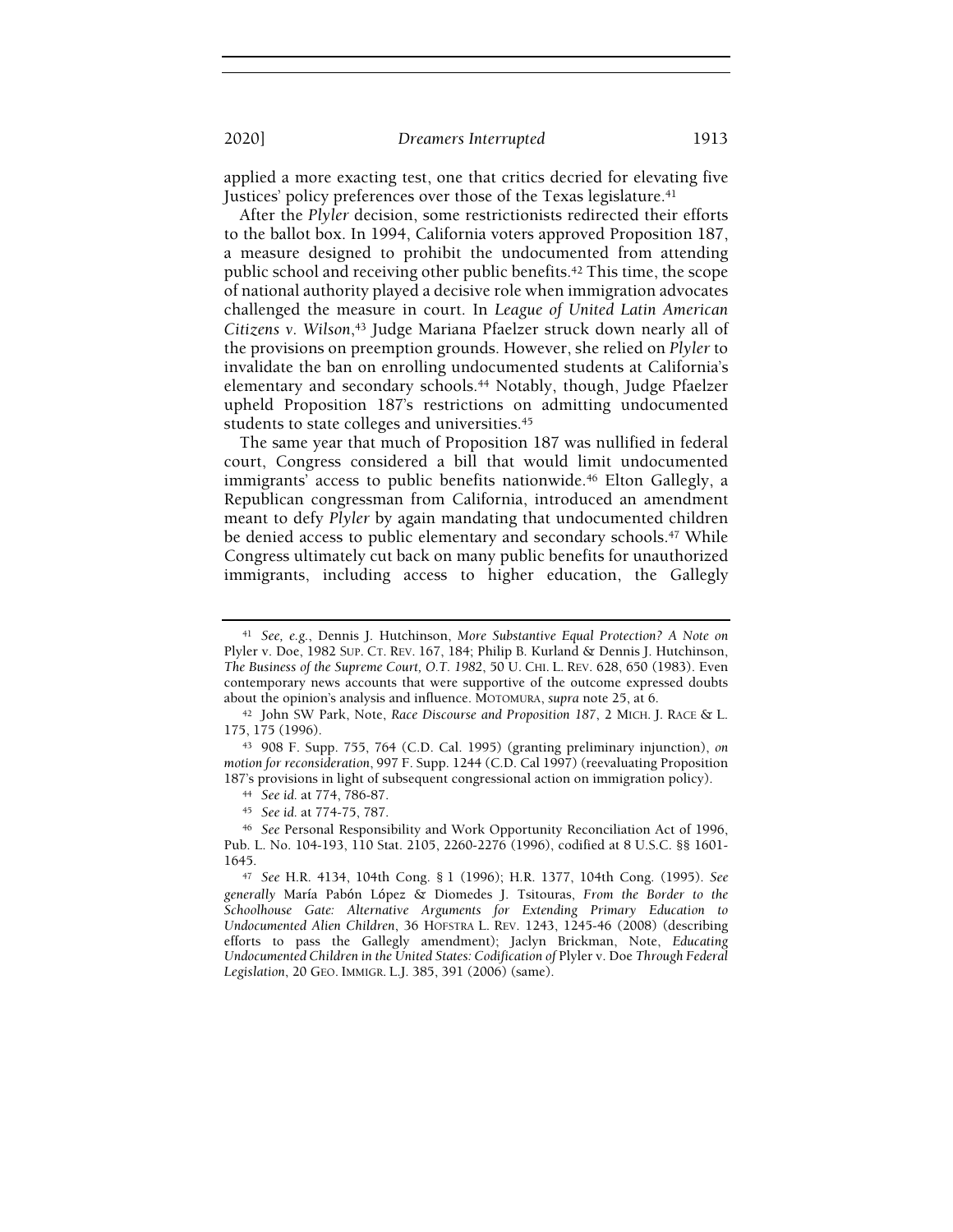applied a more exacting test, one that critics decried for elevating five Justices' policy preferences over those of the Texas legislature.[41]

After the *Plyler* decision, some restrictionists redirected their efforts to the ballot box. In 1994, California voters approved Proposition 187, a measure designed to prohibit the undocumented from attending public school and receiving other public benefits.[42] This time, the scope of national authority played a decisive role when immigration advocates challenged the measure in court. In *League of United Latin American Citizens v. Wilson*,[43] Judge Mariana Pfaelzer struck down nearly all of the provisions on preemption grounds. However, she relied on *Plyler* to invalidate the ban on enrolling undocumented students at California's elementary and secondary schools.[44] Notably, though, Judge Pfaelzer upheld Proposition 187's restrictions on admitting undocumented students to state colleges and universities.[45]

The same year that much of Proposition 187 was nullified in federal court, Congress considered a bill that would limit undocumented immigrants' access to public benefits nationwide.[46] Elton Gallegly, a Republican congressman from California, introduced an amendment meant to defy *Plyler* by again mandating that undocumented children be denied access to public elementary and secondary schools.[47] While Congress ultimately cut back on many public benefits for unauthorized immigrants, including access to higher education, the Gallegly

---

[41] *See, e.g.*, Dennis J. Hutchinson, *More Substantive Equal Protection? A Note on* Plyler v. Doe, 1982 SUP. CT. REV. 167, 184; Philip B. Kurland & Dennis J. Hutchinson, *The Business of the Supreme Court, O.T. 1982*, 50 U. CHI. L. REV. 628, 650 (1983). Even contemporary news accounts that were supportive of the outcome expressed doubts about the opinion's analysis and influence. MOTOMURA, *supra* note 25, at 6.

[42] John SW Park, Note, *Race Discourse and Proposition 187*, 2 MICH. J. RACE & L. 175, 175 (1996).

[43] 908 F. Supp. 755, 764 (C.D. Cal. 1995) (granting preliminary injunction), *on motion for reconsideration*, 997 F. Supp. 1244 (C.D. Cal 1997) (reevaluating Proposition 187's provisions in light of subsequent congressional action on immigration policy).

[44] *See id.* at 774, 786-87.

[45] *See id.* at 774-75, 787.

[46] *See* Personal Responsibility and Work Opportunity Reconciliation Act of 1996, Pub. L. No. 104-193, 110 Stat. 2105, 2260-2276 (1996), codified at 8 U.S.C. §§ 1601-1645.

[47] *See* H.R. 4134, 104th Cong. § 1 (1996); H.R. 1377, 104th Cong. (1995). *See generally* María Pabón López & Diomedes J. Tsitouras, *From the Border to the Schoolhouse Gate: Alternative Arguments for Extending Primary Education to Undocumented Alien Children*, 36 HOFSTRA L. REV. 1243, 1245-46 (2008) (describing efforts to pass the Gallegly amendment); Jaclyn Brickman, Note, *Educating Undocumented Children in the United States: Codification of* Plyler v. Doe *Through Federal Legislation*, 20 GEO. IMMIGR. L.J. 385, 391 (2006) (same).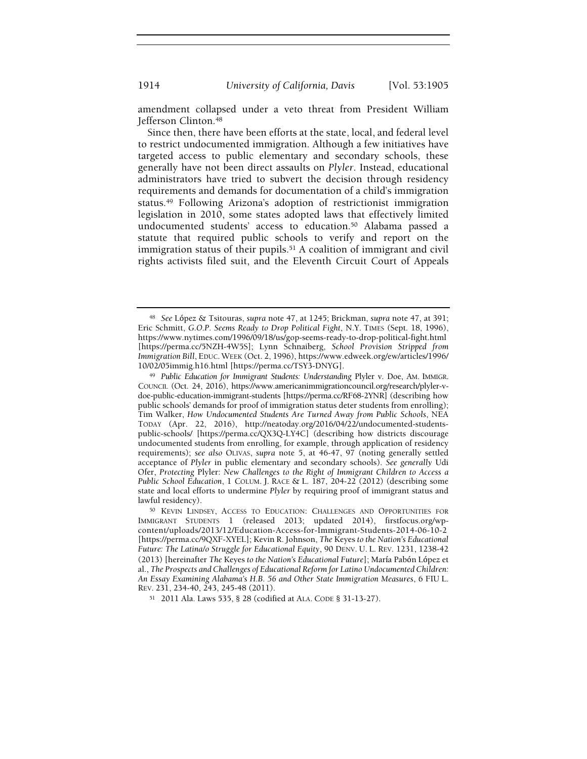amendment collapsed under a veto threat from President William Jefferson Clinton.[48]

Since then, there have been efforts at the state, local, and federal level to restrict undocumented immigration. Although a few initiatives have targeted access to public elementary and secondary schools, these generally have not been direct assaults on *Plyler*. Instead, educational administrators have tried to subvert the decision through residency requirements and demands for documentation of a child's immigration status.[49] Following Arizona's adoption of restrictionist immigration legislation in 2010, some states adopted laws that effectively limited undocumented students' access to education.[50] Alabama passed a statute that required public schools to verify and report on the immigration status of their pupils.[51] A coalition of immigrant and civil rights activists filed suit, and the Eleventh Circuit Court of Appeals

---

[48] *See* López & Tsitouras, *supra* note 47, at 1245; Brickman, *supra* note 47, at 391; Eric Schmitt, *G.O.P. Seems Ready to Drop Political Fight*, N.Y. TIMES (Sept. 18, 1996), https://www.nytimes.com/1996/09/18/us/gop-seems-ready-to-drop-political-fight.html [https://perma.cc/5NZH-4W5S]; Lynn Schnaiberg, *School Provision Stripped from Immigration Bill*, EDUC. WEEK (Oct. 2, 1996), https://www.edweek.org/ew/articles/1996/10/02/05immig.h16.html [https://perma.cc/TSY3-DNYG].

[49] *Public Education for Immigrant Students: Understanding* Plyler v. Doe, AM. IMMIGR. COUNCIL (Oct. 24, 2016), https://www.americanimmigrationcouncil.org/research/plyler-v-doe-public-education-immigrant-students [https://perma.cc/RF68-2YNR] (describing how public schools' demands for proof of immigration status deter students from enrolling); Tim Walker, *How Undocumented Students Are Turned Away from Public Schools*, NEA TODAY (Apr. 22, 2016), http://neatoday.org/2016/04/22/undocumented-students-public-schools/ [https://perma.cc/QX3Q-LY4C] (describing how districts discourage undocumented students from enrolling, for example, through application of residency requirements); *see also* OLIVAS, *supra* note 5, at 46-47, 97 (noting generally settled acceptance of *Plyler* in public elementary and secondary schools). *See generally* Udi Ofer, *Protecting* Plyler: *New Challenges to the Right of Immigrant Children to Access a Public School Education*, 1 COLUM. J. RACE & L. 187, 204-22 (2012) (describing some state and local efforts to undermine *Plyler* by requiring proof of immigrant status and lawful residency).

[50] KEVIN LINDSEY, ACCESS TO EDUCATION: CHALLENGES AND OPPORTUNITIES FOR IMMIGRANT STUDENTS 1 (released 2013; updated 2014), firstfocus.org/wp-content/uploads/2013/12/Education-Access-for-Immigrant-Students-2014-06-10-2 [https://perma.cc/9QXF-XYEL]; Kevin R. Johnson, *The* Keyes *to the Nation's Educational Future: The Latina/o Struggle for Educational Equity*, 90 DENV. U. L. REV. 1231, 1238-42 (2013) [hereinafter *The* Keyes *to the Nation's Educational Future*]; María Pabón López et al., *The Prospects and Challenges of Educational Reform for Latino Undocumented Children: An Essay Examining Alabama's H.B. 56 and Other State Immigration Measures*, 6 FIU L. REV. 231, 234-40, 243, 245-48 (2011).

[51] 2011 Ala. Laws 535, § 28 (codified at ALA. CODE § 31-13-27).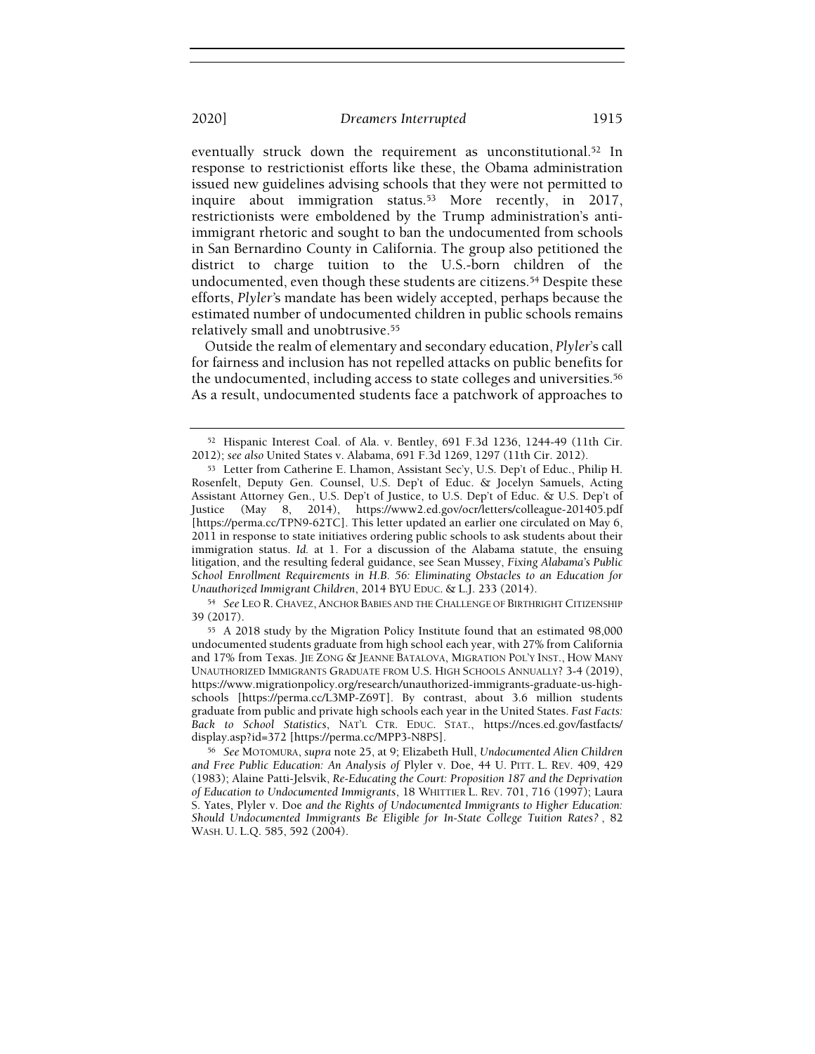eventually struck down the requirement as unconstitutional.[52] In response to restrictionist efforts like these, the Obama administration issued new guidelines advising schools that they were not permitted to inquire about immigration status.[53] More recently, in 2017, restrictionists were emboldened by the Trump administration's anti-immigrant rhetoric and sought to ban the undocumented from schools in San Bernardino County in California. The group also petitioned the district to charge tuition to the U.S.-born children of the undocumented, even though these students are citizens.[54] Despite these efforts, *Plyler*'s mandate has been widely accepted, perhaps because the estimated number of undocumented children in public schools remains relatively small and unobtrusive.[55]

Outside the realm of elementary and secondary education, *Plyler*'s call for fairness and inclusion has not repelled attacks on public benefits for the undocumented, including access to state colleges and universities.[56] As a result, undocumented students face a patchwork of approaches to

---

[52] Hispanic Interest Coal. of Ala. v. Bentley, 691 F.3d 1236, 1244-49 (11th Cir. 2012); *see also* United States v. Alabama, 691 F.3d 1269, 1297 (11th Cir. 2012).

[53] Letter from Catherine E. Lhamon, Assistant Sec'y, U.S. Dep't of Educ., Philip H. Rosenfelt, Deputy Gen. Counsel, U.S. Dep't of Educ. & Jocelyn Samuels, Acting Assistant Attorney Gen., U.S. Dep't of Justice, to U.S. Dep't of Educ. & U.S. Dep't of Justice (May 8, 2014), https://www2.ed.gov/ocr/letters/colleague-201405.pdf [https://perma.cc/TPN9-62TC]. This letter updated an earlier one circulated on May 6, 2011 in response to state initiatives ordering public schools to ask students about their immigration status. *Id.* at 1. For a discussion of the Alabama statute, the ensuing litigation, and the resulting federal guidance, see Sean Mussey, *Fixing Alabama's Public School Enrollment Requirements in H.B. 56: Eliminating Obstacles to an Education for Unauthorized Immigrant Children*, 2014 BYU EDUC. & L.J. 233 (2014).

[54] *See* LEO R. CHAVEZ, ANCHOR BABIES AND THE CHALLENGE OF BIRTHRIGHT CITIZENSHIP 39 (2017).

[55] A 2018 study by the Migration Policy Institute found that an estimated 98,000 undocumented students graduate from high school each year, with 27% from California and 17% from Texas. JIE ZONG & JEANNE BATALOVA, MIGRATION POL'Y INST., HOW MANY UNAUTHORIZED IMMIGRANTS GRADUATE FROM U.S. HIGH SCHOOLS ANNUALLY? 3-4 (2019), https://www.migrationpolicy.org/research/unauthorized-immigrants-graduate-us-high-schools [https://perma.cc/L3MP-Z69T]. By contrast, about 3.6 million students graduate from public and private high schools each year in the United States. *Fast Facts: Back to School Statistics*, NAT'L CTR. EDUC. STAT., https://nces.ed.gov/fastfacts/display.asp?id=372 [https://perma.cc/MPP3-N8PS].

[56] *See* MOTOMURA, *supra* note 25, at 9; Elizabeth Hull, *Undocumented Alien Children and Free Public Education: An Analysis of* Plyler v. Doe, 44 U. PITT. L. REV. 409, 429 (1983); Alaine Patti-Jelsvik, *Re-Educating the Court: Proposition 187 and the Deprivation of Education to Undocumented Immigrants*, 18 WHITTIER L. REV. 701, 716 (1997); Laura S. Yates, Plyler v. Doe *and the Rights of Undocumented Immigrants to Higher Education: Should Undocumented Immigrants Be Eligible for In-State College Tuition Rates?*, 82 WASH. U. L.Q. 585, 592 (2004).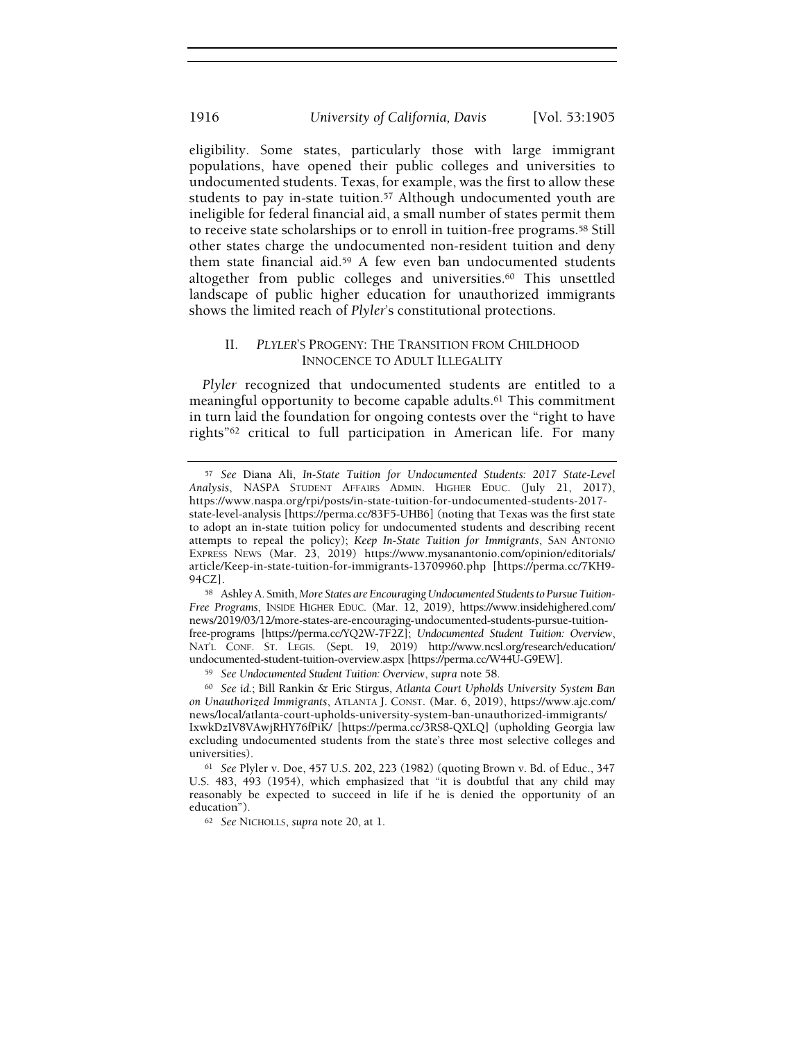eligibility. Some states, particularly those with large immigrant populations, have opened their public colleges and universities to undocumented students. Texas, for example, was the first to allow these students to pay in-state tuition.[57] Although undocumented youth are ineligible for federal financial aid, a small number of states permit them to receive state scholarships or to enroll in tuition-free programs.[58] Still other states charge the undocumented non-resident tuition and deny them state financial aid.[59] A few even ban undocumented students altogether from public colleges and universities.[60] This unsettled landscape of public higher education for unauthorized immigrants shows the limited reach of *Plyler*'s constitutional protections.

## II. *PLYLER*'S PROGENY: THE TRANSITION FROM CHILDHOOD INNOCENCE TO ADULT ILLEGALITY

*Plyler* recognized that undocumented students are entitled to a meaningful opportunity to become capable adults.[61] This commitment in turn laid the foundation for ongoing contests over the "right to have rights"[62] critical to full participation in American life. For many

---

[57] *See* Diana Ali, *In-State Tuition for Undocumented Students: 2017 State-Level Analysis*, NASPA STUDENT AFFAIRS ADMIN. HIGHER EDUC. (July 21, 2017), https://www.naspa.org/rpi/posts/in-state-tuition-for-undocumented-students-2017-state-level-analysis [https://perma.cc/83F5-UHB6] (noting that Texas was the first state to adopt an in-state tuition policy for undocumented students and describing recent attempts to repeal the policy); *Keep In-State Tuition for Immigrants*, SAN ANTONIO EXPRESS NEWS (Mar. 23, 2019) https://www.mysanantonio.com/opinion/editorials/article/Keep-in-state-tuition-for-immigrants-13709960.php [https://perma.cc/7KH9-94CZ].

[58] Ashley A. Smith, *More States are Encouraging Undocumented Students to Pursue Tuition-Free Programs*, INSIDE HIGHER EDUC. (Mar. 12, 2019), https://www.insidehighered.com/news/2019/03/12/more-states-are-encouraging-undocumented-students-pursue-tuition-free-programs [https://perma.cc/YQ2W-7F2Z]; *Undocumented Student Tuition: Overview*, NAT'L CONF. ST. LEGIS. (Sept. 19, 2019) http://www.ncsl.org/research/education/undocumented-student-tuition-overview.aspx [https://perma.cc/W44U-G9EW].

[59] *See Undocumented Student Tuition: Overview*, *supra* note 58.

[60] *See id.*; Bill Rankin & Eric Stirgus, *Atlanta Court Upholds University System Ban on Unauthorized Immigrants*, ATLANTA J. CONST. (Mar. 6, 2019), https://www.ajc.com/news/local/atlanta-court-upholds-university-system-ban-unauthorized-immigrants/IxwkDzIV8VAwjRHY76fPiK/ [https://perma.cc/3RS8-QXLQ] (upholding Georgia law excluding undocumented students from the state's three most selective colleges and universities).

[61] *See* Plyler v. Doe, 457 U.S. 202, 223 (1982) (quoting Brown v. Bd. of Educ., 347 U.S. 483, 493 (1954), which emphasized that "it is doubtful that any child may reasonably be expected to succeed in life if he is denied the opportunity of an education").

[62] *See* NICHOLLS, *supra* note 20, at 1.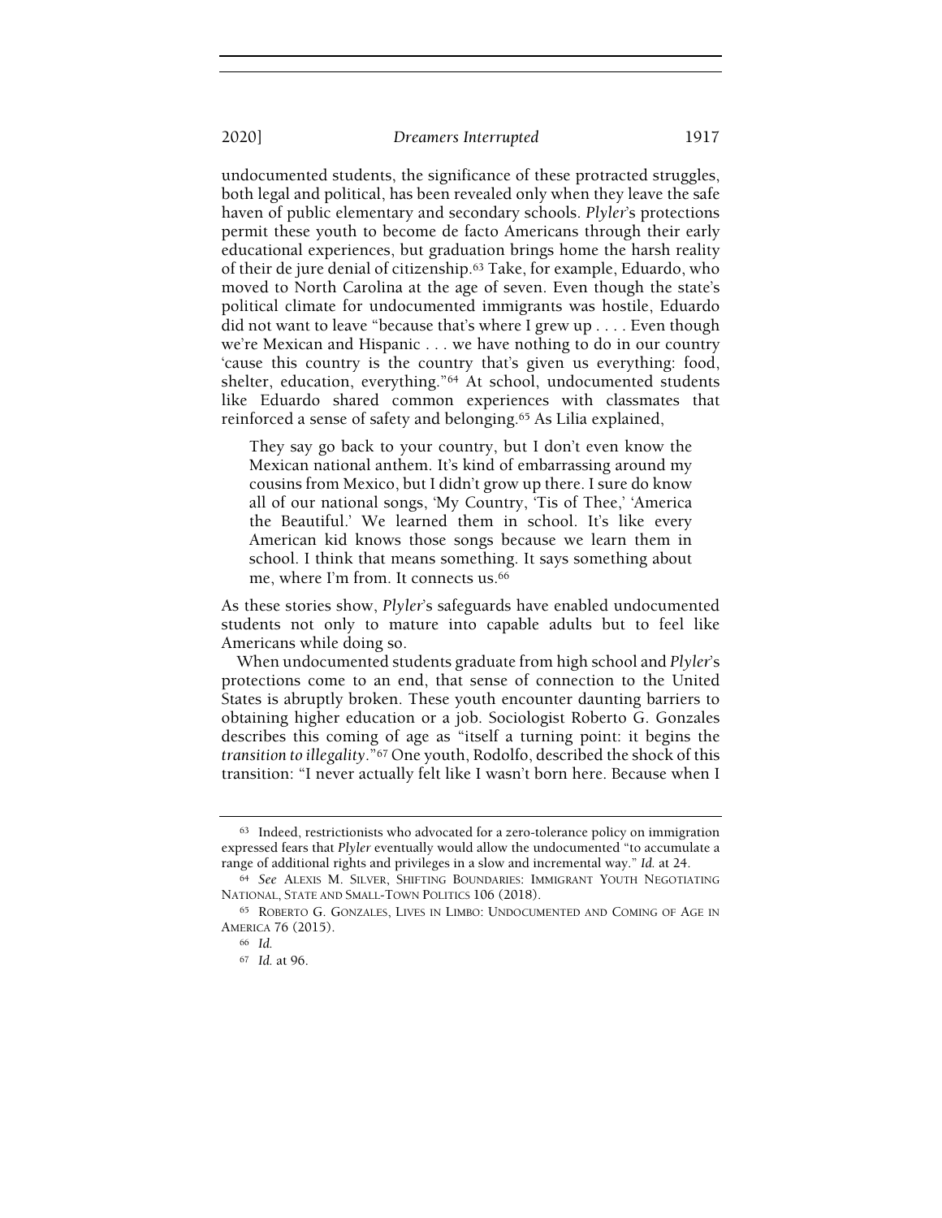undocumented students, the significance of these protracted struggles, both legal and political, has been revealed only when they leave the safe haven of public elementary and secondary schools. *Plyler*'s protections permit these youth to become de facto Americans through their early educational experiences, but graduation brings home the harsh reality of their de jure denial of citizenship.[63] Take, for example, Eduardo, who moved to North Carolina at the age of seven. Even though the state's political climate for undocumented immigrants was hostile, Eduardo did not want to leave "because that's where I grew up . . . . Even though we're Mexican and Hispanic . . . we have nothing to do in our country 'cause this country is the country that's given us everything: food, shelter, education, everything."[64] At school, undocumented students like Eduardo shared common experiences with classmates that reinforced a sense of safety and belonging.[65] As Lilia explained,

> They say go back to your country, but I don't even know the Mexican national anthem. It's kind of embarrassing around my cousins from Mexico, but I didn't grow up there. I sure do know all of our national songs, 'My Country, 'Tis of Thee,' 'America the Beautiful.' We learned them in school. It's like every American kid knows those songs because we learn them in school. I think that means something. It says something about me, where I'm from. It connects us.[66]

As these stories show, *Plyler*'s safeguards have enabled undocumented students not only to mature into capable adults but to feel like Americans while doing so.

When undocumented students graduate from high school and *Plyler*'s protections come to an end, that sense of connection to the United States is abruptly broken. These youth encounter daunting barriers to obtaining higher education or a job. Sociologist Roberto G. Gonzales describes this coming of age as "itself a turning point: it begins the *transition to illegality*."[67] One youth, Rodolfo, described the shock of this transition: "I never actually felt like I wasn't born here. Because when I

---

[63] Indeed, restrictionists who advocated for a zero-tolerance policy on immigration expressed fears that *Plyler* eventually would allow the undocumented "to accumulate a range of additional rights and privileges in a slow and incremental way." *Id.* at 24.

[64] *See* ALEXIS M. SILVER, SHIFTING BOUNDARIES: IMMIGRANT YOUTH NEGOTIATING NATIONAL, STATE AND SMALL-TOWN POLITICS 106 (2018).

[65] ROBERTO G. GONZALES, LIVES IN LIMBO: UNDOCUMENTED AND COMING OF AGE IN AMERICA 76 (2015).

[66] *Id.*

[67] *Id.* at 96.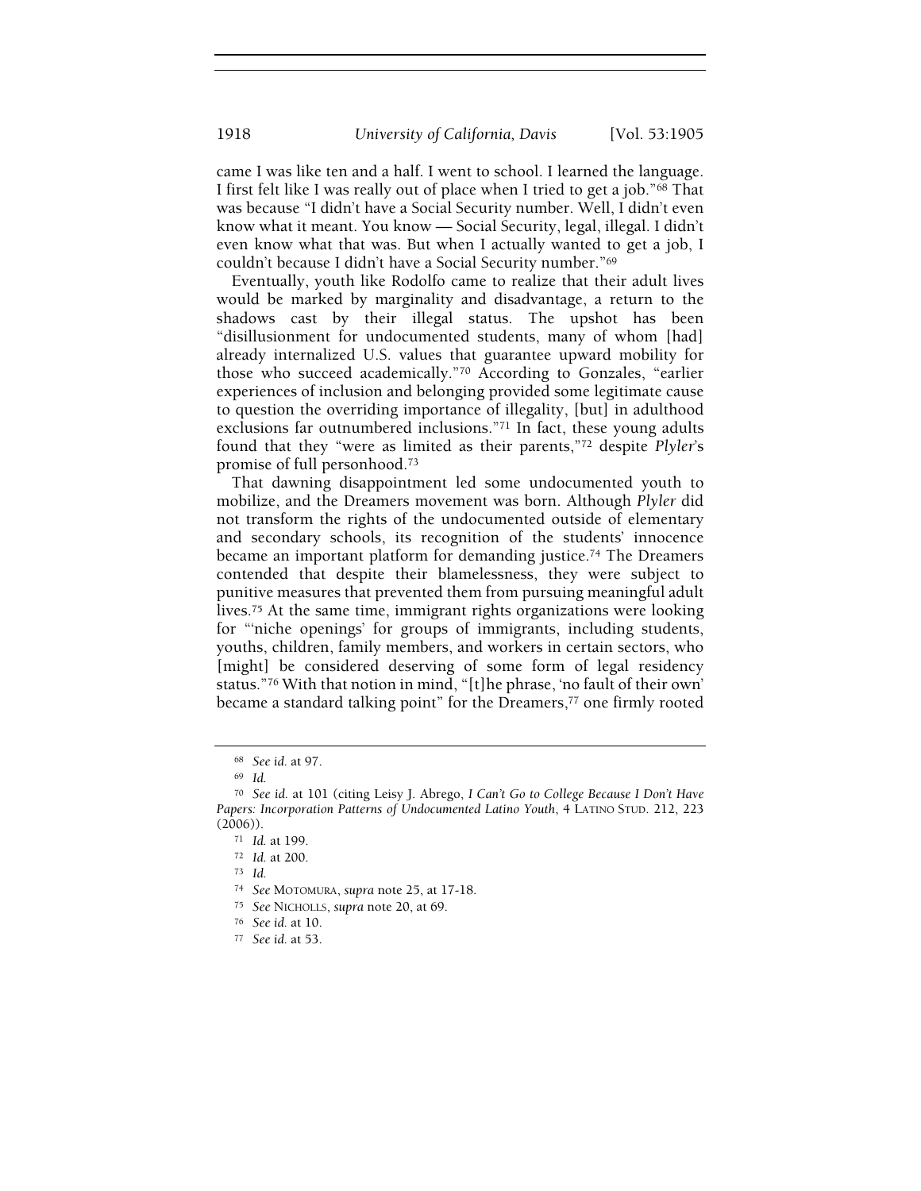came I was like ten and a half. I went to school. I learned the language. I first felt like I was really out of place when I tried to get a job."[68] That was because "I didn't have a Social Security number. Well, I didn't even know what it meant. You know — Social Security, legal, illegal. I didn't even know what that was. But when I actually wanted to get a job, I couldn't because I didn't have a Social Security number."[69]

Eventually, youth like Rodolfo came to realize that their adult lives would be marked by marginality and disadvantage, a return to the shadows cast by their illegal status. The upshot has been "disillusionment for undocumented students, many of whom [had] already internalized U.S. values that guarantee upward mobility for those who succeed academically."[70] According to Gonzales, "earlier experiences of inclusion and belonging provided some legitimate cause to question the overriding importance of illegality, [but] in adulthood exclusions far outnumbered inclusions."[71] In fact, these young adults found that they "were as limited as their parents,"[72] despite *Plyler*'s promise of full personhood.[73]

That dawning disappointment led some undocumented youth to mobilize, and the Dreamers movement was born. Although *Plyler* did not transform the rights of the undocumented outside of elementary and secondary schools, its recognition of the students' innocence became an important platform for demanding justice.[74] The Dreamers contended that despite their blamelessness, they were subject to punitive measures that prevented them from pursuing meaningful adult lives.[75] At the same time, immigrant rights organizations were looking for "'niche openings' for groups of immigrants, including students, youths, children, family members, and workers in certain sectors, who [might] be considered deserving of some form of legal residency status."[76] With that notion in mind, "[t]he phrase, 'no fault of their own' became a standard talking point" for the Dreamers,[77] one firmly rooted

---

[68] *See id.* at 97.

[69] *Id.*

[70] *See id.* at 101 (citing Leisy J. Abrego, *I Can't Go to College Because I Don't Have Papers: Incorporation Patterns of Undocumented Latino Youth*, 4 LATINO STUD. 212, 223 (2006)).

[71] *Id.* at 199.

[72] *Id.* at 200.

[73] *Id.*

[74] *See* MOTOMURA, *supra* note 25, at 17-18.

[75] *See* NICHOLLS, *supra* note 20, at 69.

[76] *See id.* at 10.

[77] *See id.* at 53.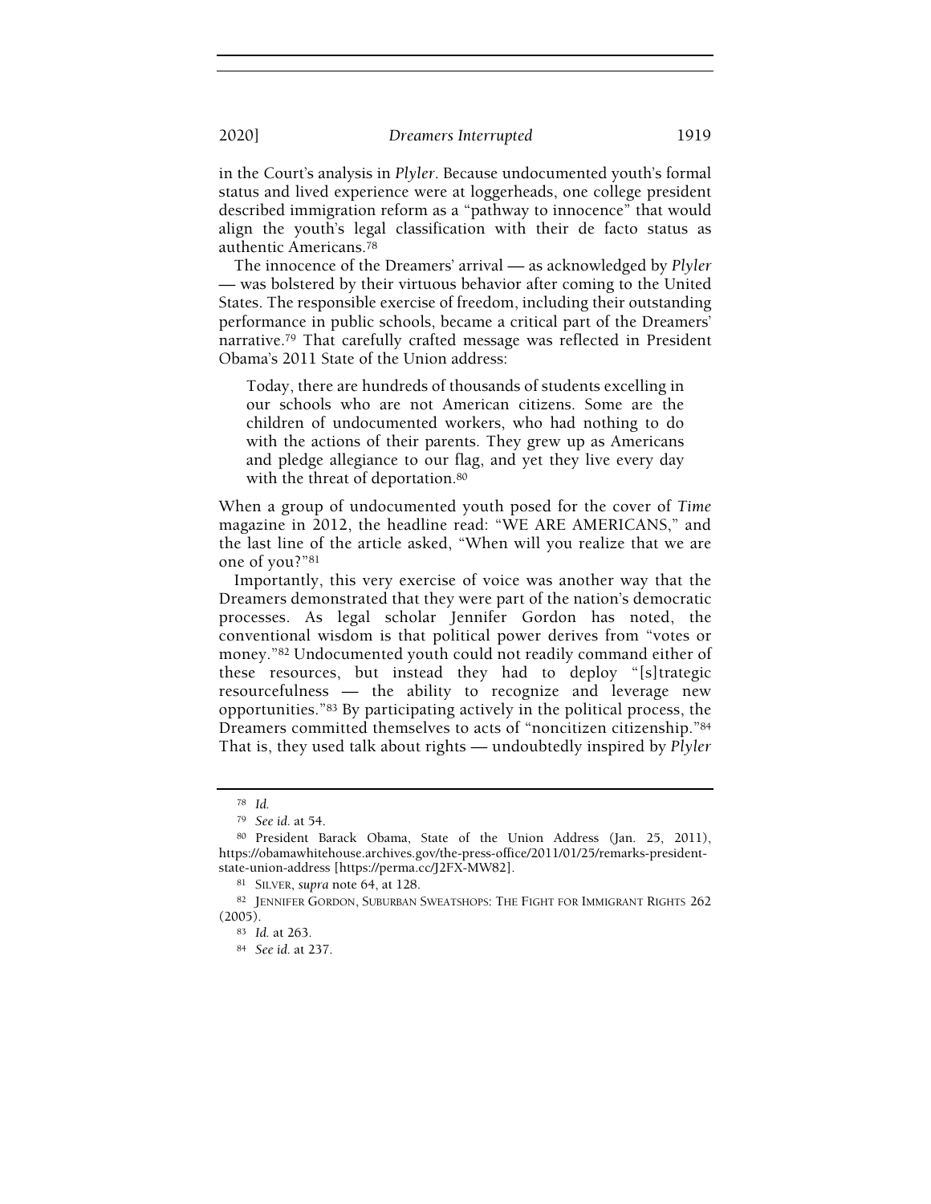in the Court's analysis in *Plyler*. Because undocumented youth's formal status and lived experience were at loggerheads, one college president described immigration reform as a "pathway to innocence" that would align the youth's legal classification with their de facto status as authentic Americans.[78]

The innocence of the Dreamers' arrival — as acknowledged by *Plyler* — was bolstered by their virtuous behavior after coming to the United States. The responsible exercise of freedom, including their outstanding performance in public schools, became a critical part of the Dreamers' narrative.[79] That carefully crafted message was reflected in President Obama's 2011 State of the Union address:

> Today, there are hundreds of thousands of students excelling in our schools who are not American citizens. Some are the children of undocumented workers, who had nothing to do with the actions of their parents. They grew up as Americans and pledge allegiance to our flag, and yet they live every day with the threat of deportation.[80]

When a group of undocumented youth posed for the cover of *Time* magazine in 2012, the headline read: "WE ARE AMERICANS," and the last line of the article asked, "When will you realize that we are one of you?"[81]

Importantly, this very exercise of voice was another way that the Dreamers demonstrated that they were part of the nation's democratic processes. As legal scholar Jennifer Gordon has noted, the conventional wisdom is that political power derives from "votes or money."[82] Undocumented youth could not readily command either of these resources, but instead they had to deploy "[s]trategic resourcefulness — the ability to recognize and leverage new opportunities."[83] By participating actively in the political process, the Dreamers committed themselves to acts of "noncitizen citizenship."[84] That is, they used talk about rights — undoubtedly inspired by *Plyler*

---

[78] *Id.*

[79] *See id.* at 54.

[80] President Barack Obama, State of the Union Address (Jan. 25, 2011), https://obamawhitehouse.archives.gov/the-press-office/2011/01/25/remarks-president-state-union-address [https://perma.cc/J2FX-MW82].

[81] SILVER, *supra* note 64, at 128.

[82] JENNIFER GORDON, SUBURBAN SWEATSHOPS: THE FIGHT FOR IMMIGRANT RIGHTS 262 (2005).

[83] *Id.* at 263.

[84] *See id.* at 237.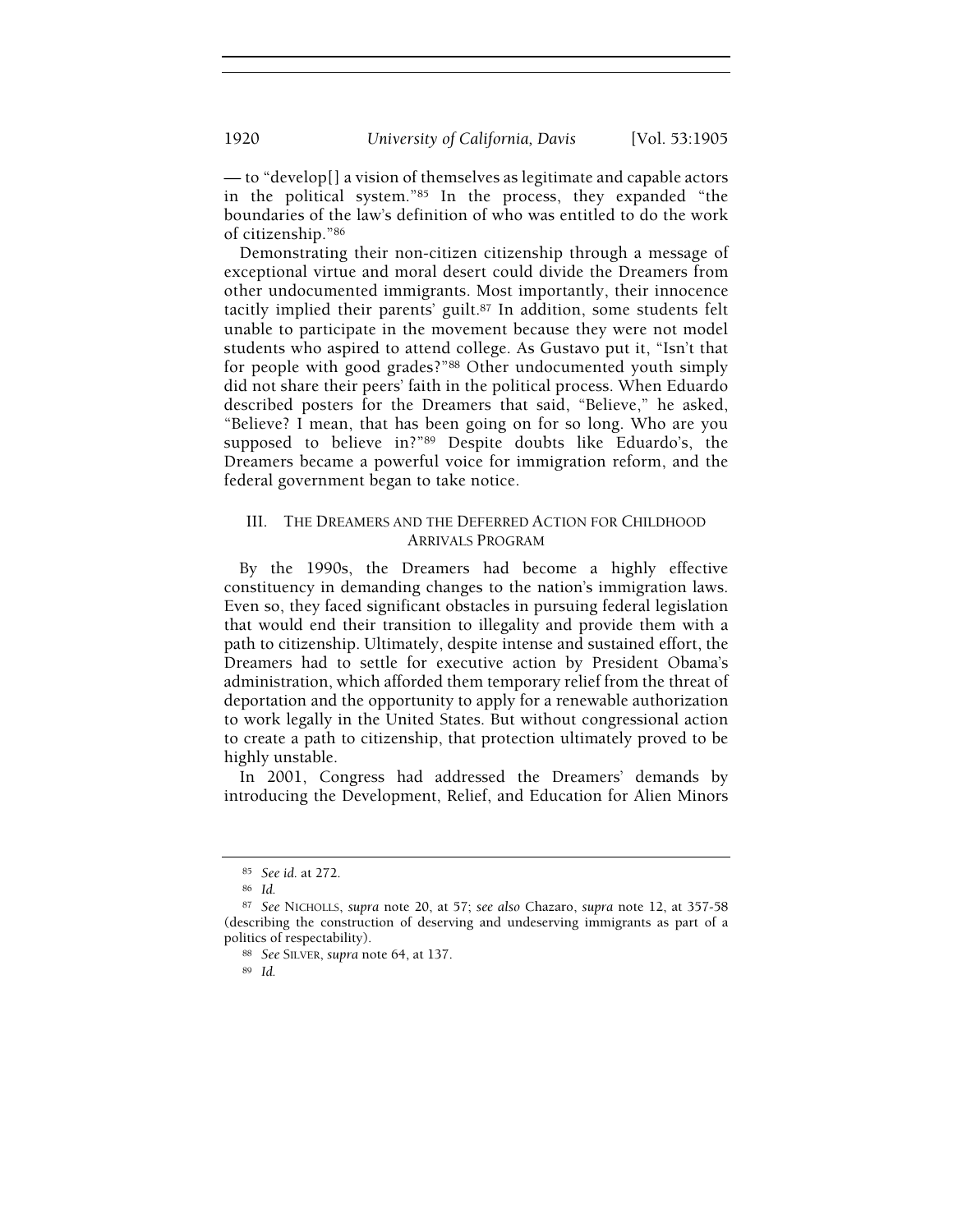— to "develop[] a vision of themselves as legitimate and capable actors in the political system."[85] In the process, they expanded "the boundaries of the law's definition of who was entitled to do the work of citizenship."[86]

Demonstrating their non-citizen citizenship through a message of exceptional virtue and moral desert could divide the Dreamers from other undocumented immigrants. Most importantly, their innocence tacitly implied their parents' guilt.[87] In addition, some students felt unable to participate in the movement because they were not model students who aspired to attend college. As Gustavo put it, "Isn't that for people with good grades?"[88] Other undocumented youth simply did not share their peers' faith in the political process. When Eduardo described posters for the Dreamers that said, "Believe," he asked, "Believe? I mean, that has been going on for so long. Who are you supposed to believe in?"[89] Despite doubts like Eduardo's, the Dreamers became a powerful voice for immigration reform, and the federal government began to take notice.

## III. The Dreamers and the Deferred Action for Childhood Arrivals Program

By the 1990s, the Dreamers had become a highly effective constituency in demanding changes to the nation's immigration laws. Even so, they faced significant obstacles in pursuing federal legislation that would end their transition to illegality and provide them with a path to citizenship. Ultimately, despite intense and sustained effort, the Dreamers had to settle for executive action by President Obama's administration, which afforded them temporary relief from the threat of deportation and the opportunity to apply for a renewable authorization to work legally in the United States. But without congressional action to create a path to citizenship, that protection ultimately proved to be highly unstable.

In 2001, Congress had addressed the Dreamers' demands by introducing the Development, Relief, and Education for Alien Minors

---

[85] *See id.* at 272.

[86] *Id.*

[87] *See* Nicholls, *supra* note 20, at 57; *see also* Chazaro, *supra* note 12, at 357-58 (describing the construction of deserving and undeserving immigrants as part of a politics of respectability).

[88] *See* Silver, *supra* note 64, at 137.

[89] *Id.*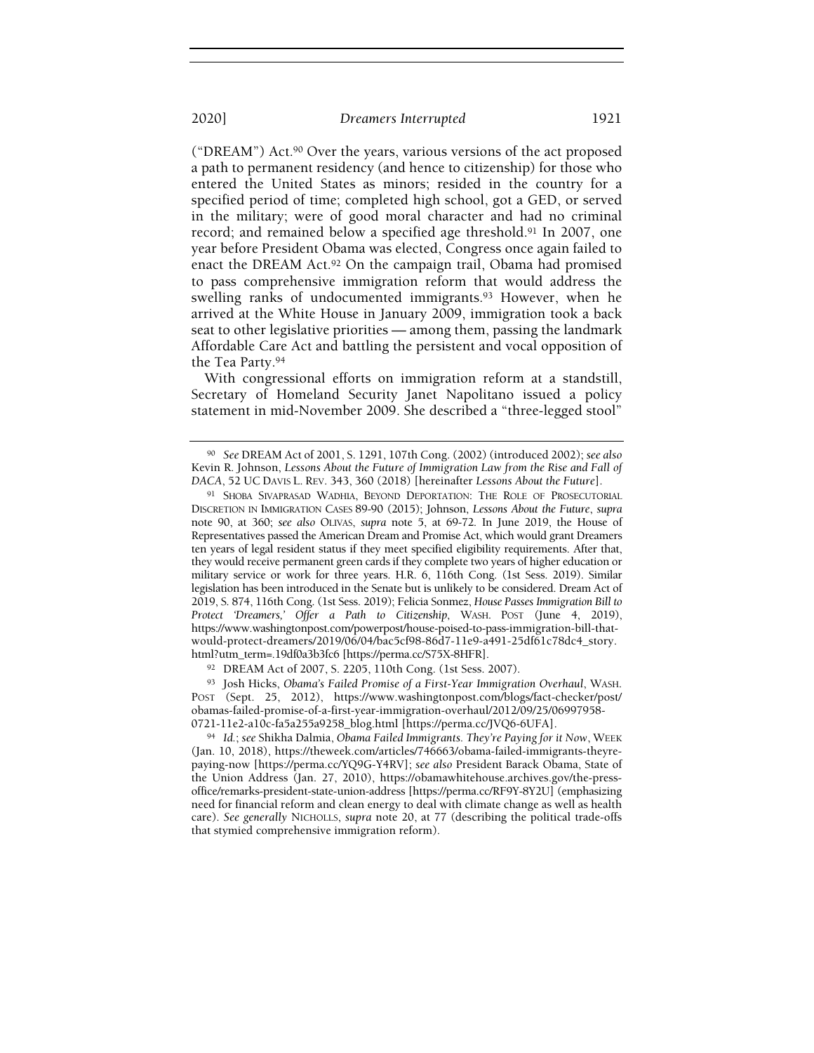("DREAM") Act.[90] Over the years, various versions of the act proposed a path to permanent residency (and hence to citizenship) for those who entered the United States as minors; resided in the country for a specified period of time; completed high school, got a GED, or served in the military; were of good moral character and had no criminal record; and remained below a specified age threshold.[91] In 2007, one year before President Obama was elected, Congress once again failed to enact the DREAM Act.[92] On the campaign trail, Obama had promised to pass comprehensive immigration reform that would address the swelling ranks of undocumented immigrants.[93] However, when he arrived at the White House in January 2009, immigration took a back seat to other legislative priorities — among them, passing the landmark Affordable Care Act and battling the persistent and vocal opposition of the Tea Party.[94]

With congressional efforts on immigration reform at a standstill, Secretary of Homeland Security Janet Napolitano issued a policy statement in mid-November 2009. She described a "three-legged stool"

---

[90] *See* DREAM Act of 2001, S. 1291, 107th Cong. (2002) (introduced 2002); *see also* Kevin R. Johnson, *Lessons About the Future of Immigration Law from the Rise and Fall of DACA*, 52 UC DAVIS L. REV. 343, 360 (2018) [hereinafter *Lessons About the Future*].

[91] SHOBA SIVAPRASAD WADHIA, BEYOND DEPORTATION: THE ROLE OF PROSECUTORIAL DISCRETION IN IMMIGRATION CASES 89-90 (2015); Johnson, *Lessons About the Future*, *supra* note 90, at 360; *see also* OLIVAS, *supra* note 5, at 69-72. In June 2019, the House of Representatives passed the American Dream and Promise Act, which would grant Dreamers ten years of legal resident status if they meet specified eligibility requirements. After that, they would receive permanent green cards if they complete two years of higher education or military service or work for three years. H.R. 6, 116th Cong. (1st Sess. 2019). Similar legislation has been introduced in the Senate but is unlikely to be considered. Dream Act of 2019, S. 874, 116th Cong. (1st Sess. 2019); Felicia Sonmez, *House Passes Immigration Bill to Protect 'Dreamers,' Offer a Path to Citizenship*, WASH. POST (June 4, 2019), https://www.washingtonpost.com/powerpost/house-poised-to-pass-immigration-bill-that-would-protect-dreamers/2019/06/04/bac5cf98-86d7-11e9-a491-25df61c78dc4_story.html?utm_term=.19df0a3b3fc6 [https://perma.cc/S75X-8HFR].

[92] DREAM Act of 2007, S. 2205, 110th Cong. (1st Sess. 2007).

[93] Josh Hicks, *Obama's Failed Promise of a First-Year Immigration Overhaul*, WASH. POST (Sept. 25, 2012), https://www.washingtonpost.com/blogs/fact-checker/post/obamas-failed-promise-of-a-first-year-immigration-overhaul/2012/09/25/06997958-0721-11e2-a10c-fa5a255a9258_blog.html [https://perma.cc/JVQ6-6UFA].

[94] *Id.*; *see* Shikha Dalmia, *Obama Failed Immigrants. They're Paying for it Now*, WEEK (Jan. 10, 2018), https://theweek.com/articles/746663/obama-failed-immigrants-theyre-paying-now [https://perma.cc/YQ9G-Y4RV]; *see also* President Barack Obama, State of the Union Address (Jan. 27, 2010), https://obamawhitehouse.archives.gov/the-press-office/remarks-president-state-union-address [https://perma.cc/RF9Y-8Y2U] (emphasizing need for financial reform and clean energy to deal with climate change as well as health care). *See generally* NICHOLLS, *supra* note 20, at 77 (describing the political trade-offs that stymied comprehensive immigration reform).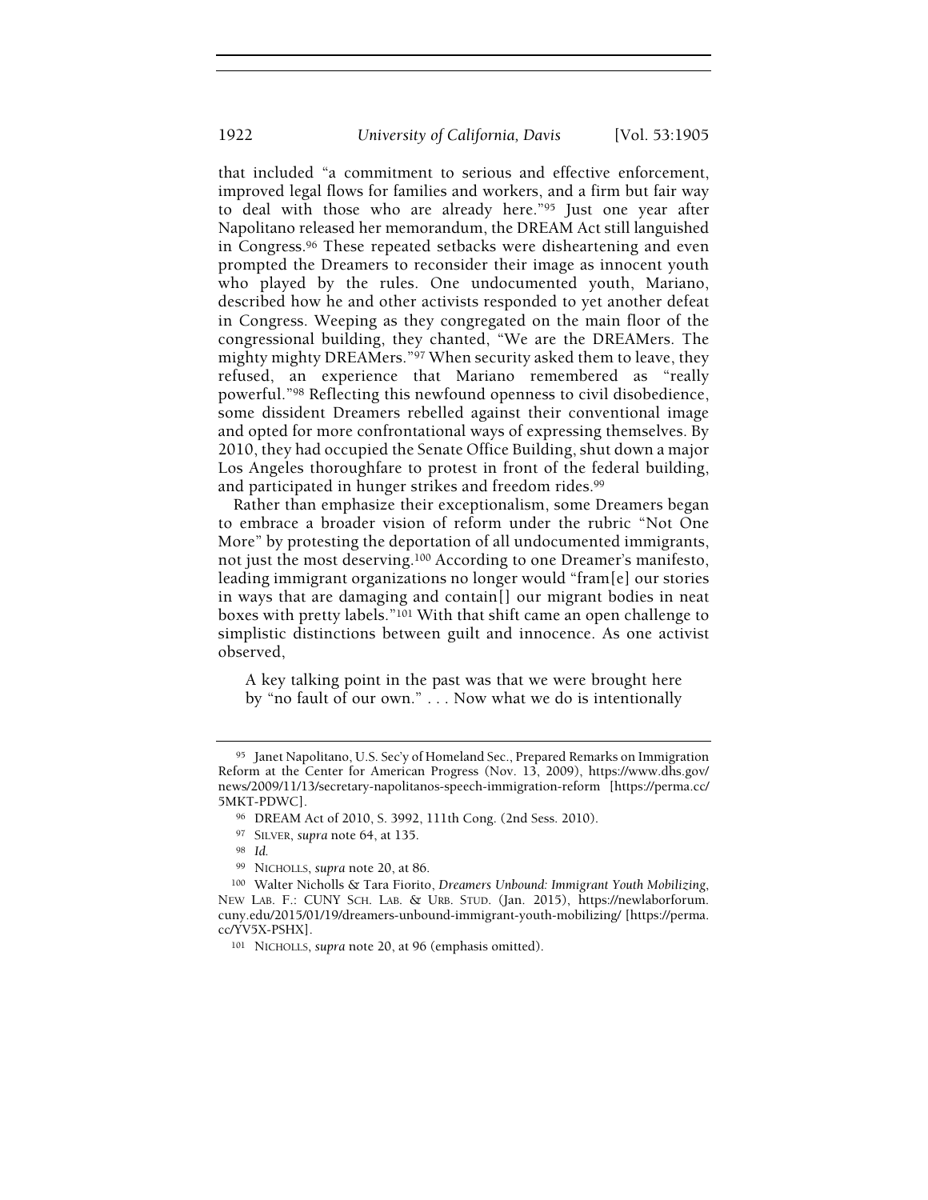that included "a commitment to serious and effective enforcement, improved legal flows for families and workers, and a firm but fair way to deal with those who are already here."[95] Just one year after Napolitano released her memorandum, the DREAM Act still languished in Congress.[96] These repeated setbacks were disheartening and even prompted the Dreamers to reconsider their image as innocent youth who played by the rules. One undocumented youth, Mariano, described how he and other activists responded to yet another defeat in Congress. Weeping as they congregated on the main floor of the congressional building, they chanted, "We are the DREAMers. The mighty mighty DREAMers."[97] When security asked them to leave, they refused, an experience that Mariano remembered as "really powerful."[98] Reflecting this newfound openness to civil disobedience, some dissident Dreamers rebelled against their conventional image and opted for more confrontational ways of expressing themselves. By 2010, they had occupied the Senate Office Building, shut down a major Los Angeles thoroughfare to protest in front of the federal building, and participated in hunger strikes and freedom rides.[99]

Rather than emphasize their exceptionalism, some Dreamers began to embrace a broader vision of reform under the rubric "Not One More" by protesting the deportation of all undocumented immigrants, not just the most deserving.[100] According to one Dreamer's manifesto, leading immigrant organizations no longer would "fram[e] our stories in ways that are damaging and contain[] our migrant bodies in neat boxes with pretty labels."[101] With that shift came an open challenge to simplistic distinctions between guilt and innocence. As one activist observed,

> A key talking point in the past was that we were brought here by "no fault of our own." . . . Now what we do is intentionally

---

[95] Janet Napolitano, U.S. Sec'y of Homeland Sec., Prepared Remarks on Immigration Reform at the Center for American Progress (Nov. 13, 2009), https://www.dhs.gov/news/2009/11/13/secretary-napolitanos-speech-immigration-reform [https://perma.cc/5MKT-PDWC].

[96] DREAM Act of 2010, S. 3992, 111th Cong. (2nd Sess. 2010).

[97] SILVER, *supra* note 64, at 135.

[98] *Id.*

[99] NICHOLLS, *supra* note 20, at 86.

[100] Walter Nicholls & Tara Fiorito, *Dreamers Unbound: Immigrant Youth Mobilizing*, NEW LAB. F.: CUNY SCH. LAB. & URB. STUD. (Jan. 2015), https://newlaborforum.cuny.edu/2015/01/19/dreamers-unbound-immigrant-youth-mobilizing/ [https://perma.cc/YV5X-PSHX].

[101] NICHOLLS, *supra* note 20, at 96 (emphasis omitted).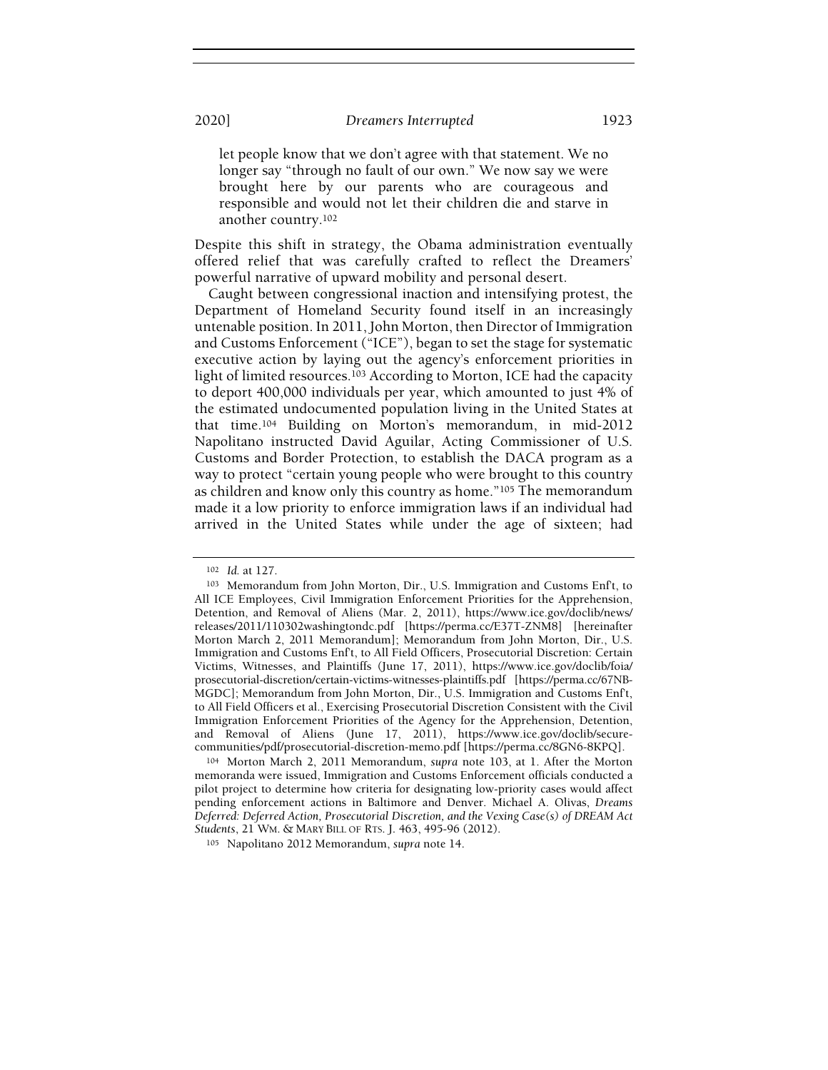> let people know that we don't agree with that statement. We no longer say "through no fault of our own." We now say we were brought here by our parents who are courageous and responsible and would not let their children die and starve in another country.[102]

Despite this shift in strategy, the Obama administration eventually offered relief that was carefully crafted to reflect the Dreamers' powerful narrative of upward mobility and personal desert.

Caught between congressional inaction and intensifying protest, the Department of Homeland Security found itself in an increasingly untenable position. In 2011, John Morton, then Director of Immigration and Customs Enforcement ("ICE"), began to set the stage for systematic executive action by laying out the agency's enforcement priorities in light of limited resources.[103] According to Morton, ICE had the capacity to deport 400,000 individuals per year, which amounted to just 4% of the estimated undocumented population living in the United States at that time.[104] Building on Morton's memorandum, in mid-2012 Napolitano instructed David Aguilar, Acting Commissioner of U.S. Customs and Border Protection, to establish the DACA program as a way to protect "certain young people who were brought to this country as children and know only this country as home."[105] The memorandum made it a low priority to enforce immigration laws if an individual had arrived in the United States while under the age of sixteen; had

---

[102] *Id.* at 127.

[103] Memorandum from John Morton, Dir., U.S. Immigration and Customs Enf't, to All ICE Employees, Civil Immigration Enforcement Priorities for the Apprehension, Detention, and Removal of Aliens (Mar. 2, 2011), https://www.ice.gov/doclib/news/releases/2011/110302washingtondc.pdf [https://perma.cc/E37T-ZNM8] [hereinafter Morton March 2, 2011 Memorandum]; Memorandum from John Morton, Dir., U.S. Immigration and Customs Enf't, to All Field Officers, Prosecutorial Discretion: Certain Victims, Witnesses, and Plaintiffs (June 17, 2011), https://www.ice.gov/doclib/foia/prosecutorial-discretion/certain-victims-witnesses-plaintiffs.pdf [https://perma.cc/67NB-MGDC]; Memorandum from John Morton, Dir., U.S. Immigration and Customs Enf't, to All Field Officers et al., Exercising Prosecutorial Discretion Consistent with the Civil Immigration Enforcement Priorities of the Agency for the Apprehension, Detention, and Removal of Aliens (June 17, 2011), https://www.ice.gov/doclib/secure-communities/pdf/prosecutorial-discretion-memo.pdf [https://perma.cc/8GN6-8KPQ].

[104] Morton March 2, 2011 Memorandum, *supra* note 103, at 1. After the Morton memoranda were issued, Immigration and Customs Enforcement officials conducted a pilot project to determine how criteria for designating low-priority cases would affect pending enforcement actions in Baltimore and Denver. Michael A. Olivas, *Dreams Deferred: Deferred Action, Prosecutorial Discretion, and the Vexing Case(s) of DREAM Act Students*, 21 WM. & MARY BILL OF RTS. J. 463, 495-96 (2012).

[105] Napolitano 2012 Memorandum, *supra* note 14.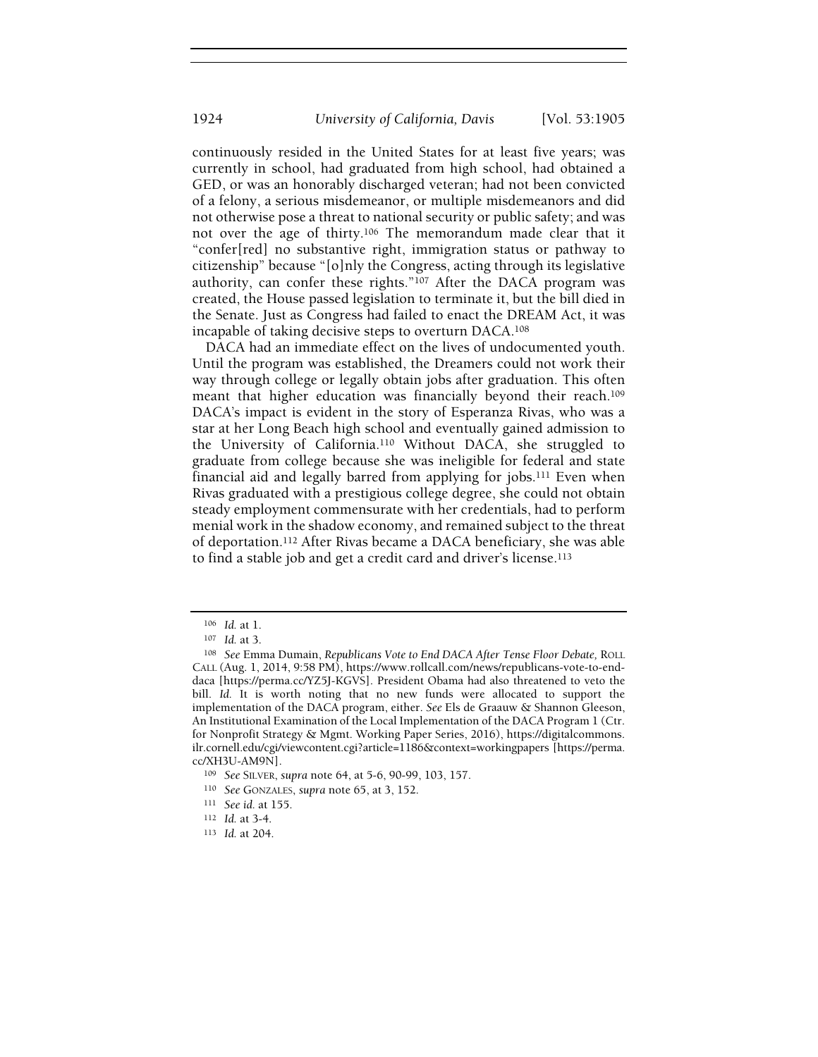continuously resided in the United States for at least five years; was currently in school, had graduated from high school, had obtained a GED, or was an honorably discharged veteran; had not been convicted of a felony, a serious misdemeanor, or multiple misdemeanors and did not otherwise pose a threat to national security or public safety; and was not over the age of thirty.[106] The memorandum made clear that it "confer[red] no substantive right, immigration status or pathway to citizenship" because "[o]nly the Congress, acting through its legislative authority, can confer these rights."[107] After the DACA program was created, the House passed legislation to terminate it, but the bill died in the Senate. Just as Congress had failed to enact the DREAM Act, it was incapable of taking decisive steps to overturn DACA.[108]

DACA had an immediate effect on the lives of undocumented youth. Until the program was established, the Dreamers could not work their way through college or legally obtain jobs after graduation. This often meant that higher education was financially beyond their reach.[109] DACA's impact is evident in the story of Esperanza Rivas, who was a star at her Long Beach high school and eventually gained admission to the University of California.[110] Without DACA, she struggled to graduate from college because she was ineligible for federal and state financial aid and legally barred from applying for jobs.[111] Even when Rivas graduated with a prestigious college degree, she could not obtain steady employment commensurate with her credentials, had to perform menial work in the shadow economy, and remained subject to the threat of deportation.[112] After Rivas became a DACA beneficiary, she was able to find a stable job and get a credit card and driver's license.[113]

---

[106] *Id.* at 1.

[107] *Id.* at 3.

[108] *See* Emma Dumain, *Republicans Vote to End DACA After Tense Floor Debate,* ROLL CALL (Aug. 1, 2014, 9:58 PM), https://www.rollcall.com/news/republicans-vote-to-end-daca [https://perma.cc/YZ5J-KGVS]. President Obama had also threatened to veto the bill. *Id.* It is worth noting that no new funds were allocated to support the implementation of the DACA program, either. *See* Els de Graauw & Shannon Gleeson, An Institutional Examination of the Local Implementation of the DACA Program 1 (Ctr. for Nonprofit Strategy & Mgmt. Working Paper Series, 2016), https://digitalcommons.ilr.cornell.edu/cgi/viewcontent.cgi?article=1186&context=workingpapers [https://perma.cc/XH3U-AM9N].

[109] *See* SILVER, *supra* note 64, at 5-6, 90-99, 103, 157.

[110] *See* GONZALES, *supra* note 65, at 3, 152.

[111] *See id.* at 155.

[112] *Id.* at 3-4.

[113] *Id.* at 204.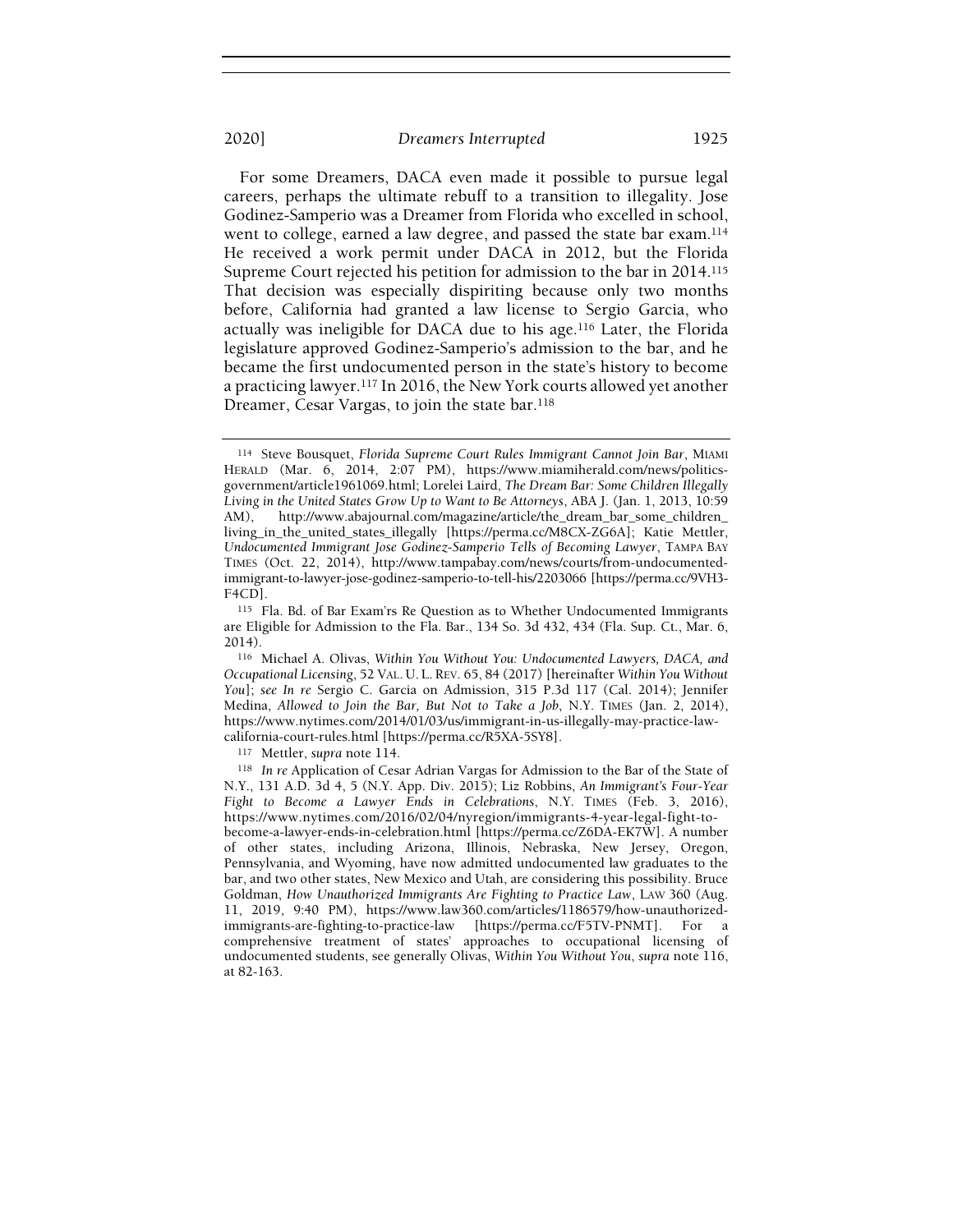For some Dreamers, DACA even made it possible to pursue legal careers, perhaps the ultimate rebuff to a transition to illegality. Jose Godinez-Samperio was a Dreamer from Florida who excelled in school, went to college, earned a law degree, and passed the state bar exam.[114] He received a work permit under DACA in 2012, but the Florida Supreme Court rejected his petition for admission to the bar in 2014.[115] That decision was especially dispiriting because only two months before, California had granted a law license to Sergio Garcia, who actually was ineligible for DACA due to his age.[116] Later, the Florida legislature approved Godinez-Samperio's admission to the bar, and he became the first undocumented person in the state's history to become a practicing lawyer.[117] In 2016, the New York courts allowed yet another Dreamer, Cesar Vargas, to join the state bar.[118]

---

[114] Steve Bousquet, *Florida Supreme Court Rules Immigrant Cannot Join Bar*, MIAMI HERALD (Mar. 6, 2014, 2:07 PM), https://www.miamiherald.com/news/politics-government/article1961069.html; Lorelei Laird, *The Dream Bar: Some Children Illegally Living in the United States Grow Up to Want to Be Attorneys*, ABA J. (Jan. 1, 2013, 10:59 AM), http://www.abajournal.com/magazine/article/the_dream_bar_some_children_living_in_the_united_states_illegally [https://perma.cc/M8CX-ZG6A]; Katie Mettler, *Undocumented Immigrant Jose Godinez-Samperio Tells of Becoming Lawyer*, TAMPA BAY TIMES (Oct. 22, 2014), http://www.tampabay.com/news/courts/from-undocumented-immigrant-to-lawyer-jose-godinez-samperio-to-tell-his/2203066 [https://perma.cc/9VH3-F4CD].

[115] Fla. Bd. of Bar Exam'rs Re Question as to Whether Undocumented Immigrants are Eligible for Admission to the Fla. Bar., 134 So. 3d 432, 434 (Fla. Sup. Ct., Mar. 6, 2014).

[116] Michael A. Olivas, *Within You Without You: Undocumented Lawyers, DACA, and Occupational Licensing*, 52 VAL. U. L. REV. 65, 84 (2017) [hereinafter *Within You Without You*]; *see In re* Sergio C. Garcia on Admission, 315 P.3d 117 (Cal. 2014); Jennifer Medina, *Allowed to Join the Bar, But Not to Take a Job*, N.Y. TIMES (Jan. 2, 2014), https://www.nytimes.com/2014/01/03/us/immigrant-in-us-illegally-may-practice-law-california-court-rules.html [https://perma.cc/R5XA-5SY8].

[117] Mettler, *supra* note 114.

[118] *In re* Application of Cesar Adrian Vargas for Admission to the Bar of the State of N.Y., 131 A.D. 3d 4, 5 (N.Y. App. Div. 2015); Liz Robbins, *An Immigrant's Four-Year Fight to Become a Lawyer Ends in Celebrations*, N.Y. TIMES (Feb. 3, 2016), https://www.nytimes.com/2016/02/04/nyregion/immigrants-4-year-legal-fight-to-become-a-lawyer-ends-in-celebration.html [https://perma.cc/Z6DA-EK7W]. A number of other states, including Arizona, Illinois, Nebraska, New Jersey, Oregon, Pennsylvania, and Wyoming, have now admitted undocumented law graduates to the bar, and two other states, New Mexico and Utah, are considering this possibility. Bruce Goldman, *How Unauthorized Immigrants Are Fighting to Practice Law*, LAW 360 (Aug. 11, 2019, 9:40 PM), https://www.law360.com/articles/1186579/how-unauthorized-immigrants-are-fighting-to-practice-law [https://perma.cc/F5TV-PNMT]. For a comprehensive treatment of states' approaches to occupational licensing of undocumented students, see generally Olivas, *Within You Without You*, *supra* note 116, at 82-163.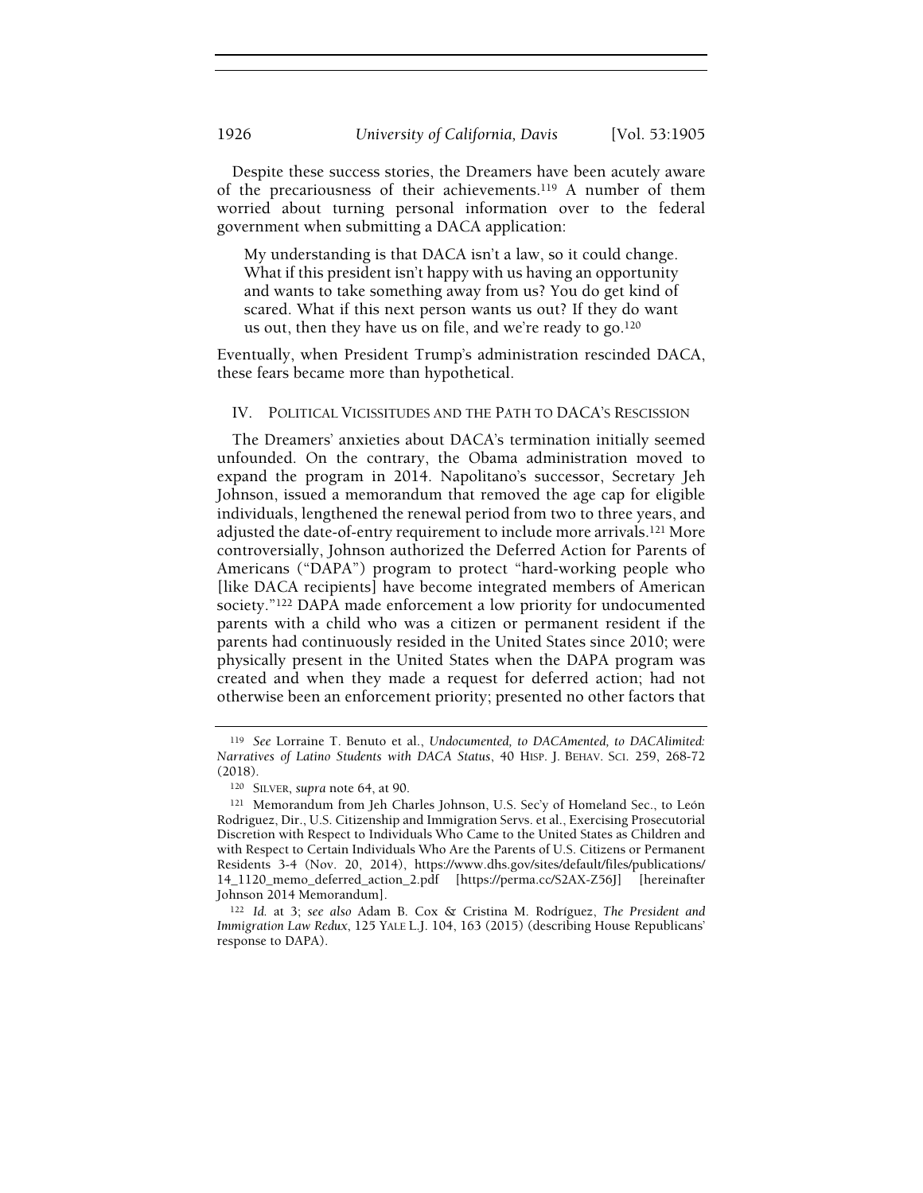Despite these success stories, the Dreamers have been acutely aware of the precariousness of their achievements.[119] A number of them worried about turning personal information over to the federal government when submitting a DACA application:

> My understanding is that DACA isn't a law, so it could change. What if this president isn't happy with us having an opportunity and wants to take something away from us? You do get kind of scared. What if this next person wants us out? If they do want us out, then they have us on file, and we're ready to go.[120]

Eventually, when President Trump's administration rescinded DACA, these fears became more than hypothetical.

## IV. POLITICAL VICISSITUDES AND THE PATH TO DACA'S RESCISSION

The Dreamers' anxieties about DACA's termination initially seemed unfounded. On the contrary, the Obama administration moved to expand the program in 2014. Napolitano's successor, Secretary Jeh Johnson, issued a memorandum that removed the age cap for eligible individuals, lengthened the renewal period from two to three years, and adjusted the date-of-entry requirement to include more arrivals.[121] More controversially, Johnson authorized the Deferred Action for Parents of Americans ("DAPA") program to protect "hard-working people who [like DACA recipients] have become integrated members of American society."[122] DAPA made enforcement a low priority for undocumented parents with a child who was a citizen or permanent resident if the parents had continuously resided in the United States since 2010; were physically present in the United States when the DAPA program was created and when they made a request for deferred action; had not otherwise been an enforcement priority; presented no other factors that

---

[119] *See* Lorraine T. Benuto et al., *Undocumented, to DACAmented, to DACAlimited: Narratives of Latino Students with DACA Status*, 40 HISP. J. BEHAV. SCI. 259, 268-72 (2018).

[120] SILVER, *supra* note 64, at 90.

[121] Memorandum from Jeh Charles Johnson, U.S. Sec'y of Homeland Sec., to León Rodriguez, Dir., U.S. Citizenship and Immigration Servs. et al., Exercising Prosecutorial Discretion with Respect to Individuals Who Came to the United States as Children and with Respect to Certain Individuals Who Are the Parents of U.S. Citizens or Permanent Residents 3-4 (Nov. 20, 2014), https://www.dhs.gov/sites/default/files/publications/14_1120_memo_deferred_action_2.pdf [https://perma.cc/S2AX-Z56J] [hereinafter Johnson 2014 Memorandum].

[122] *Id.* at 3; *see also* Adam B. Cox & Cristina M. Rodríguez, *The President and Immigration Law Redux*, 125 YALE L.J. 104, 163 (2015) (describing House Republicans' response to DAPA).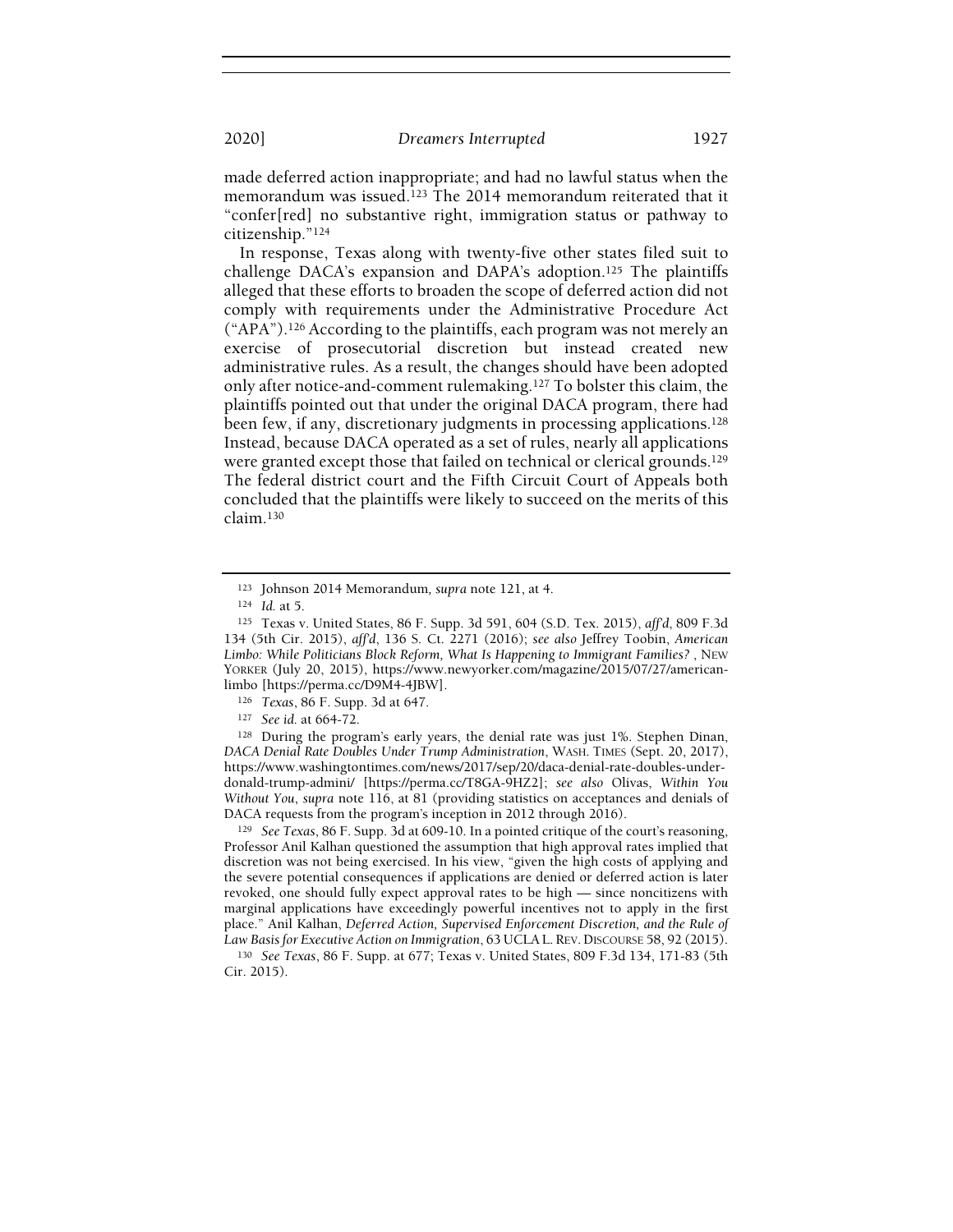made deferred action inappropriate; and had no lawful status when the memorandum was issued.[123] The 2014 memorandum reiterated that it "confer[red] no substantive right, immigration status or pathway to citizenship."[124]

In response, Texas along with twenty-five other states filed suit to challenge DACA's expansion and DAPA's adoption.[125] The plaintiffs alleged that these efforts to broaden the scope of deferred action did not comply with requirements under the Administrative Procedure Act ("APA").[126] According to the plaintiffs, each program was not merely an exercise of prosecutorial discretion but instead created new administrative rules. As a result, the changes should have been adopted only after notice-and-comment rulemaking.[127] To bolster this claim, the plaintiffs pointed out that under the original DACA program, there had been few, if any, discretionary judgments in processing applications.[128] Instead, because DACA operated as a set of rules, nearly all applications were granted except those that failed on technical or clerical grounds.[129] The federal district court and the Fifth Circuit Court of Appeals both concluded that the plaintiffs were likely to succeed on the merits of this claim.[130]

---

[123] Johnson 2014 Memorandum, *supra* note 121, at 4.

[124] *Id.* at 5.

[125] Texas v. United States, 86 F. Supp. 3d 591, 604 (S.D. Tex. 2015), *aff'd*, 809 F.3d 134 (5th Cir. 2015), *aff'd*, 136 S. Ct. 2271 (2016); *see also* Jeffrey Toobin, *American Limbo: While Politicians Block Reform, What Is Happening to Immigrant Families?* , NEW YORKER (July 20, 2015), https://www.newyorker.com/magazine/2015/07/27/american-limbo [https://perma.cc/D9M4-4JBW].

[126] *Texas*, 86 F. Supp. 3d at 647.

[127] *See id.* at 664-72.

[128] During the program's early years, the denial rate was just 1%. Stephen Dinan, *DACA Denial Rate Doubles Under Trump Administration*, WASH. TIMES (Sept. 20, 2017), https://www.washingtontimes.com/news/2017/sep/20/daca-denial-rate-doubles-under-donald-trump-admini/ [https://perma.cc/T8GA-9HZ2]; *see also* Olivas, *Within You Without You*, *supra* note 116, at 81 (providing statistics on acceptances and denials of DACA requests from the program's inception in 2012 through 2016).

[129] *See Texas*, 86 F. Supp. 3d at 609-10. In a pointed critique of the court's reasoning, Professor Anil Kalhan questioned the assumption that high approval rates implied that discretion was not being exercised. In his view, "given the high costs of applying and the severe potential consequences if applications are denied or deferred action is later revoked, one should fully expect approval rates to be high — since noncitizens with marginal applications have exceedingly powerful incentives not to apply in the first place." Anil Kalhan, *Deferred Action, Supervised Enforcement Discretion, and the Rule of Law Basis for Executive Action on Immigration*, 63 UCLA L. REV. DISCOURSE 58, 92 (2015).

[130] *See Texas*, 86 F. Supp. at 677; Texas v. United States, 809 F.3d 134, 171-83 (5th Cir. 2015).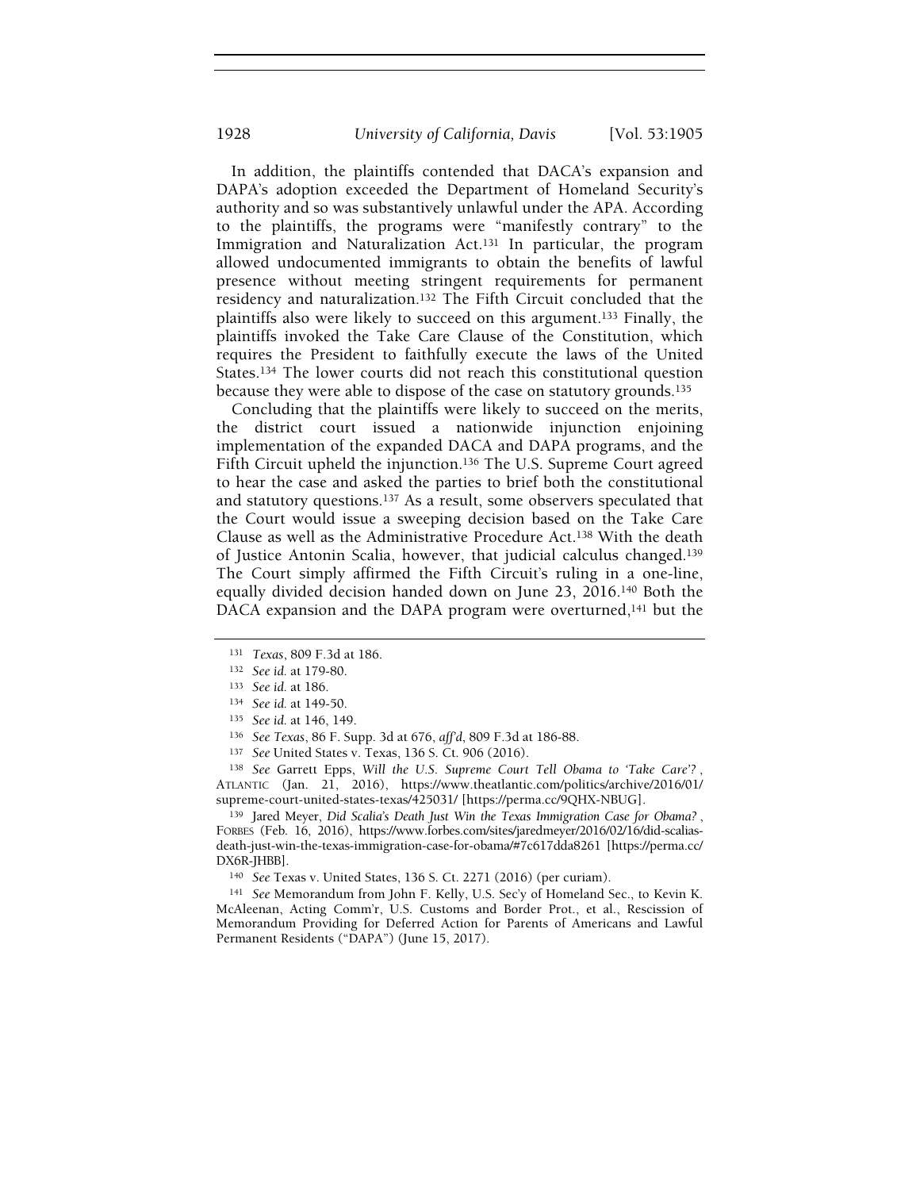In addition, the plaintiffs contended that DACA's expansion and DAPA's adoption exceeded the Department of Homeland Security's authority and so was substantively unlawful under the APA. According to the plaintiffs, the programs were "manifestly contrary" to the Immigration and Naturalization Act.[131] In particular, the program allowed undocumented immigrants to obtain the benefits of lawful presence without meeting stringent requirements for permanent residency and naturalization.[132] The Fifth Circuit concluded that the plaintiffs also were likely to succeed on this argument.[133] Finally, the plaintiffs invoked the Take Care Clause of the Constitution, which requires the President to faithfully execute the laws of the United States.[134] The lower courts did not reach this constitutional question because they were able to dispose of the case on statutory grounds.[135]

Concluding that the plaintiffs were likely to succeed on the merits, the district court issued a nationwide injunction enjoining implementation of the expanded DACA and DAPA programs, and the Fifth Circuit upheld the injunction.[136] The U.S. Supreme Court agreed to hear the case and asked the parties to brief both the constitutional and statutory questions.[137] As a result, some observers speculated that the Court would issue a sweeping decision based on the Take Care Clause as well as the Administrative Procedure Act.[138] With the death of Justice Antonin Scalia, however, that judicial calculus changed.[139] The Court simply affirmed the Fifth Circuit's ruling in a one-line, equally divided decision handed down on June 23, 2016.[140] Both the DACA expansion and the DAPA program were overturned,[141] but the

---

[131] *Texas*, 809 F.3d at 186.

[132] *See id.* at 179-80.

[133] *See id.* at 186.

[134] *See id.* at 149-50.

[135] *See id.* at 146, 149.

[136] *See Texas*, 86 F. Supp. 3d at 676, *aff'd*, 809 F.3d at 186-88.

[137] *See* United States v. Texas, 136 S. Ct. 906 (2016).

[138] *See* Garrett Epps, *Will the U.S. Supreme Court Tell Obama to 'Take Care'?*, ATLANTIC (Jan. 21, 2016), https://www.theatlantic.com/politics/archive/2016/01/supreme-court-united-states-texas/425031/ [https://perma.cc/9QHX-NBUG].

[139] Jared Meyer, *Did Scalia's Death Just Win the Texas Immigration Case for Obama?*, FORBES (Feb. 16, 2016), https://www.forbes.com/sites/jaredmeyer/2016/02/16/did-scalias-death-just-win-the-texas-immigration-case-for-obama/#7c617dda8261 [https://perma.cc/DX6R-JHBB].

[140] *See* Texas v. United States, 136 S. Ct. 2271 (2016) (per curiam).

[141] *See* Memorandum from John F. Kelly, U.S. Sec'y of Homeland Sec., to Kevin K. McAleenan, Acting Comm'r, U.S. Customs and Border Prot., et al., Rescission of Memorandum Providing for Deferred Action for Parents of Americans and Lawful Permanent Residents ("DAPA") (June 15, 2017).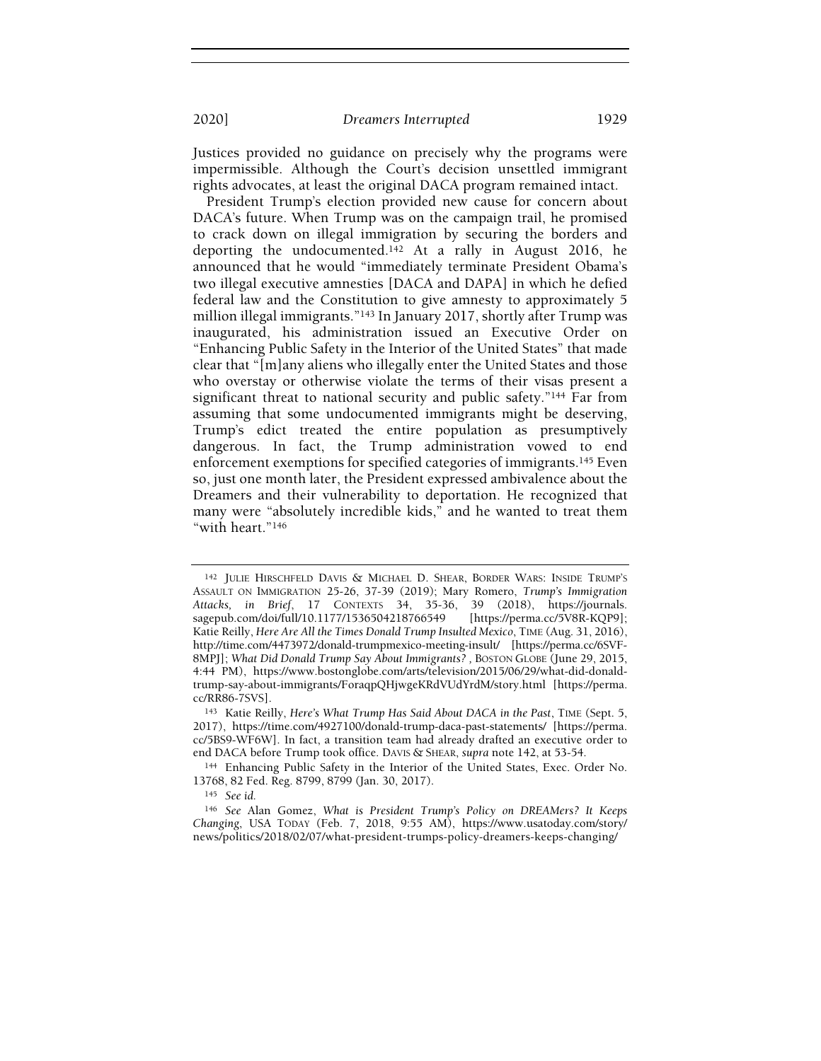Justices provided no guidance on precisely why the programs were impermissible. Although the Court's decision unsettled immigrant rights advocates, at least the original DACA program remained intact.

President Trump's election provided new cause for concern about DACA's future. When Trump was on the campaign trail, he promised to crack down on illegal immigration by securing the borders and deporting the undocumented.[142] At a rally in August 2016, he announced that he would "immediately terminate President Obama's two illegal executive amnesties [DACA and DAPA] in which he defied federal law and the Constitution to give amnesty to approximately 5 million illegal immigrants."[143] In January 2017, shortly after Trump was inaugurated, his administration issued an Executive Order on "Enhancing Public Safety in the Interior of the United States" that made clear that "[m]any aliens who illegally enter the United States and those who overstay or otherwise violate the terms of their visas present a significant threat to national security and public safety."[144] Far from assuming that some undocumented immigrants might be deserving, Trump's edict treated the entire population as presumptively dangerous. In fact, the Trump administration vowed to end enforcement exemptions for specified categories of immigrants.[145] Even so, just one month later, the President expressed ambivalence about the Dreamers and their vulnerability to deportation. He recognized that many were "absolutely incredible kids," and he wanted to treat them "with heart."[146]

---

[142] JULIE HIRSCHFELD DAVIS & MICHAEL D. SHEAR, BORDER WARS: INSIDE TRUMP'S ASSAULT ON IMMIGRATION 25-26, 37-39 (2019); Mary Romero, *Trump's Immigration Attacks, in Brief*, 17 CONTEXTS 34, 35-36, 39 (2018), https://journals.sagepub.com/doi/full/10.1177/1536504218766549 [https://perma.cc/5V8R-KQP9]; Katie Reilly, *Here Are All the Times Donald Trump Insulted Mexico*, TIME (Aug. 31, 2016), http://time.com/4473972/donald-trumpmexico-meeting-insult/ [https://perma.cc/6SVF-8MPJ]; *What Did Donald Trump Say About Immigrants?* , BOSTON GLOBE (June 29, 2015, 4:44 PM), https://www.bostonglobe.com/arts/television/2015/06/29/what-did-donald-trump-say-about-immigrants/ForaqpQHjwgeKRdVUdYrdM/story.html [https://perma.cc/RR86-7SVS].

[143] Katie Reilly, *Here's What Trump Has Said About DACA in the Past*, TIME (Sept. 5, 2017), https://time.com/4927100/donald-trump-daca-past-statements/ [https://perma.cc/5BS9-WF6W]. In fact, a transition team had already drafted an executive order to end DACA before Trump took office. DAVIS & SHEAR, *supra* note 142, at 53-54.

[144] Enhancing Public Safety in the Interior of the United States, Exec. Order No. 13768, 82 Fed. Reg. 8799, 8799 (Jan. 30, 2017).

[145] *See id.*

[146] *See* Alan Gomez, *What is President Trump's Policy on DREAMers? It Keeps Changing*, USA TODAY (Feb. 7, 2018, 9:55 AM), https://www.usatoday.com/story/news/politics/2018/02/07/what-president-trumps-policy-dreamers-keeps-changing/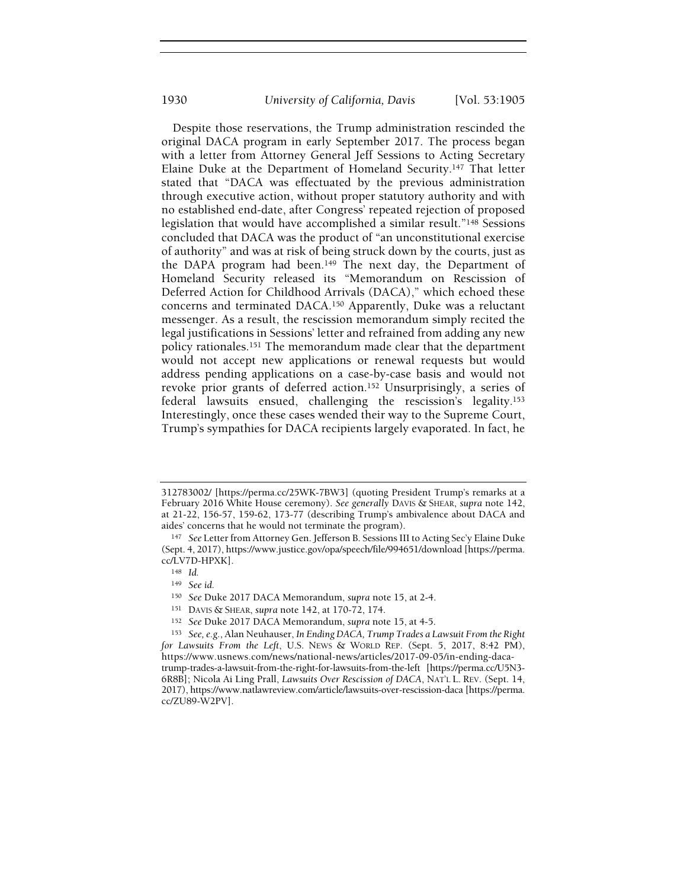Despite those reservations, the Trump administration rescinded the original DACA program in early September 2017. The process began with a letter from Attorney General Jeff Sessions to Acting Secretary Elaine Duke at the Department of Homeland Security.[147] That letter stated that "DACA was effectuated by the previous administration through executive action, without proper statutory authority and with no established end-date, after Congress' repeated rejection of proposed legislation that would have accomplished a similar result."[148] Sessions concluded that DACA was the product of "an unconstitutional exercise of authority" and was at risk of being struck down by the courts, just as the DAPA program had been.[149] The next day, the Department of Homeland Security released its "Memorandum on Rescission of Deferred Action for Childhood Arrivals (DACA)," which echoed these concerns and terminated DACA.[150] Apparently, Duke was a reluctant messenger. As a result, the rescission memorandum simply recited the legal justifications in Sessions' letter and refrained from adding any new policy rationales.[151] The memorandum made clear that the department would not accept new applications or renewal requests but would address pending applications on a case-by-case basis and would not revoke prior grants of deferred action.[152] Unsurprisingly, a series of federal lawsuits ensued, challenging the rescission's legality.[153] Interestingly, once these cases wended their way to the Supreme Court, Trump's sympathies for DACA recipients largely evaporated. In fact, he

---

312783002/ [https://perma.cc/25WK-7BW3] (quoting President Trump's remarks at a February 2016 White House ceremony). *See generally* DAVIS & SHEAR, *supra* note 142, at 21-22, 156-57, 159-62, 173-77 (describing Trump's ambivalence about DACA and aides' concerns that he would not terminate the program).

[147] *See* Letter from Attorney Gen. Jefferson B. Sessions III to Acting Sec'y Elaine Duke (Sept. 4, 2017), https://www.justice.gov/opa/speech/file/994651/download [https://perma.cc/LV7D-HPXK].

[148] *Id.*

[149] *See id.*

[150] *See* Duke 2017 DACA Memorandum, *supra* note 15, at 2-4.

[151] DAVIS & SHEAR, *supra* note 142, at 170-72, 174.

[152] *See* Duke 2017 DACA Memorandum, *supra* note 15, at 4-5.

[153] *See, e.g.*, Alan Neuhauser, *In Ending DACA, Trump Trades a Lawsuit From the Right for Lawsuits From the Left*, U.S. NEWS & WORLD REP. (Sept. 5, 2017, 8:42 PM), https://www.usnews.com/news/national-news/articles/2017-09-05/in-ending-daca-trump-trades-a-lawsuit-from-the-right-for-lawsuits-from-the-left [https://perma.cc/U5N3-6R8B]; Nicola Ai Ling Prall, *Lawsuits Over Rescission of DACA*, NAT'L L. REV. (Sept. 14, 2017), https://www.natlawreview.com/article/lawsuits-over-rescission-daca [https://perma.cc/ZU89-W2PV].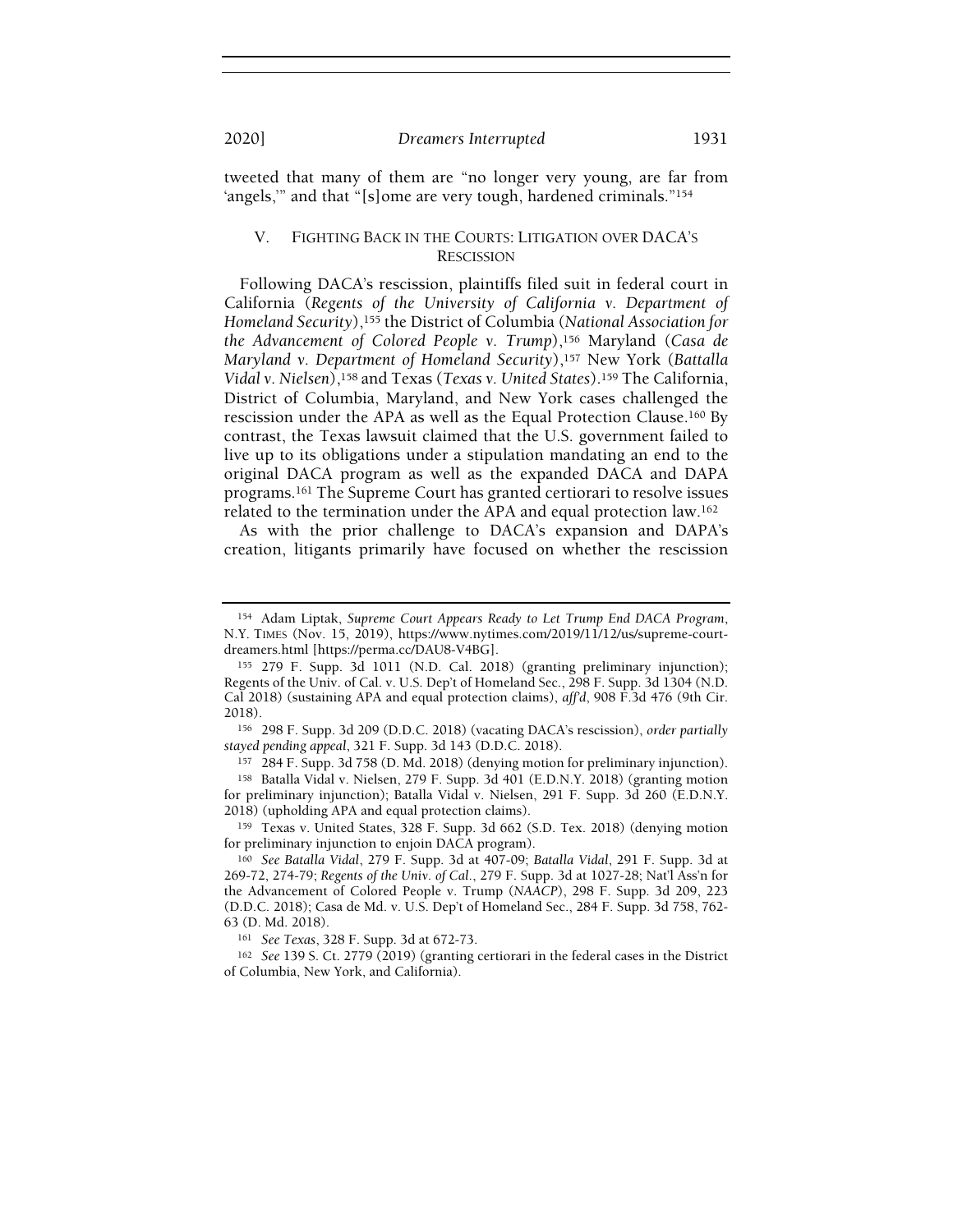tweeted that many of them are "no longer very young, are far from 'angels,'" and that "[s]ome are very tough, hardened criminals."[154]

## V. Fighting Back in the Courts: Litigation over DACA's Rescission

Following DACA's rescission, plaintiffs filed suit in federal court in California (*Regents of the University of California v. Department of Homeland Security*),[155] the District of Columbia (*National Association for the Advancement of Colored People v. Trump*),[156] Maryland (*Casa de Maryland v. Department of Homeland Security*),[157] New York (*Battalla Vidal v. Nielsen*),[158] and Texas (*Texas v. United States*).[159] The California, District of Columbia, Maryland, and New York cases challenged the rescission under the APA as well as the Equal Protection Clause.[160] By contrast, the Texas lawsuit claimed that the U.S. government failed to live up to its obligations under a stipulation mandating an end to the original DACA program as well as the expanded DACA and DAPA programs.[161] The Supreme Court has granted certiorari to resolve issues related to the termination under the APA and equal protection law.[162]

As with the prior challenge to DACA's expansion and DAPA's creation, litigants primarily have focused on whether the rescission

---

[154] Adam Liptak, *Supreme Court Appears Ready to Let Trump End DACA Program*, N.Y. Times (Nov. 15, 2019), https://www.nytimes.com/2019/11/12/us/supreme-court-dreamers.html [https://perma.cc/DAU8-V4BG].

[155] 279 F. Supp. 3d 1011 (N.D. Cal. 2018) (granting preliminary injunction); Regents of the Univ. of Cal. v. U.S. Dep't of Homeland Sec., 298 F. Supp. 3d 1304 (N.D. Cal 2018) (sustaining APA and equal protection claims), *aff'd*, 908 F.3d 476 (9th Cir. 2018).

[156] 298 F. Supp. 3d 209 (D.D.C. 2018) (vacating DACA's rescission), *order partially stayed pending appeal*, 321 F. Supp. 3d 143 (D.D.C. 2018).

[157] 284 F. Supp. 3d 758 (D. Md. 2018) (denying motion for preliminary injunction).

[158] Batalla Vidal v. Nielsen, 279 F. Supp. 3d 401 (E.D.N.Y. 2018) (granting motion for preliminary injunction); Batalla Vidal v. Nielsen, 291 F. Supp. 3d 260 (E.D.N.Y. 2018) (upholding APA and equal protection claims).

[159] Texas v. United States, 328 F. Supp. 3d 662 (S.D. Tex. 2018) (denying motion for preliminary injunction to enjoin DACA program).

[160] *See Batalla Vidal*, 279 F. Supp. 3d at 407-09; *Batalla Vidal*, 291 F. Supp. 3d at 269-72, 274-79; *Regents of the Univ. of Cal.*, 279 F. Supp. 3d at 1027-28; Nat'l Ass'n for the Advancement of Colored People v. Trump (*NAACP*), 298 F. Supp. 3d 209, 223 (D.D.C. 2018); Casa de Md. v. U.S. Dep't of Homeland Sec., 284 F. Supp. 3d 758, 762-63 (D. Md. 2018).

[161] *See Texas*, 328 F. Supp. 3d at 672-73.

[162] *See* 139 S. Ct. 2779 (2019) (granting certiorari in the federal cases in the District of Columbia, New York, and California).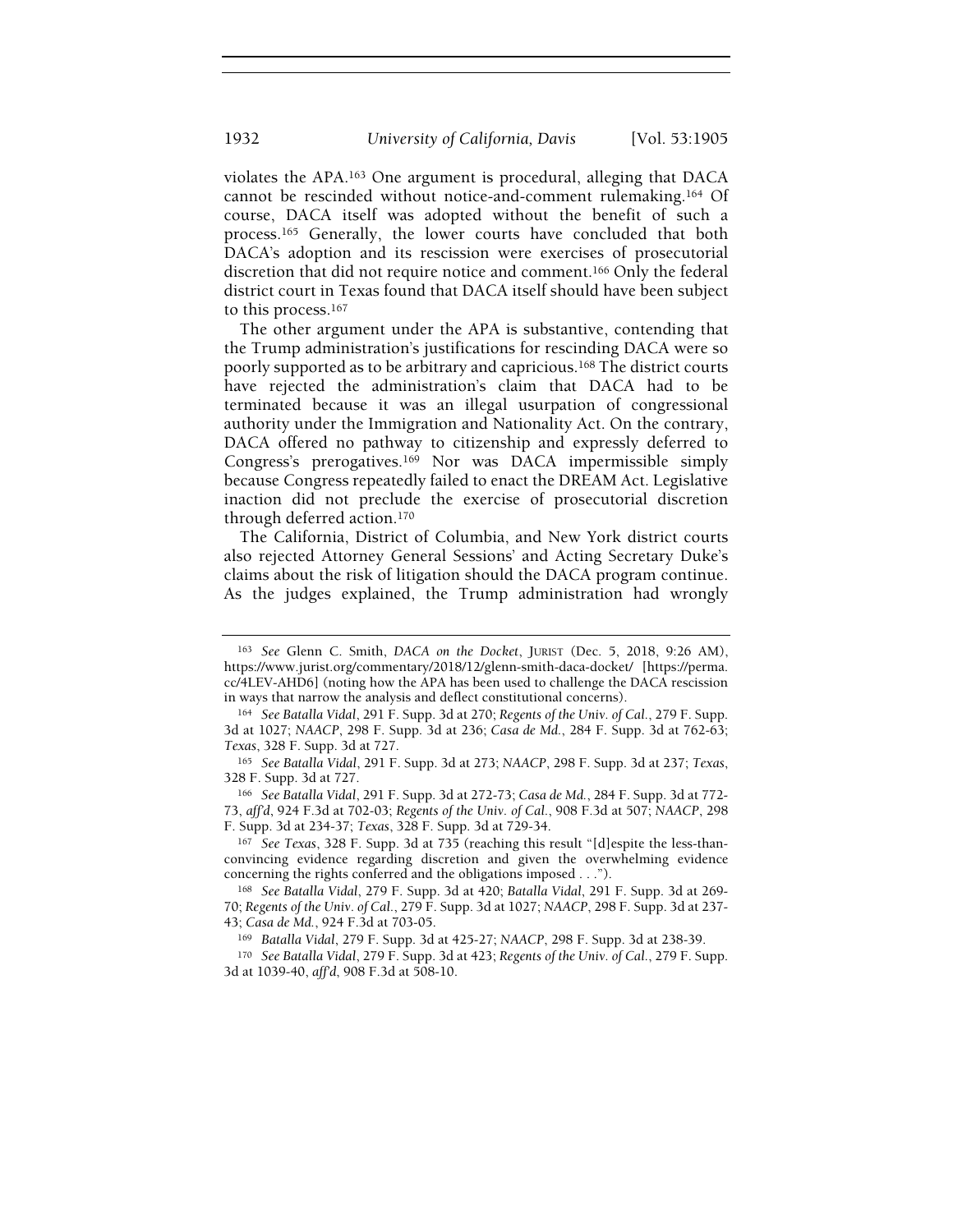violates the APA.[163] One argument is procedural, alleging that DACA cannot be rescinded without notice-and-comment rulemaking.[164] Of course, DACA itself was adopted without the benefit of such a process.[165] Generally, the lower courts have concluded that both DACA's adoption and its rescission were exercises of prosecutorial discretion that did not require notice and comment.[166] Only the federal district court in Texas found that DACA itself should have been subject to this process.[167]

The other argument under the APA is substantive, contending that the Trump administration's justifications for rescinding DACA were so poorly supported as to be arbitrary and capricious.[168] The district courts have rejected the administration's claim that DACA had to be terminated because it was an illegal usurpation of congressional authority under the Immigration and Nationality Act. On the contrary, DACA offered no pathway to citizenship and expressly deferred to Congress's prerogatives.[169] Nor was DACA impermissible simply because Congress repeatedly failed to enact the DREAM Act. Legislative inaction did not preclude the exercise of prosecutorial discretion through deferred action.[170]

The California, District of Columbia, and New York district courts also rejected Attorney General Sessions' and Acting Secretary Duke's claims about the risk of litigation should the DACA program continue. As the judges explained, the Trump administration had wrongly

---

[163] *See* Glenn C. Smith, *DACA on the Docket*, JURIST (Dec. 5, 2018, 9:26 AM), https://www.jurist.org/commentary/2018/12/glenn-smith-daca-docket/ [https://perma.cc/4LEV-AHD6] (noting how the APA has been used to challenge the DACA rescission in ways that narrow the analysis and deflect constitutional concerns).

[164] *See Batalla Vidal*, 291 F. Supp. 3d at 270; *Regents of the Univ. of Cal.*, 279 F. Supp. 3d at 1027; *NAACP*, 298 F. Supp. 3d at 236; *Casa de Md.*, 284 F. Supp. 3d at 762-63; *Texas*, 328 F. Supp. 3d at 727.

[165] *See Batalla Vidal*, 291 F. Supp. 3d at 273; *NAACP*, 298 F. Supp. 3d at 237; *Texas*, 328 F. Supp. 3d at 727.

[166] *See Batalla Vidal*, 291 F. Supp. 3d at 272-73; *Casa de Md.*, 284 F. Supp. 3d at 772-73, *aff'd*, 924 F.3d at 702-03; *Regents of the Univ. of Cal.*, 908 F.3d at 507; *NAACP*, 298 F. Supp. 3d at 234-37; *Texas*, 328 F. Supp. 3d at 729-34.

[167] *See Texas*, 328 F. Supp. 3d at 735 (reaching this result "[d]espite the less-than-convincing evidence regarding discretion and given the overwhelming evidence concerning the rights conferred and the obligations imposed . . .").

[168] *See Batalla Vidal*, 279 F. Supp. 3d at 420; *Batalla Vidal*, 291 F. Supp. 3d at 269-70; *Regents of the Univ. of Cal.*, 279 F. Supp. 3d at 1027; *NAACP*, 298 F. Supp. 3d at 237-43; *Casa de Md.*, 924 F.3d at 703-05.

[169] *Batalla Vidal*, 279 F. Supp. 3d at 425-27; *NAACP*, 298 F. Supp. 3d at 238-39.

[170] *See Batalla Vidal*, 279 F. Supp. 3d at 423; *Regents of the Univ. of Cal.*, 279 F. Supp. 3d at 1039-40, *aff'd*, 908 F.3d at 508-10.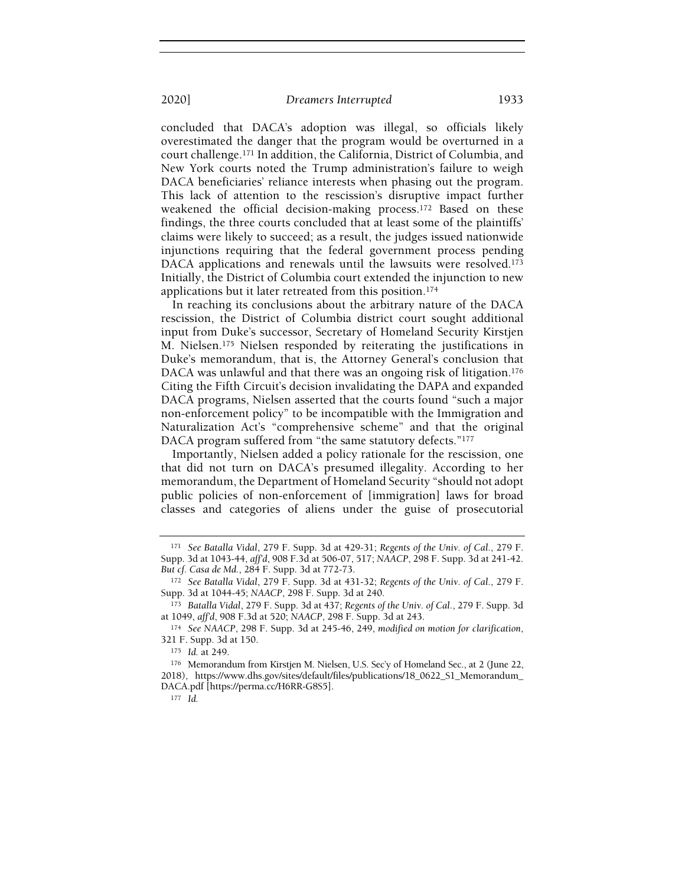concluded that DACA's adoption was illegal, so officials likely overestimated the danger that the program would be overturned in a court challenge.[171] In addition, the California, District of Columbia, and New York courts noted the Trump administration's failure to weigh DACA beneficiaries' reliance interests when phasing out the program. This lack of attention to the rescission's disruptive impact further weakened the official decision-making process.[172] Based on these findings, the three courts concluded that at least some of the plaintiffs' claims were likely to succeed; as a result, the judges issued nationwide injunctions requiring that the federal government process pending DACA applications and renewals until the lawsuits were resolved.[173] Initially, the District of Columbia court extended the injunction to new applications but it later retreated from this position.[174]

In reaching its conclusions about the arbitrary nature of the DACA rescission, the District of Columbia district court sought additional input from Duke's successor, Secretary of Homeland Security Kirstjen M. Nielsen.[175] Nielsen responded by reiterating the justifications in Duke's memorandum, that is, the Attorney General's conclusion that DACA was unlawful and that there was an ongoing risk of litigation.[176] Citing the Fifth Circuit's decision invalidating the DAPA and expanded DACA programs, Nielsen asserted that the courts found "such a major non-enforcement policy" to be incompatible with the Immigration and Naturalization Act's "comprehensive scheme" and that the original DACA program suffered from "the same statutory defects."[177]

Importantly, Nielsen added a policy rationale for the rescission, one that did not turn on DACA's presumed illegality. According to her memorandum, the Department of Homeland Security "should not adopt public policies of non-enforcement of [immigration] laws for broad classes and categories of aliens under the guise of prosecutorial

---

[171] *See Batalla Vidal*, 279 F. Supp. 3d at 429-31; *Regents of the Univ. of Cal.*, 279 F. Supp. 3d at 1043-44, *aff'd*, 908 F.3d at 506-07, 517; *NAACP*, 298 F. Supp. 3d at 241-42. *But cf. Casa de Md.*, 284 F. Supp. 3d at 772-73.

[172] *See Batalla Vidal*, 279 F. Supp. 3d at 431-32; *Regents of the Univ. of Cal.*, 279 F. Supp. 3d at 1044-45; *NAACP*, 298 F. Supp. 3d at 240.

[173] *Batalla Vidal*, 279 F. Supp. 3d at 437; *Regents of the Univ. of Cal.*, 279 F. Supp. 3d at 1049, *aff'd*, 908 F.3d at 520; *NAACP*, 298 F. Supp. 3d at 243.

[174] *See NAACP*, 298 F. Supp. 3d at 245-46, 249, *modified on motion for clarification*, 321 F. Supp. 3d at 150.

[175] *Id.* at 249.

[176] Memorandum from Kirstjen M. Nielsen, U.S. Sec'y of Homeland Sec., at 2 (June 22, 2018), https://www.dhs.gov/sites/default/files/publications/18_0622_S1_Memorandum_DACA.pdf [https://perma.cc/H6RR-G8S5].

[177] *Id.*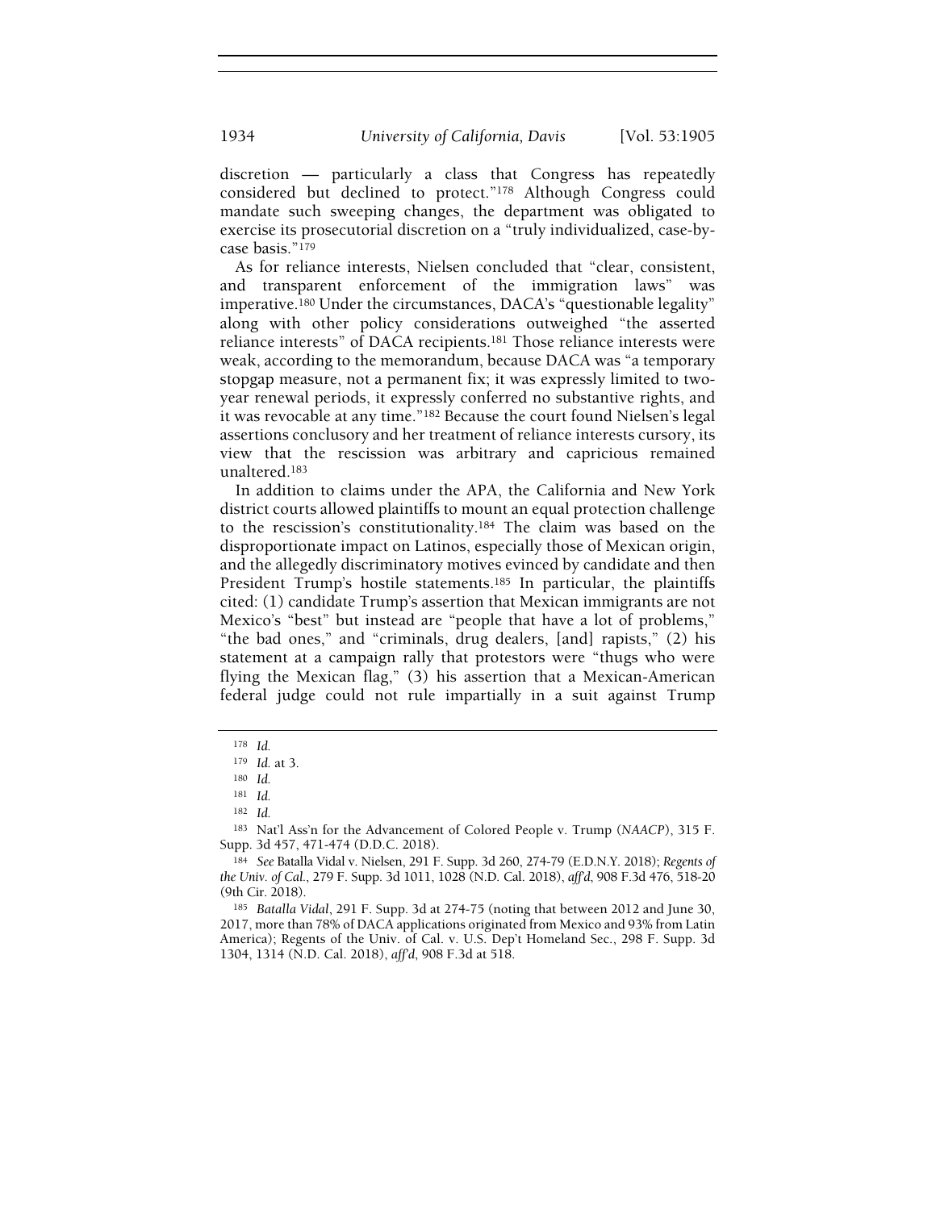discretion — particularly a class that Congress has repeatedly considered but declined to protect."[178] Although Congress could mandate such sweeping changes, the department was obligated to exercise its prosecutorial discretion on a "truly individualized, case-by-case basis."[179]

As for reliance interests, Nielsen concluded that "clear, consistent, and transparent enforcement of the immigration laws" was imperative.[180] Under the circumstances, DACA's "questionable legality" along with other policy considerations outweighed "the asserted reliance interests" of DACA recipients.[181] Those reliance interests were weak, according to the memorandum, because DACA was "a temporary stopgap measure, not a permanent fix; it was expressly limited to two-year renewal periods, it expressly conferred no substantive rights, and it was revocable at any time."[182] Because the court found Nielsen's legal assertions conclusory and her treatment of reliance interests cursory, its view that the rescission was arbitrary and capricious remained unaltered.[183]

In addition to claims under the APA, the California and New York district courts allowed plaintiffs to mount an equal protection challenge to the rescission's constitutionality.[184] The claim was based on the disproportionate impact on Latinos, especially those of Mexican origin, and the allegedly discriminatory motives evinced by candidate and then President Trump's hostile statements.[185] In particular, the plaintiffs cited: (1) candidate Trump's assertion that Mexican immigrants are not Mexico's "best" but instead are "people that have a lot of problems," "the bad ones," and "criminals, drug dealers, [and] rapists," (2) his statement at a campaign rally that protestors were "thugs who were flying the Mexican flag," (3) his assertion that a Mexican-American federal judge could not rule impartially in a suit against Trump

---

178 *Id.*

179 *Id.* at 3.

180 *Id.*

181 *Id.*

182 *Id.*

183 Nat'l Ass'n for the Advancement of Colored People v. Trump (*NAACP*), 315 F. Supp. 3d 457, 471-474 (D.D.C. 2018).

184 *See* Batalla Vidal v. Nielsen, 291 F. Supp. 3d 260, 274-79 (E.D.N.Y. 2018); *Regents of the Univ. of Cal.*, 279 F. Supp. 3d 1011, 1028 (N.D. Cal. 2018), *aff'd*, 908 F.3d 476, 518-20 (9th Cir. 2018).

185 *Batalla Vidal*, 291 F. Supp. 3d at 274-75 (noting that between 2012 and June 30, 2017, more than 78% of DACA applications originated from Mexico and 93% from Latin America); Regents of the Univ. of Cal. v. U.S. Dep't Homeland Sec., 298 F. Supp. 3d 1304, 1314 (N.D. Cal. 2018), *aff'd*, 908 F.3d at 518.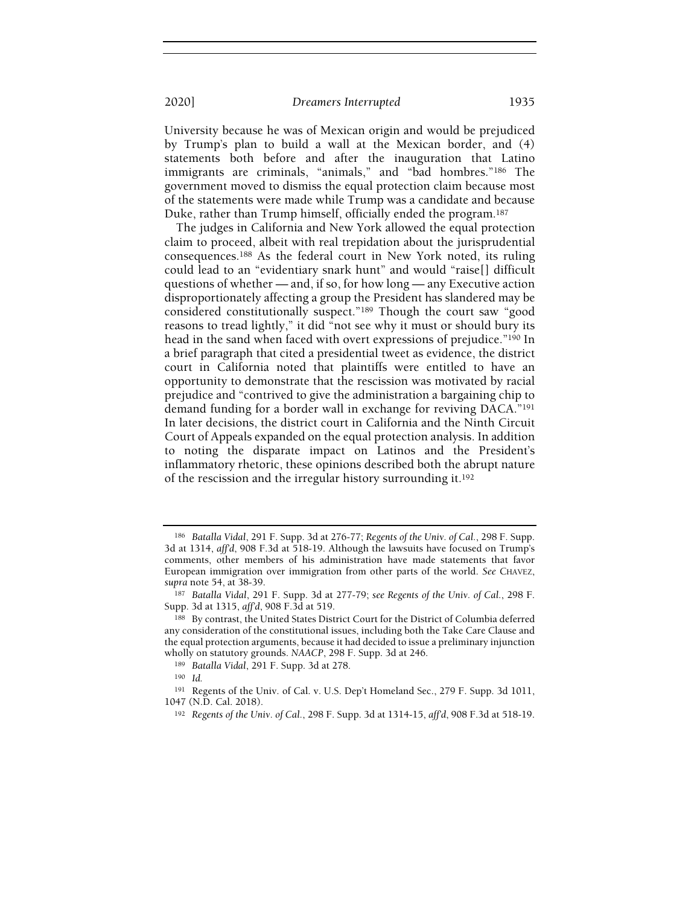University because he was of Mexican origin and would be prejudiced by Trump's plan to build a wall at the Mexican border, and (4) statements both before and after the inauguration that Latino immigrants are criminals, "animals," and "bad hombres."[186] The government moved to dismiss the equal protection claim because most of the statements were made while Trump was a candidate and because Duke, rather than Trump himself, officially ended the program.[187]

The judges in California and New York allowed the equal protection claim to proceed, albeit with real trepidation about the jurisprudential consequences.[188] As the federal court in New York noted, its ruling could lead to an "evidentiary snark hunt" and would "raise[] difficult questions of whether — and, if so, for how long — any Executive action disproportionately affecting a group the President has slandered may be considered constitutionally suspect."[189] Though the court saw "good reasons to tread lightly," it did "not see why it must or should bury its head in the sand when faced with overt expressions of prejudice."[190] In a brief paragraph that cited a presidential tweet as evidence, the district court in California noted that plaintiffs were entitled to have an opportunity to demonstrate that the rescission was motivated by racial prejudice and "contrived to give the administration a bargaining chip to demand funding for a border wall in exchange for reviving DACA."[191] In later decisions, the district court in California and the Ninth Circuit Court of Appeals expanded on the equal protection analysis. In addition to noting the disparate impact on Latinos and the President's inflammatory rhetoric, these opinions described both the abrupt nature of the rescission and the irregular history surrounding it.[192]

---

[186] *Batalla Vidal*, 291 F. Supp. 3d at 276-77; *Regents of the Univ. of Cal.*, 298 F. Supp. 3d at 1314, *aff'd*, 908 F.3d at 518-19. Although the lawsuits have focused on Trump's comments, other members of his administration have made statements that favor European immigration over immigration from other parts of the world. *See* CHAVEZ, *supra* note 54, at 38-39.

[187] *Batalla Vidal*, 291 F. Supp. 3d at 277-79; *see Regents of the Univ. of Cal.*, 298 F. Supp. 3d at 1315, *aff'd*, 908 F.3d at 519.

[188] By contrast, the United States District Court for the District of Columbia deferred any consideration of the constitutional issues, including both the Take Care Clause and the equal protection arguments, because it had decided to issue a preliminary injunction wholly on statutory grounds. *NAACP*, 298 F. Supp. 3d at 246.

[189] *Batalla Vidal*, 291 F. Supp. 3d at 278.

[190] *Id.*

[191] Regents of the Univ. of Cal. v. U.S. Dep't Homeland Sec., 279 F. Supp. 3d 1011, 1047 (N.D. Cal. 2018).

[192] *Regents of the Univ. of Cal.*, 298 F. Supp. 3d at 1314-15, *aff'd*, 908 F.3d at 518-19.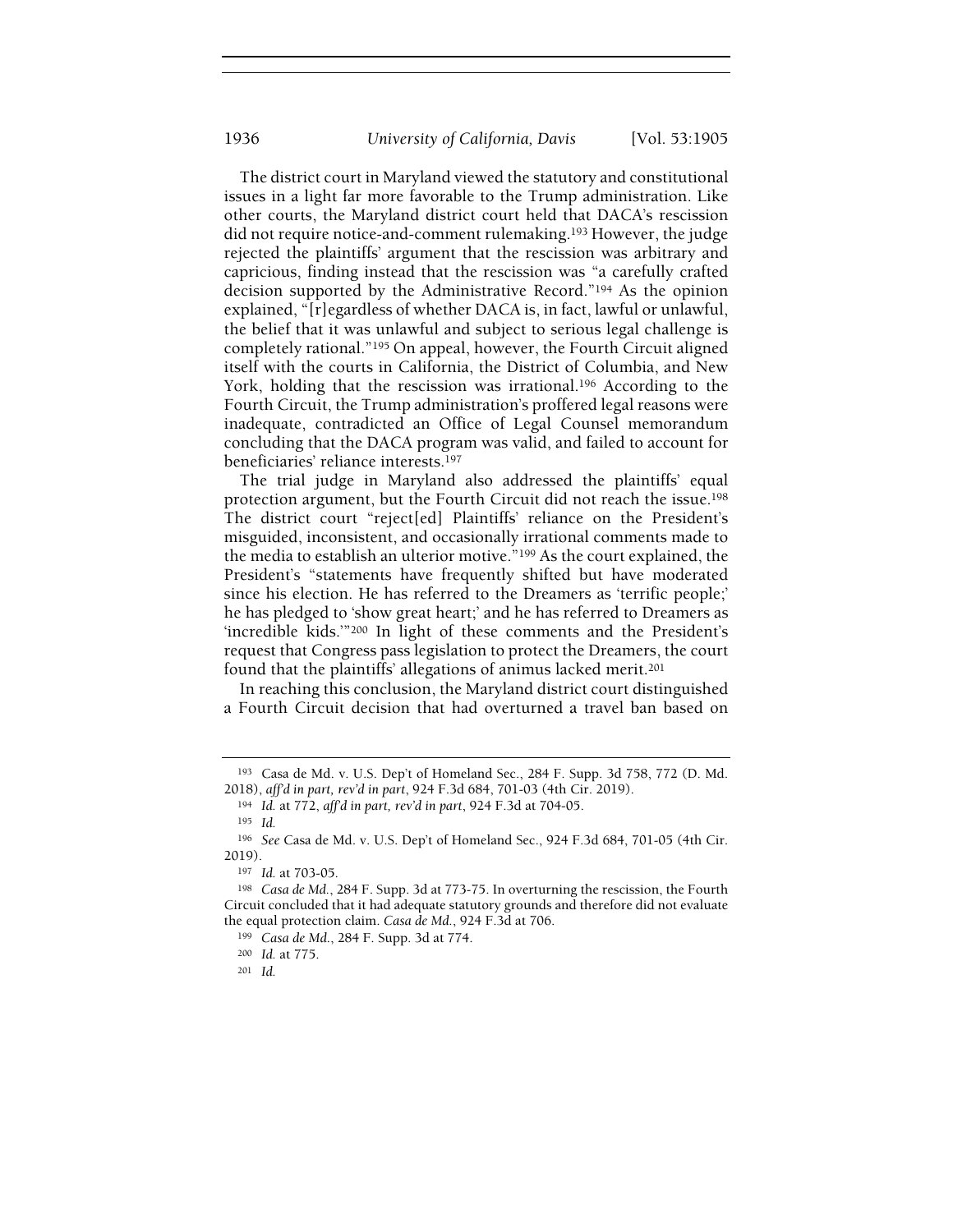The district court in Maryland viewed the statutory and constitutional issues in a light far more favorable to the Trump administration. Like other courts, the Maryland district court held that DACA's rescission did not require notice-and-comment rulemaking.[193] However, the judge rejected the plaintiffs' argument that the rescission was arbitrary and capricious, finding instead that the rescission was "a carefully crafted decision supported by the Administrative Record."[194] As the opinion explained, "[r]egardless of whether DACA is, in fact, lawful or unlawful, the belief that it was unlawful and subject to serious legal challenge is completely rational."[195] On appeal, however, the Fourth Circuit aligned itself with the courts in California, the District of Columbia, and New York, holding that the rescission was irrational.[196] According to the Fourth Circuit, the Trump administration's proffered legal reasons were inadequate, contradicted an Office of Legal Counsel memorandum concluding that the DACA program was valid, and failed to account for beneficiaries' reliance interests.[197]

The trial judge in Maryland also addressed the plaintiffs' equal protection argument, but the Fourth Circuit did not reach the issue.[198] The district court "reject[ed] Plaintiffs' reliance on the President's misguided, inconsistent, and occasionally irrational comments made to the media to establish an ulterior motive."[199] As the court explained, the President's "statements have frequently shifted but have moderated since his election. He has referred to the Dreamers as 'terrific people;' he has pledged to 'show great heart;' and he has referred to Dreamers as 'incredible kids.'"[200] In light of these comments and the President's request that Congress pass legislation to protect the Dreamers, the court found that the plaintiffs' allegations of animus lacked merit.[201]

In reaching this conclusion, the Maryland district court distinguished a Fourth Circuit decision that had overturned a travel ban based on

---

[193] Casa de Md. v. U.S. Dep't of Homeland Sec., 284 F. Supp. 3d 758, 772 (D. Md. 2018), *aff'd in part, rev'd in part*, 924 F.3d 684, 701-03 (4th Cir. 2019).

[194] *Id.* at 772, *aff'd in part, rev'd in part*, 924 F.3d at 704-05.

[195] *Id.*

[196] *See* Casa de Md. v. U.S. Dep't of Homeland Sec., 924 F.3d 684, 701-05 (4th Cir. 2019).

[197] *Id.* at 703-05.

[198] *Casa de Md.*, 284 F. Supp. 3d at 773-75. In overturning the rescission, the Fourth Circuit concluded that it had adequate statutory grounds and therefore did not evaluate the equal protection claim. *Casa de Md.*, 924 F.3d at 706.

[199] *Casa de Md.*, 284 F. Supp. 3d at 774.

[200] *Id.* at 775.

[201] *Id.*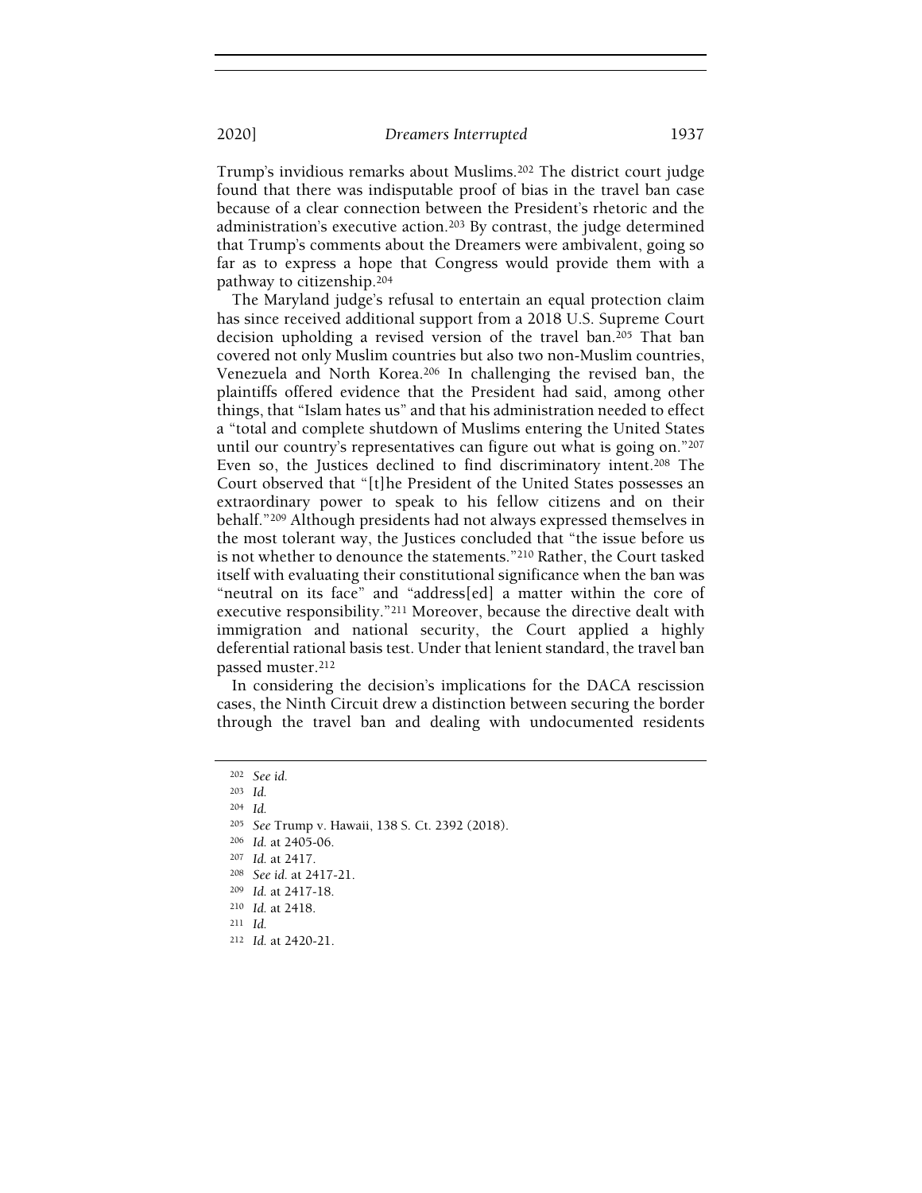Trump's invidious remarks about Muslims.[202] The district court judge found that there was indisputable proof of bias in the travel ban case because of a clear connection between the President's rhetoric and the administration's executive action.[203] By contrast, the judge determined that Trump's comments about the Dreamers were ambivalent, going so far as to express a hope that Congress would provide them with a pathway to citizenship.[204]

The Maryland judge's refusal to entertain an equal protection claim has since received additional support from a 2018 U.S. Supreme Court decision upholding a revised version of the travel ban.[205] That ban covered not only Muslim countries but also two non-Muslim countries, Venezuela and North Korea.[206] In challenging the revised ban, the plaintiffs offered evidence that the President had said, among other things, that "Islam hates us" and that his administration needed to effect a "total and complete shutdown of Muslims entering the United States until our country's representatives can figure out what is going on."[207] Even so, the Justices declined to find discriminatory intent.[208] The Court observed that "[t]he President of the United States possesses an extraordinary power to speak to his fellow citizens and on their behalf."[209] Although presidents had not always expressed themselves in the most tolerant way, the Justices concluded that "the issue before us is not whether to denounce the statements."[210] Rather, the Court tasked itself with evaluating their constitutional significance when the ban was "neutral on its face" and "address[ed] a matter within the core of executive responsibility."[211] Moreover, because the directive dealt with immigration and national security, the Court applied a highly deferential rational basis test. Under that lenient standard, the travel ban passed muster.[212]

In considering the decision's implications for the DACA rescission cases, the Ninth Circuit drew a distinction between securing the border through the travel ban and dealing with undocumented residents

---

[202] *See id.*

[203] *Id.*

[204] *Id.*

[205] *See* Trump v. Hawaii, 138 S. Ct. 2392 (2018).

[206] *Id.* at 2405-06.

[207] *Id.* at 2417.

[208] *See id.* at 2417-21.

[209] *Id.* at 2417-18.

[210] *Id.* at 2418.

[211] *Id.*

[212] *Id.* at 2420-21.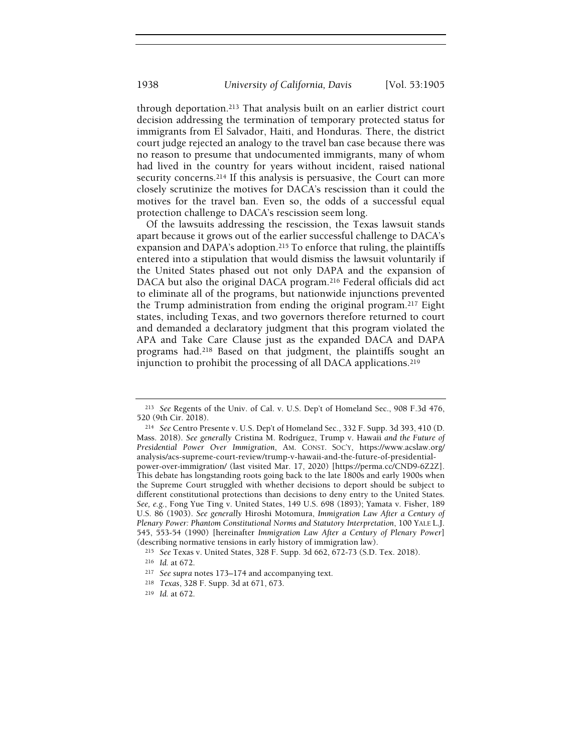through deportation.[213] That analysis built on an earlier district court decision addressing the termination of temporary protected status for immigrants from El Salvador, Haiti, and Honduras. There, the district court judge rejected an analogy to the travel ban case because there was no reason to presume that undocumented immigrants, many of whom had lived in the country for years without incident, raised national security concerns.[214] If this analysis is persuasive, the Court can more closely scrutinize the motives for DACA's rescission than it could the motives for the travel ban. Even so, the odds of a successful equal protection challenge to DACA's rescission seem long.

Of the lawsuits addressing the rescission, the Texas lawsuit stands apart because it grows out of the earlier successful challenge to DACA's expansion and DAPA's adoption.[215] To enforce that ruling, the plaintiffs entered into a stipulation that would dismiss the lawsuit voluntarily if the United States phased out not only DAPA and the expansion of DACA but also the original DACA program.[216] Federal officials did act to eliminate all of the programs, but nationwide injunctions prevented the Trump administration from ending the original program.[217] Eight states, including Texas, and two governors therefore returned to court and demanded a declaratory judgment that this program violated the APA and Take Care Clause just as the expanded DACA and DAPA programs had.[218] Based on that judgment, the plaintiffs sought an injunction to prohibit the processing of all DACA applications.[219]

---

[213] *See* Regents of the Univ. of Cal. v. U.S. Dep't of Homeland Sec., 908 F.3d 476, 520 (9th Cir. 2018).

[214] *See* Centro Presente v. U.S. Dep't of Homeland Sec., 332 F. Supp. 3d 393, 410 (D. Mass. 2018). *See generally* Cristina M. Rodríguez, *Trump v. Hawaii and the Future of Presidential Power Over Immigration*, AM. CONST. SOC'Y, https://www.acslaw.org/analysis/acs-supreme-court-review/trump-v-hawaii-and-the-future-of-presidential-power-over-immigration/ (last visited Mar. 17, 2020) [https://perma.cc/CND9-6Z2Z]. This debate has longstanding roots going back to the late 1800s and early 1900s when the Supreme Court struggled with whether decisions to deport should be subject to different constitutional protections than decisions to deny entry to the United States. *See, e.g.*, Fong Yue Ting v. United States, 149 U.S. 698 (1893); Yamata v. Fisher, 189 U.S. 86 (1903). *See generally* Hiroshi Motomura, *Immigration Law After a Century of Plenary Power: Phantom Constitutional Norms and Statutory Interpretation*, 100 YALE L.J. 545, 553-54 (1990) [hereinafter *Immigration Law After a Century of Plenary Power*] (describing normative tensions in early history of immigration law).

[215] *See* Texas v. United States, 328 F. Supp. 3d 662, 672-73 (S.D. Tex. 2018).

[216] *Id.* at 672.

[217] *See supra* notes 173–174 and accompanying text.

[218] *Texas*, 328 F. Supp. 3d at 671, 673.

[219] *Id.* at 672.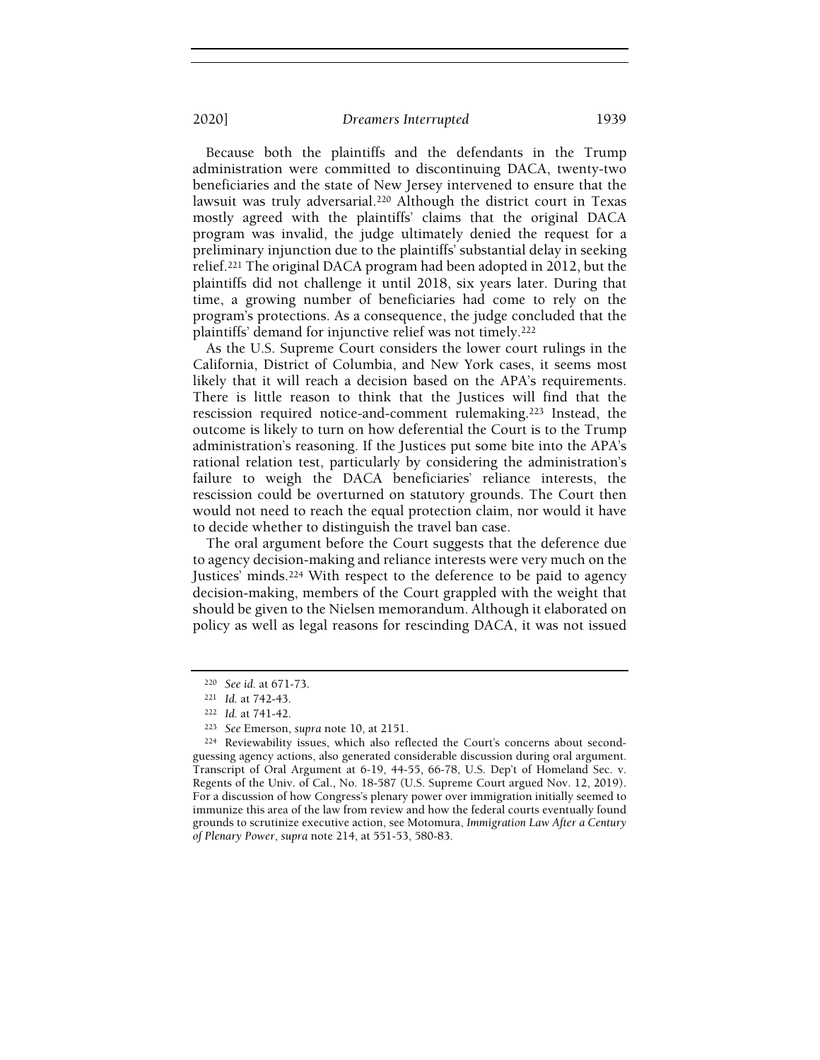Because both the plaintiffs and the defendants in the Trump administration were committed to discontinuing DACA, twenty-two beneficiaries and the state of New Jersey intervened to ensure that the lawsuit was truly adversarial.[220] Although the district court in Texas mostly agreed with the plaintiffs' claims that the original DACA program was invalid, the judge ultimately denied the request for a preliminary injunction due to the plaintiffs' substantial delay in seeking relief.[221] The original DACA program had been adopted in 2012, but the plaintiffs did not challenge it until 2018, six years later. During that time, a growing number of beneficiaries had come to rely on the program's protections. As a consequence, the judge concluded that the plaintiffs' demand for injunctive relief was not timely.[222]

As the U.S. Supreme Court considers the lower court rulings in the California, District of Columbia, and New York cases, it seems most likely that it will reach a decision based on the APA's requirements. There is little reason to think that the Justices will find that the rescission required notice-and-comment rulemaking.[223] Instead, the outcome is likely to turn on how deferential the Court is to the Trump administration's reasoning. If the Justices put some bite into the APA's rational relation test, particularly by considering the administration's failure to weigh the DACA beneficiaries' reliance interests, the rescission could be overturned on statutory grounds. The Court then would not need to reach the equal protection claim, nor would it have to decide whether to distinguish the travel ban case.

The oral argument before the Court suggests that the deference due to agency decision-making and reliance interests were very much on the Justices' minds.[224] With respect to the deference to be paid to agency decision-making, members of the Court grappled with the weight that should be given to the Nielsen memorandum. Although it elaborated on policy as well as legal reasons for rescinding DACA, it was not issued

---

[220] *See id.* at 671-73.

[221] *Id.* at 742-43.

[222] *Id.* at 741-42.

[223] *See* Emerson, *supra* note 10, at 2151.

[224] Reviewability issues, which also reflected the Court's concerns about second-guessing agency actions, also generated considerable discussion during oral argument. Transcript of Oral Argument at 6-19, 44-55, 66-78, U.S. Dep't of Homeland Sec. v. Regents of the Univ. of Cal., No. 18-587 (U.S. Supreme Court argued Nov. 12, 2019). For a discussion of how Congress's plenary power over immigration initially seemed to immunize this area of the law from review and how the federal courts eventually found grounds to scrutinize executive action, see Motomura, *Immigration Law After a Century of Plenary Power*, *supra* note 214, at 551-53, 580-83.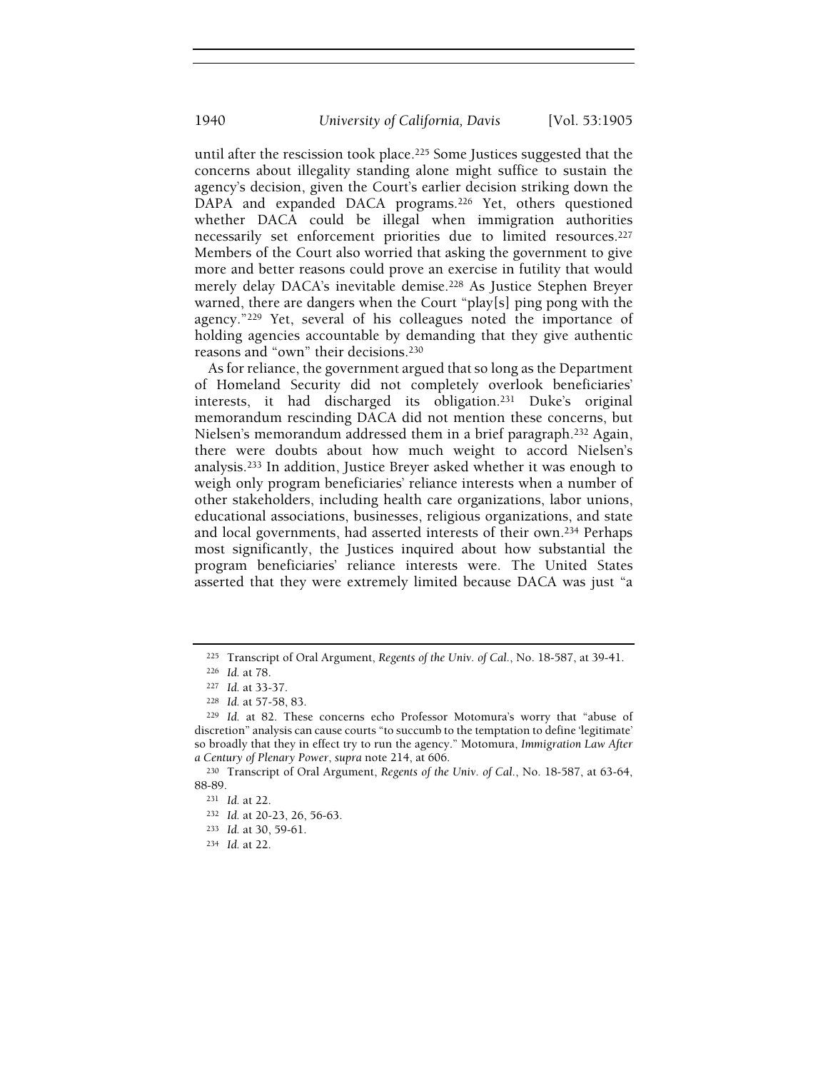until after the rescission took place.[225] Some Justices suggested that the concerns about illegality standing alone might suffice to sustain the agency's decision, given the Court's earlier decision striking down the DAPA and expanded DACA programs.[226] Yet, others questioned whether DACA could be illegal when immigration authorities necessarily set enforcement priorities due to limited resources.[227] Members of the Court also worried that asking the government to give more and better reasons could prove an exercise in futility that would merely delay DACA's inevitable demise.[228] As Justice Stephen Breyer warned, there are dangers when the Court "play[s] ping pong with the agency."[229] Yet, several of his colleagues noted the importance of holding agencies accountable by demanding that they give authentic reasons and "own" their decisions.[230]

As for reliance, the government argued that so long as the Department of Homeland Security did not completely overlook beneficiaries' interests, it had discharged its obligation.[231] Duke's original memorandum rescinding DACA did not mention these concerns, but Nielsen's memorandum addressed them in a brief paragraph.[232] Again, there were doubts about how much weight to accord Nielsen's analysis.[233] In addition, Justice Breyer asked whether it was enough to weigh only program beneficiaries' reliance interests when a number of other stakeholders, including health care organizations, labor unions, educational associations, businesses, religious organizations, and state and local governments, had asserted interests of their own.[234] Perhaps most significantly, the Justices inquired about how substantial the program beneficiaries' reliance interests were. The United States asserted that they were extremely limited because DACA was just "a

---

[225] Transcript of Oral Argument, *Regents of the Univ. of Cal.*, No. 18-587, at 39-41.

[226] *Id.* at 78.

[227] *Id.* at 33-37.

[228] *Id.* at 57-58, 83.

[229] *Id.* at 82. These concerns echo Professor Motomura's worry that "abuse of discretion" analysis can cause courts "to succumb to the temptation to define 'legitimate' so broadly that they in effect try to run the agency." Motomura, *Immigration Law After a Century of Plenary Power*, *supra* note 214, at 606.

[230] Transcript of Oral Argument, *Regents of the Univ. of Cal.*, No. 18-587, at 63-64, 88-89.

[231] *Id.* at 22.

[232] *Id.* at 20-23, 26, 56-63.

[233] *Id.* at 30, 59-61.

[234] *Id.* at 22.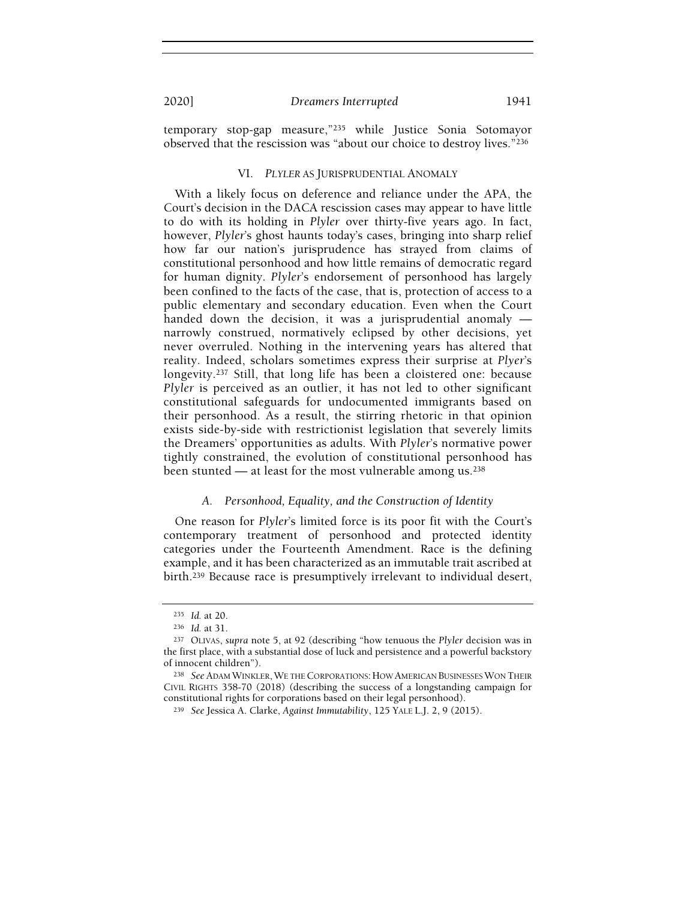temporary stop-gap measure,"[235] while Justice Sonia Sotomayor observed that the rescission was "about our choice to destroy lives."[236]

## VI. *PLYLER* AS JURISPRUDENTIAL ANOMALY

With a likely focus on deference and reliance under the APA, the Court's decision in the DACA rescission cases may appear to have little to do with its holding in *Plyler* over thirty-five years ago. In fact, however, *Plyler*'s ghost haunts today's cases, bringing into sharp relief how far our nation's jurisprudence has strayed from claims of constitutional personhood and how little remains of democratic regard for human dignity. *Plyler*'s endorsement of personhood has largely been confined to the facts of the case, that is, protection of access to a public elementary and secondary education. Even when the Court handed down the decision, it was a jurisprudential anomaly — narrowly construed, normatively eclipsed by other decisions, yet never overruled. Nothing in the intervening years has altered that reality. Indeed, scholars sometimes express their surprise at *Plyer*'s longevity.[237] Still, that long life has been a cloistered one: because *Plyler* is perceived as an outlier, it has not led to other significant constitutional safeguards for undocumented immigrants based on their personhood. As a result, the stirring rhetoric in that opinion exists side-by-side with restrictionist legislation that severely limits the Dreamers' opportunities as adults. With *Plyler*'s normative power tightly constrained, the evolution of constitutional personhood has been stunted — at least for the most vulnerable among us.[238]

### A. *Personhood, Equality, and the Construction of Identity*

One reason for *Plyler*'s limited force is its poor fit with the Court's contemporary treatment of personhood and protected identity categories under the Fourteenth Amendment. Race is the defining example, and it has been characterized as an immutable trait ascribed at birth.[239] Because race is presumptively irrelevant to individual desert,

---

[235] *Id.* at 20.

[236] *Id.* at 31.

[237] OLIVAS, *supra* note 5, at 92 (describing "how tenuous the *Plyler* decision was in the first place, with a substantial dose of luck and persistence and a powerful backstory of innocent children").

[238] *See* ADAM WINKLER, WE THE CORPORATIONS: HOW AMERICAN BUSINESSES WON THEIR CIVIL RIGHTS 358-70 (2018) (describing the success of a longstanding campaign for constitutional rights for corporations based on their legal personhood).

[239] *See* Jessica A. Clarke, *Against Immutability*, 125 YALE L.J. 2, 9 (2015).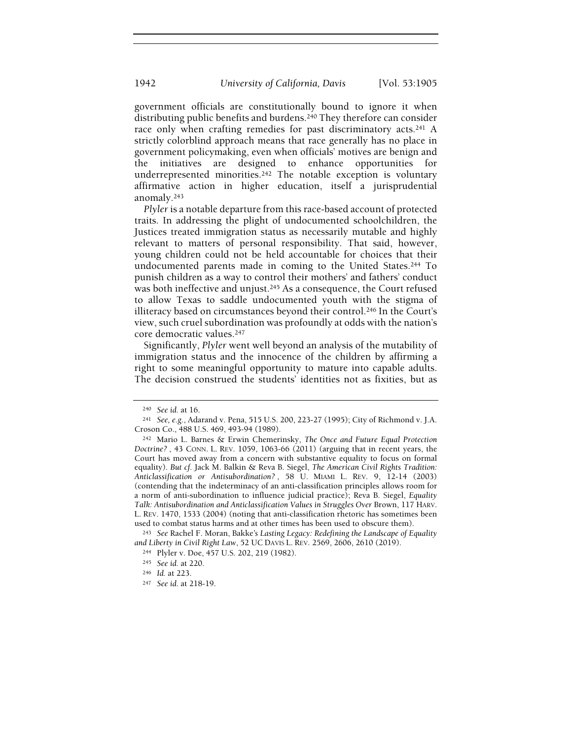government officials are constitutionally bound to ignore it when distributing public benefits and burdens.[240] They therefore can consider race only when crafting remedies for past discriminatory acts.[241] A strictly colorblind approach means that race generally has no place in government policymaking, even when officials' motives are benign and the initiatives are designed to enhance opportunities for underrepresented minorities.[242] The notable exception is voluntary affirmative action in higher education, itself a jurisprudential anomaly.[243]

*Plyler* is a notable departure from this race-based account of protected traits. In addressing the plight of undocumented schoolchildren, the Justices treated immigration status as necessarily mutable and highly relevant to matters of personal responsibility. That said, however, young children could not be held accountable for choices that their undocumented parents made in coming to the United States.[244] To punish children as a way to control their mothers' and fathers' conduct was both ineffective and unjust.[245] As a consequence, the Court refused to allow Texas to saddle undocumented youth with the stigma of illiteracy based on circumstances beyond their control.[246] In the Court's view, such cruel subordination was profoundly at odds with the nation's core democratic values.[247]

Significantly, *Plyler* went well beyond an analysis of the mutability of immigration status and the innocence of the children by affirming a right to some meaningful opportunity to mature into capable adults. The decision construed the students' identities not as fixities, but as

---

[240] *See id.* at 16.

[241] *See, e.g.*, Adarand v. Pena, 515 U.S. 200, 223-27 (1995); City of Richmond v. J.A. Croson Co., 488 U.S. 469, 493-94 (1989).

[242] Mario L. Barnes & Erwin Chemerinsky, *The Once and Future Equal Protection Doctrine?* , 43 CONN. L. REV. 1059, 1063-66 (2011) (arguing that in recent years, the Court has moved away from a concern with substantive equality to focus on formal equality). *But cf.* Jack M. Balkin & Reva B. Siegel, *The American Civil Rights Tradition: Anticlassification or Antisubordination?* , 58 U. MIAMI L. REV. 9, 12-14 (2003) (contending that the indeterminacy of an anti-classification principles allows room for a norm of anti-subordination to influence judicial practice); Reva B. Siegel, *Equality Talk: Antisubordination and Anticlassification Values in Struggles Over* Brown, 117 HARV. L. REV. 1470, 1533 (2004) (noting that anti-classification rhetoric has sometimes been used to combat status harms and at other times has been used to obscure them).

[243] *See* Rachel F. Moran, *Bakke's Lasting Legacy: Redefining the Landscape of Equality and Liberty in Civil Right Law*, 52 UC DAVIS L. REV. 2569, 2606, 2610 (2019).

[244] Plyler v. Doe, 457 U.S. 202, 219 (1982).

[245] *See id.* at 220.

[246] *Id.* at 223.

[247] *See id.* at 218-19.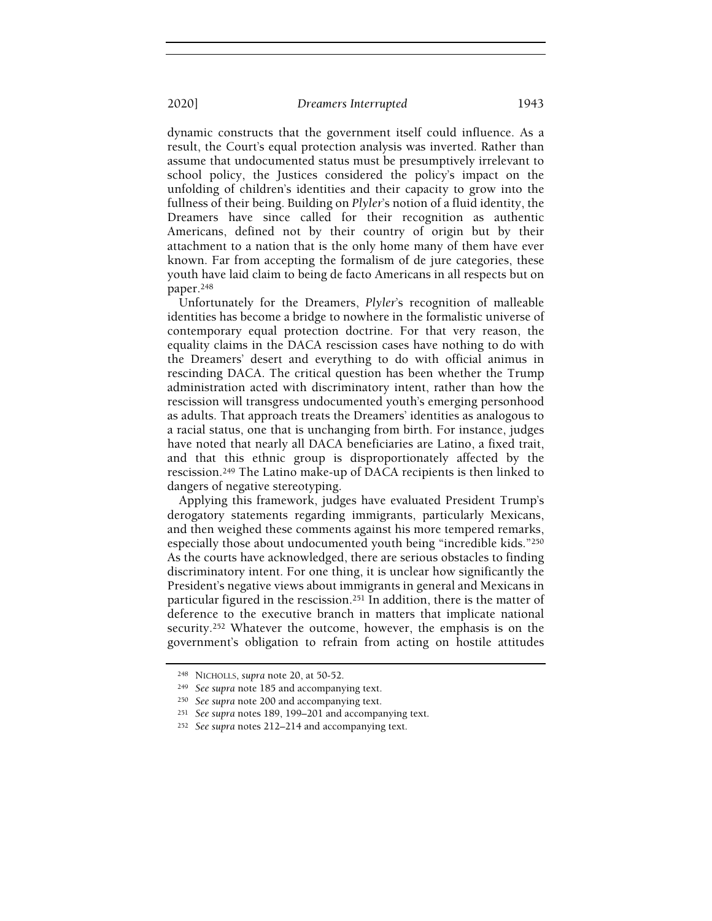dynamic constructs that the government itself could influence. As a result, the Court's equal protection analysis was inverted. Rather than assume that undocumented status must be presumptively irrelevant to school policy, the Justices considered the policy's impact on the unfolding of children's identities and their capacity to grow into the fullness of their being. Building on *Plyler*'s notion of a fluid identity, the Dreamers have since called for their recognition as authentic Americans, defined not by their country of origin but by their attachment to a nation that is the only home many of them have ever known. Far from accepting the formalism of de jure categories, these youth have laid claim to being de facto Americans in all respects but on paper.[248]

Unfortunately for the Dreamers, *Plyler*'s recognition of malleable identities has become a bridge to nowhere in the formalistic universe of contemporary equal protection doctrine. For that very reason, the equality claims in the DACA rescission cases have nothing to do with the Dreamers' desert and everything to do with official animus in rescinding DACA. The critical question has been whether the Trump administration acted with discriminatory intent, rather than how the rescission will transgress undocumented youth's emerging personhood as adults. That approach treats the Dreamers' identities as analogous to a racial status, one that is unchanging from birth. For instance, judges have noted that nearly all DACA beneficiaries are Latino, a fixed trait, and that this ethnic group is disproportionately affected by the rescission.[249] The Latino make-up of DACA recipients is then linked to dangers of negative stereotyping.

Applying this framework, judges have evaluated President Trump's derogatory statements regarding immigrants, particularly Mexicans, and then weighed these comments against his more tempered remarks, especially those about undocumented youth being "incredible kids."[250] As the courts have acknowledged, there are serious obstacles to finding discriminatory intent. For one thing, it is unclear how significantly the President's negative views about immigrants in general and Mexicans in particular figured in the rescission.[251] In addition, there is the matter of deference to the executive branch in matters that implicate national security.[252] Whatever the outcome, however, the emphasis is on the government's obligation to refrain from acting on hostile attitudes

[248] NICHOLLS, *supra* note 20, at 50-52.

[249] *See supra* note 185 and accompanying text.

[250] *See supra* note 200 and accompanying text.

[251] *See supra* notes 189, 199–201 and accompanying text.

[252] *See supra* notes 212–214 and accompanying text.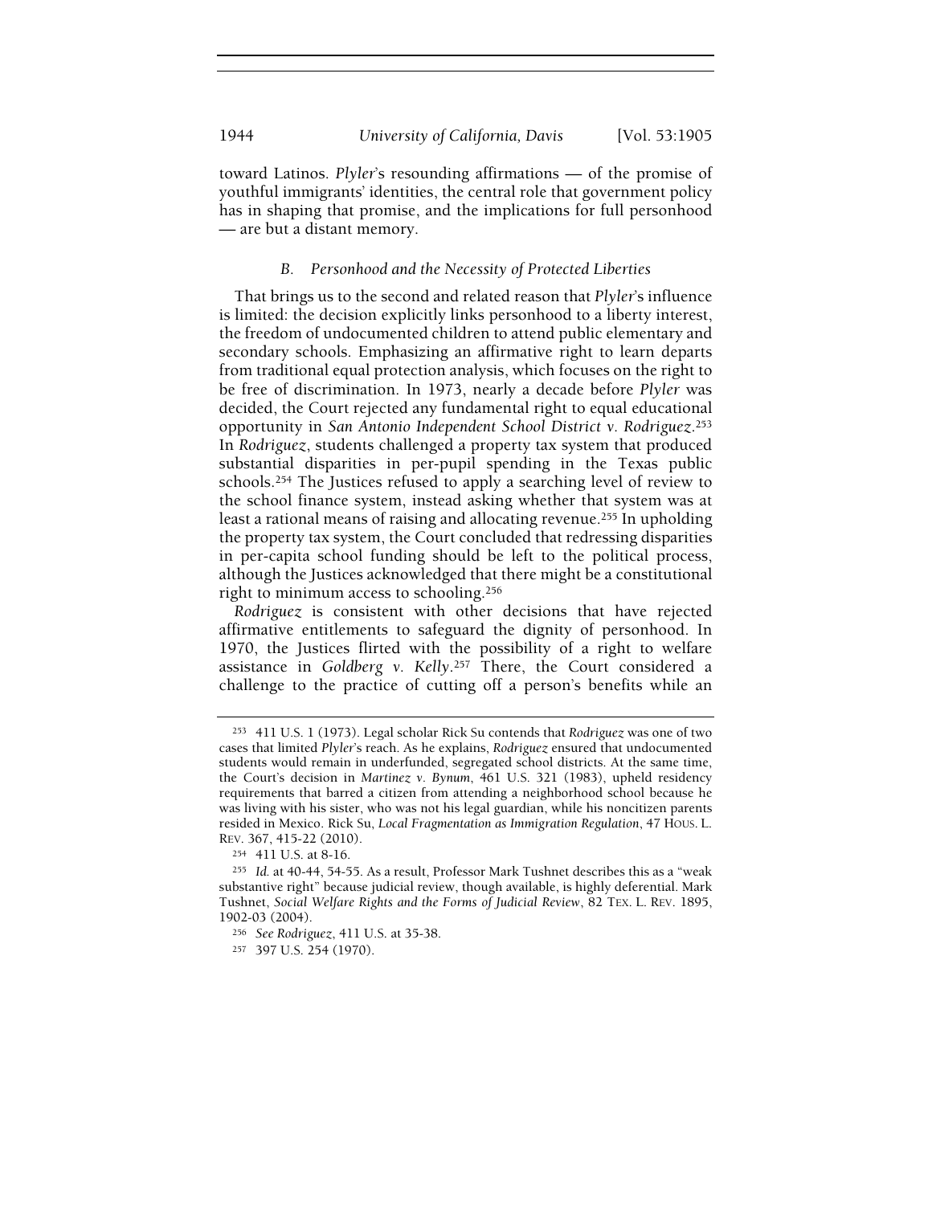toward Latinos. *Plyler*'s resounding affirmations — of the promise of youthful immigrants' identities, the central role that government policy has in shaping that promise, and the implications for full personhood — are but a distant memory.

### *B. Personhood and the Necessity of Protected Liberties*

That brings us to the second and related reason that *Plyler*'s influence is limited: the decision explicitly links personhood to a liberty interest, the freedom of undocumented children to attend public elementary and secondary schools. Emphasizing an affirmative right to learn departs from traditional equal protection analysis, which focuses on the right to be free of discrimination. In 1973, nearly a decade before *Plyler* was decided, the Court rejected any fundamental right to equal educational opportunity in *San Antonio Independent School District v. Rodriguez*.[253] In *Rodriguez*, students challenged a property tax system that produced substantial disparities in per-pupil spending in the Texas public schools.[254] The Justices refused to apply a searching level of review to the school finance system, instead asking whether that system was at least a rational means of raising and allocating revenue.[255] In upholding the property tax system, the Court concluded that redressing disparities in per-capita school funding should be left to the political process, although the Justices acknowledged that there might be a constitutional right to minimum access to schooling.[256]

*Rodriguez* is consistent with other decisions that have rejected affirmative entitlements to safeguard the dignity of personhood. In 1970, the Justices flirted with the possibility of a right to welfare assistance in *Goldberg v. Kelly*.[257] There, the Court considered a challenge to the practice of cutting off a person's benefits while an

---

[253] 411 U.S. 1 (1973). Legal scholar Rick Su contends that *Rodriguez* was one of two cases that limited *Plyler*'s reach. As he explains, *Rodriguez* ensured that undocumented students would remain in underfunded, segregated school districts. At the same time, the Court's decision in *Martinez v. Bynum*, 461 U.S. 321 (1983), upheld residency requirements that barred a citizen from attending a neighborhood school because he was living with his sister, who was not his legal guardian, while his noncitizen parents resided in Mexico. Rick Su, *Local Fragmentation as Immigration Regulation*, 47 HOUS. L. REV. 367, 415-22 (2010).

[254] 411 U.S. at 8-16.

[255] *Id.* at 40-44, 54-55. As a result, Professor Mark Tushnet describes this as a "weak substantive right" because judicial review, though available, is highly deferential. Mark Tushnet, *Social Welfare Rights and the Forms of Judicial Review*, 82 TEX. L. REV. 1895, 1902-03 (2004).

[256] *See Rodriguez*, 411 U.S. at 35-38.

[257] 397 U.S. 254 (1970).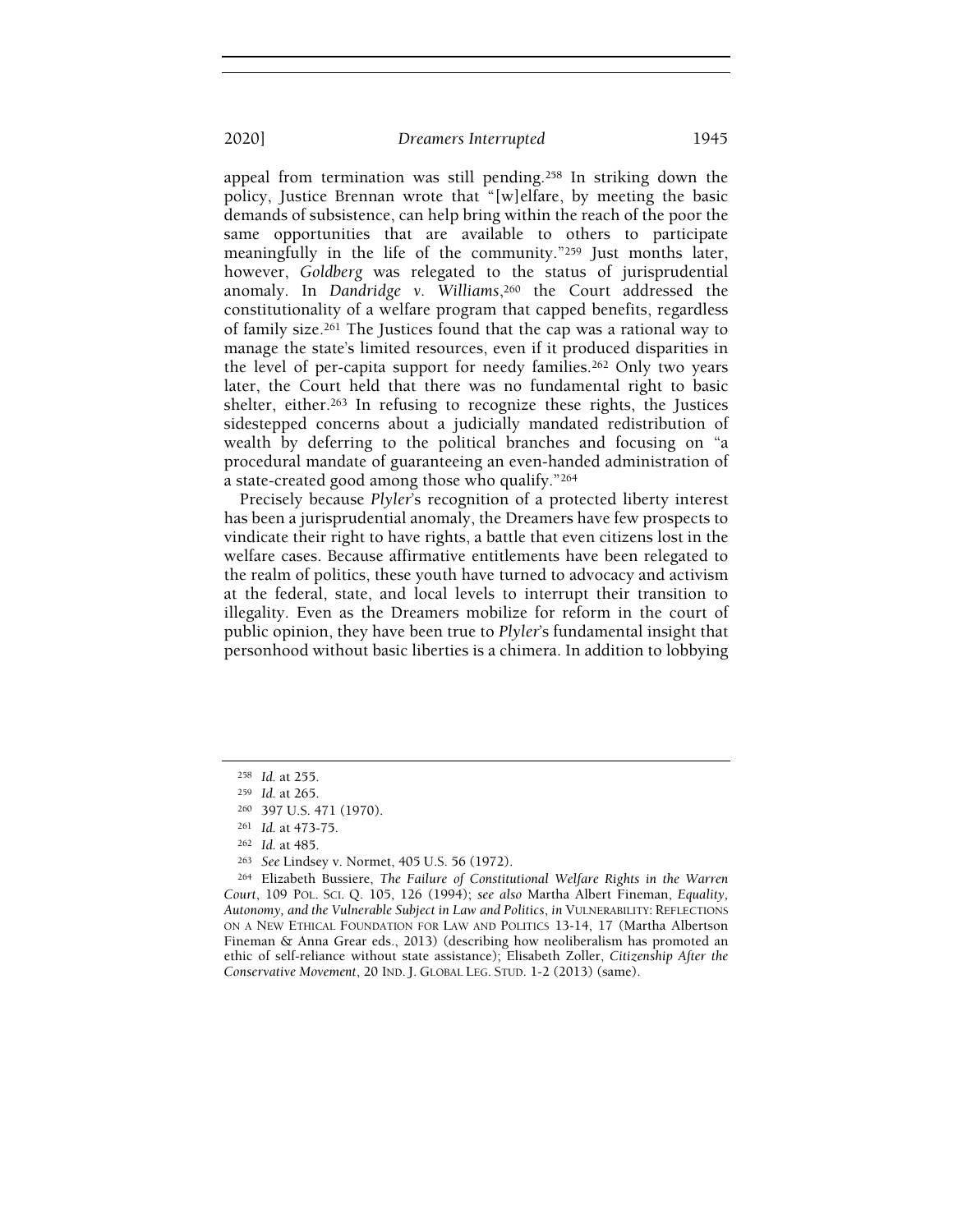appeal from termination was still pending.[258] In striking down the policy, Justice Brennan wrote that "[w]elfare, by meeting the basic demands of subsistence, can help bring within the reach of the poor the same opportunities that are available to others to participate meaningfully in the life of the community."[259] Just months later, however, *Goldberg* was relegated to the status of jurisprudential anomaly. In *Dandridge v. Williams*,[260] the Court addressed the constitutionality of a welfare program that capped benefits, regardless of family size.[261] The Justices found that the cap was a rational way to manage the state's limited resources, even if it produced disparities in the level of per-capita support for needy families.[262] Only two years later, the Court held that there was no fundamental right to basic shelter, either.[263] In refusing to recognize these rights, the Justices sidestepped concerns about a judicially mandated redistribution of wealth by deferring to the political branches and focusing on "a procedural mandate of guaranteeing an even-handed administration of a state-created good among those who qualify."[264]

Precisely because *Plyler*'s recognition of a protected liberty interest has been a jurisprudential anomaly, the Dreamers have few prospects to vindicate their right to have rights, a battle that even citizens lost in the welfare cases. Because affirmative entitlements have been relegated to the realm of politics, these youth have turned to advocacy and activism at the federal, state, and local levels to interrupt their transition to illegality. Even as the Dreamers mobilize for reform in the court of public opinion, they have been true to *Plyler*'s fundamental insight that personhood without basic liberties is a chimera. In addition to lobbying

---

[258] *Id.* at 255.

[259] *Id.* at 265.

[260] 397 U.S. 471 (1970).

[261] *Id.* at 473-75.

[262] *Id.* at 485.

[263] *See* Lindsey v. Normet, 405 U.S. 56 (1972).

[264] Elizabeth Bussiere, *The Failure of Constitutional Welfare Rights in the Warren Court*, 109 POL. SCI. Q. 105, 126 (1994); *see also* Martha Albert Fineman, *Equality, Autonomy, and the Vulnerable Subject in Law and Politics*, *in* VULNERABILITY: REFLECTIONS ON A NEW ETHICAL FOUNDATION FOR LAW AND POLITICS 13-14, 17 (Martha Albertson Fineman & Anna Grear eds., 2013) (describing how neoliberalism has promoted an ethic of self-reliance without state assistance); Elisabeth Zoller, *Citizenship After the Conservative Movement*, 20 IND. J. GLOBAL LEG. STUD. 1-2 (2013) (same).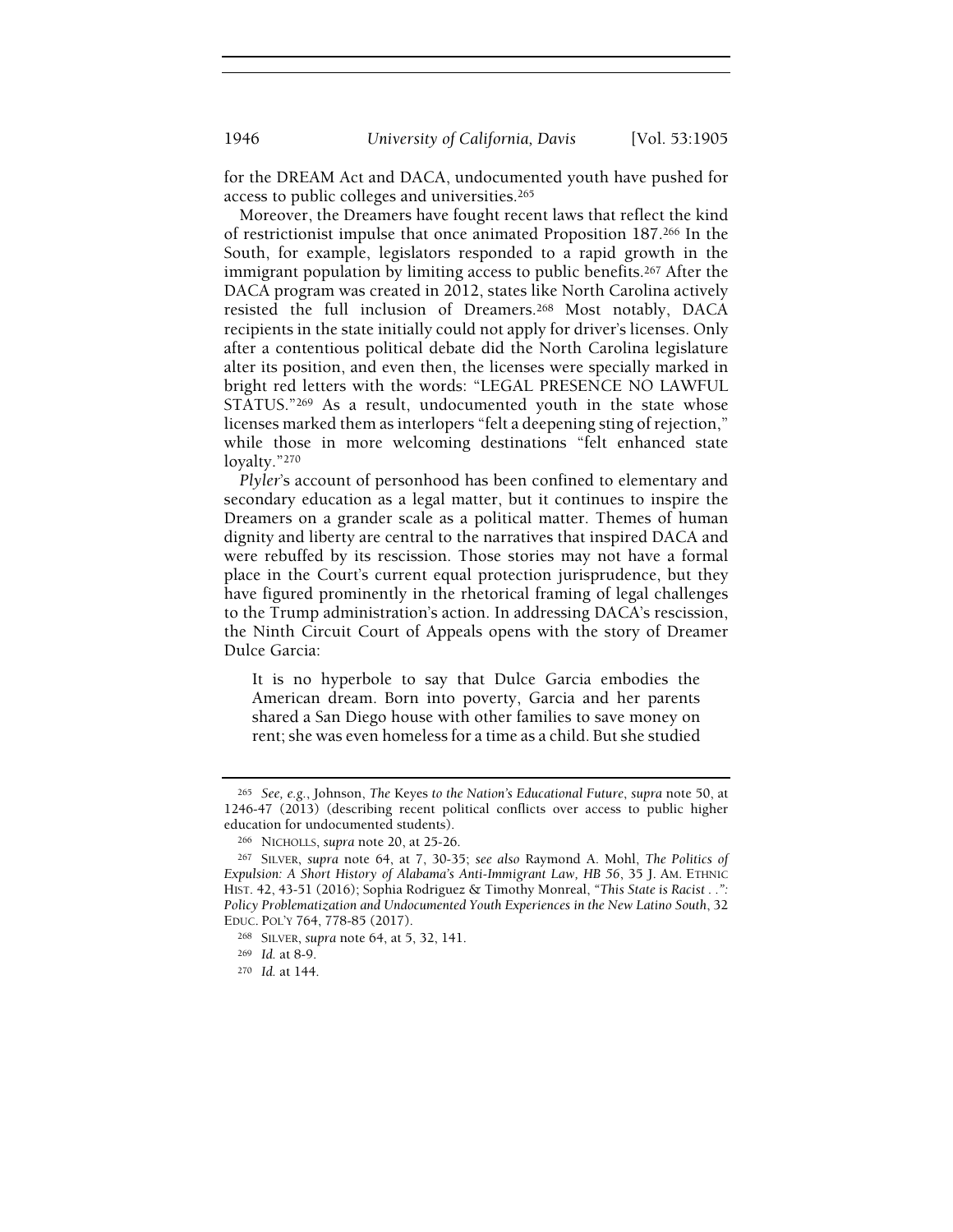for the DREAM Act and DACA, undocumented youth have pushed for access to public colleges and universities.[265]

Moreover, the Dreamers have fought recent laws that reflect the kind of restrictionist impulse that once animated Proposition 187.[266] In the South, for example, legislators responded to a rapid growth in the immigrant population by limiting access to public benefits.[267] After the DACA program was created in 2012, states like North Carolina actively resisted the full inclusion of Dreamers.[268] Most notably, DACA recipients in the state initially could not apply for driver's licenses. Only after a contentious political debate did the North Carolina legislature alter its position, and even then, the licenses were specially marked in bright red letters with the words: "LEGAL PRESENCE NO LAWFUL STATUS."[269] As a result, undocumented youth in the state whose licenses marked them as interlopers "felt a deepening sting of rejection," while those in more welcoming destinations "felt enhanced state loyalty."[270]

*Plyler*'s account of personhood has been confined to elementary and secondary education as a legal matter, but it continues to inspire the Dreamers on a grander scale as a political matter. Themes of human dignity and liberty are central to the narratives that inspired DACA and were rebuffed by its rescission. Those stories may not have a formal place in the Court's current equal protection jurisprudence, but they have figured prominently in the rhetorical framing of legal challenges to the Trump administration's action. In addressing DACA's rescission, the Ninth Circuit Court of Appeals opens with the story of Dreamer Dulce Garcia:

> It is no hyperbole to say that Dulce Garcia embodies the American dream. Born into poverty, Garcia and her parents shared a San Diego house with other families to save money on rent; she was even homeless for a time as a child. But she studied

---

[265] *See, e.g.*, Johnson, *The* Keyes *to the Nation's Educational Future*, *supra* note 50, at 1246-47 (2013) (describing recent political conflicts over access to public higher education for undocumented students).

[266] NICHOLLS, *supra* note 20, at 25-26.

[267] SILVER, *supra* note 64, at 7, 30-35; *see also* Raymond A. Mohl, *The Politics of Expulsion: A Short History of Alabama's Anti-Immigrant Law, HB 56*, 35 J. AM. ETHNIC HIST. 42, 43-51 (2016); Sophia Rodriguez & Timothy Monreal, *"This State is Racist . .": Policy Problematization and Undocumented Youth Experiences in the New Latino South*, 32 EDUC. POL'Y 764, 778-85 (2017).

[268] SILVER, *supra* note 64, at 5, 32, 141.

[269] *Id.* at 8-9.

[270] *Id.* at 144.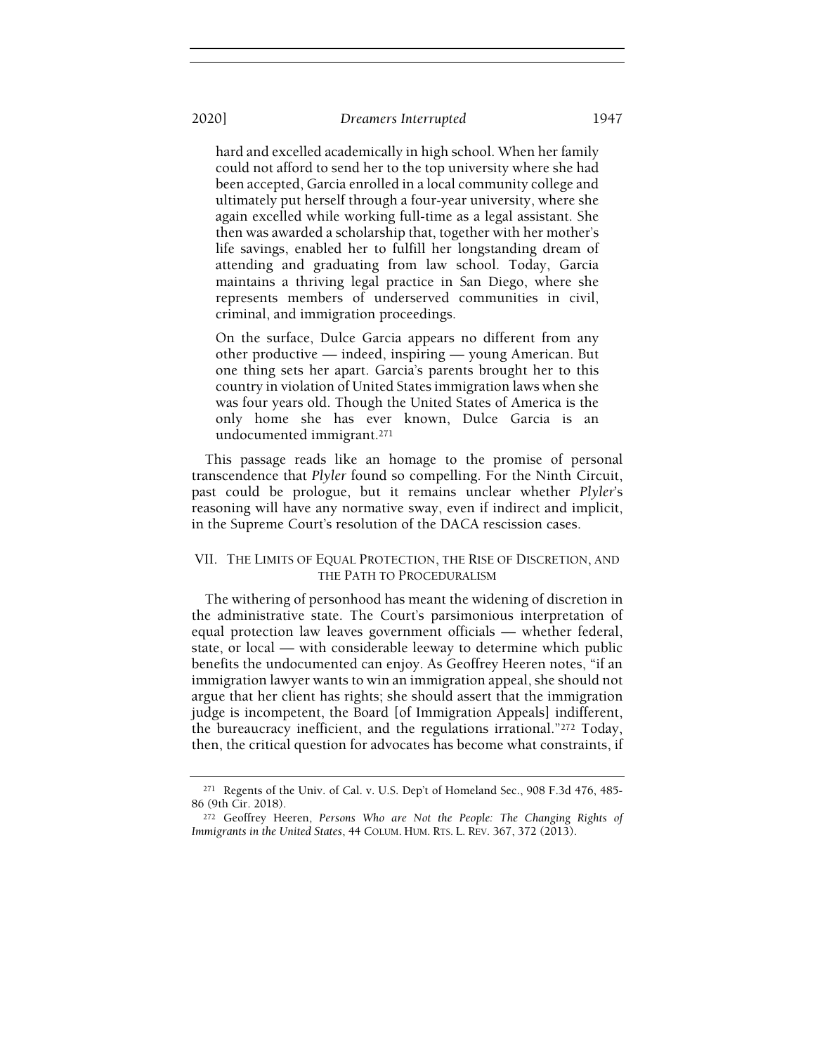> hard and excelled academically in high school. When her family could not afford to send her to the top university where she had been accepted, Garcia enrolled in a local community college and ultimately put herself through a four-year university, where she again excelled while working full-time as a legal assistant. She then was awarded a scholarship that, together with her mother's life savings, enabled her to fulfill her longstanding dream of attending and graduating from law school. Today, Garcia maintains a thriving legal practice in San Diego, where she represents members of underserved communities in civil, criminal, and immigration proceedings.
>
> On the surface, Dulce Garcia appears no different from any other productive — indeed, inspiring — young American. But one thing sets her apart. Garcia's parents brought her to this country in violation of United States immigration laws when she was four years old. Though the United States of America is the only home she has ever known, Dulce Garcia is an undocumented immigrant.[271]

This passage reads like an homage to the promise of personal transcendence that *Plyler* found so compelling. For the Ninth Circuit, past could be prologue, but it remains unclear whether *Plyler*'s reasoning will have any normative sway, even if indirect and implicit, in the Supreme Court's resolution of the DACA rescission cases.

## VII. The Limits of Equal Protection, the Rise of Discretion, and the Path to Proceduralism

The withering of personhood has meant the widening of discretion in the administrative state. The Court's parsimonious interpretation of equal protection law leaves government officials — whether federal, state, or local — with considerable leeway to determine which public benefits the undocumented can enjoy. As Geoffrey Heeren notes, "if an immigration lawyer wants to win an immigration appeal, she should not argue that her client has rights; she should assert that the immigration judge is incompetent, the Board [of Immigration Appeals] indifferent, the bureaucracy inefficient, and the regulations irrational."[272] Today, then, the critical question for advocates has become what constraints, if

---

[271] Regents of the Univ. of Cal. v. U.S. Dep't of Homeland Sec., 908 F.3d 476, 485-86 (9th Cir. 2018).

[272] Geoffrey Heeren, *Persons Who are Not the People: The Changing Rights of Immigrants in the United States*, 44 COLUM. HUM. RTS. L. REV. 367, 372 (2013).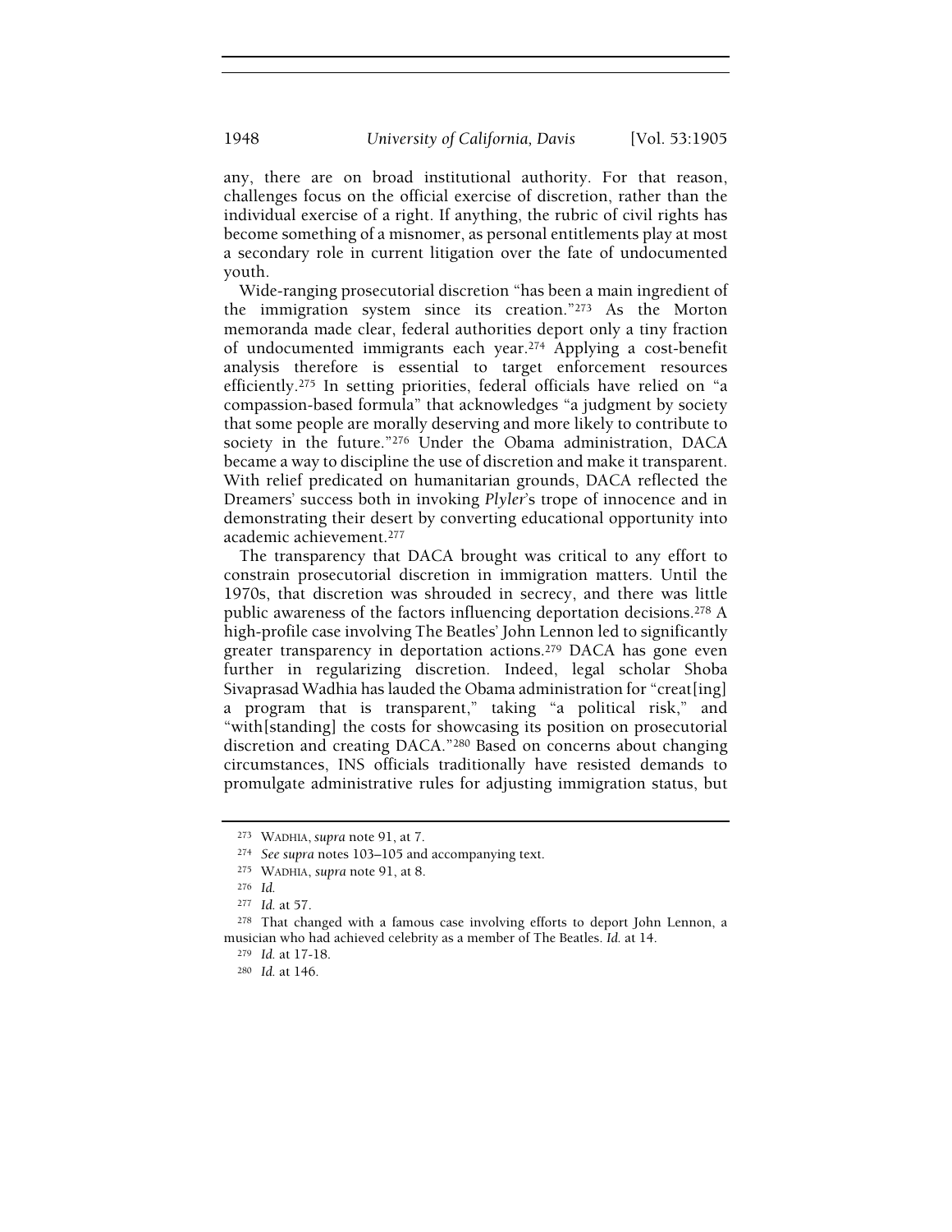any, there are on broad institutional authority. For that reason, challenges focus on the official exercise of discretion, rather than the individual exercise of a right. If anything, the rubric of civil rights has become something of a misnomer, as personal entitlements play at most a secondary role in current litigation over the fate of undocumented youth.

Wide-ranging prosecutorial discretion "has been a main ingredient of the immigration system since its creation."[273] As the Morton memoranda made clear, federal authorities deport only a tiny fraction of undocumented immigrants each year.[274] Applying a cost-benefit analysis therefore is essential to target enforcement resources efficiently.[275] In setting priorities, federal officials have relied on "a compassion-based formula" that acknowledges "a judgment by society that some people are morally deserving and more likely to contribute to society in the future."[276] Under the Obama administration, DACA became a way to discipline the use of discretion and make it transparent. With relief predicated on humanitarian grounds, DACA reflected the Dreamers' success both in invoking *Plyler*'s trope of innocence and in demonstrating their desert by converting educational opportunity into academic achievement.[277]

The transparency that DACA brought was critical to any effort to constrain prosecutorial discretion in immigration matters. Until the 1970s, that discretion was shrouded in secrecy, and there was little public awareness of the factors influencing deportation decisions.[278] A high-profile case involving The Beatles' John Lennon led to significantly greater transparency in deportation actions.[279] DACA has gone even further in regularizing discretion. Indeed, legal scholar Shoba Sivaprasad Wadhia has lauded the Obama administration for "creat[ing] a program that is transparent," taking "a political risk," and "with[standing] the costs for showcasing its position on prosecutorial discretion and creating DACA."[280] Based on concerns about changing circumstances, INS officials traditionally have resisted demands to promulgate administrative rules for adjusting immigration status, but

---

[273] WADHIA, *supra* note 91, at 7.

[274] *See supra* notes 103–105 and accompanying text.

[275] WADHIA, *supra* note 91, at 8.

[276] *Id.*

[277] *Id.* at 57.

[278] That changed with a famous case involving efforts to deport John Lennon, a musician who had achieved celebrity as a member of The Beatles. *Id.* at 14.

[279] *Id.* at 17-18.

[280] *Id.* at 146.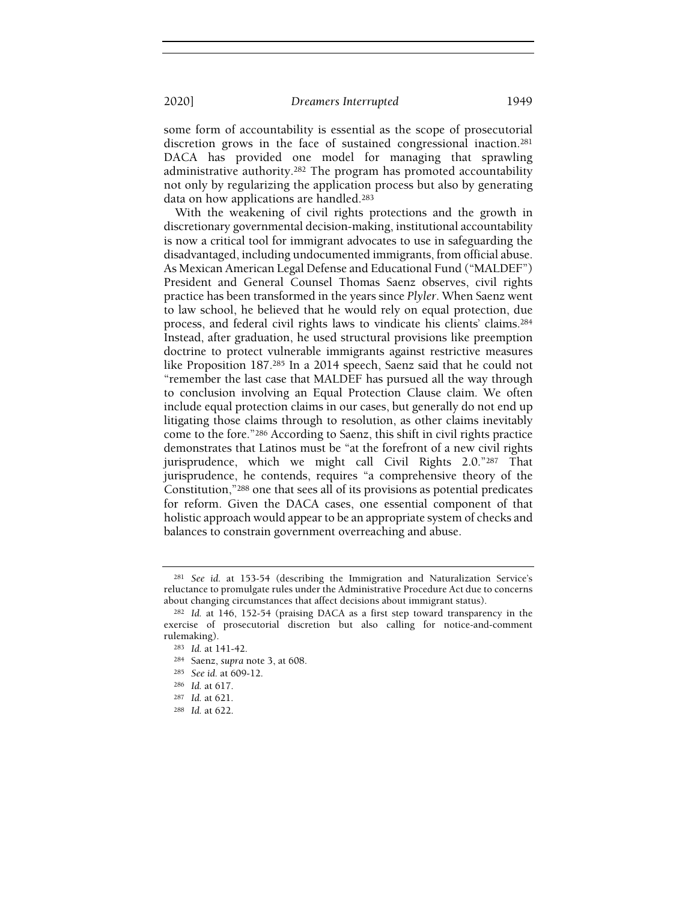some form of accountability is essential as the scope of prosecutorial discretion grows in the face of sustained congressional inaction.[281] DACA has provided one model for managing that sprawling administrative authority.[282] The program has promoted accountability not only by regularizing the application process but also by generating data on how applications are handled.[283]

With the weakening of civil rights protections and the growth in discretionary governmental decision-making, institutional accountability is now a critical tool for immigrant advocates to use in safeguarding the disadvantaged, including undocumented immigrants, from official abuse. As Mexican American Legal Defense and Educational Fund ("MALDEF") President and General Counsel Thomas Saenz observes, civil rights practice has been transformed in the years since *Plyler*. When Saenz went to law school, he believed that he would rely on equal protection, due process, and federal civil rights laws to vindicate his clients' claims.[284] Instead, after graduation, he used structural provisions like preemption doctrine to protect vulnerable immigrants against restrictive measures like Proposition 187.[285] In a 2014 speech, Saenz said that he could not "remember the last case that MALDEF has pursued all the way through to conclusion involving an Equal Protection Clause claim. We often include equal protection claims in our cases, but generally do not end up litigating those claims through to resolution, as other claims inevitably come to the fore."[286] According to Saenz, this shift in civil rights practice demonstrates that Latinos must be "at the forefront of a new civil rights jurisprudence, which we might call Civil Rights 2.0."[287] That jurisprudence, he contends, requires "a comprehensive theory of the Constitution,"[288] one that sees all of its provisions as potential predicates for reform. Given the DACA cases, one essential component of that holistic approach would appear to be an appropriate system of checks and balances to constrain government overreaching and abuse.

---

[281] *See id.* at 153-54 (describing the Immigration and Naturalization Service's reluctance to promulgate rules under the Administrative Procedure Act due to concerns about changing circumstances that affect decisions about immigrant status).

[282] *Id.* at 146, 152-54 (praising DACA as a first step toward transparency in the exercise of prosecutorial discretion but also calling for notice-and-comment rulemaking).

[283] *Id.* at 141-42.

[284] Saenz, *supra* note 3, at 608.

[285] *See id.* at 609-12.

[286] *Id.* at 617.

[287] *Id.* at 621.

[288] *Id.* at 622.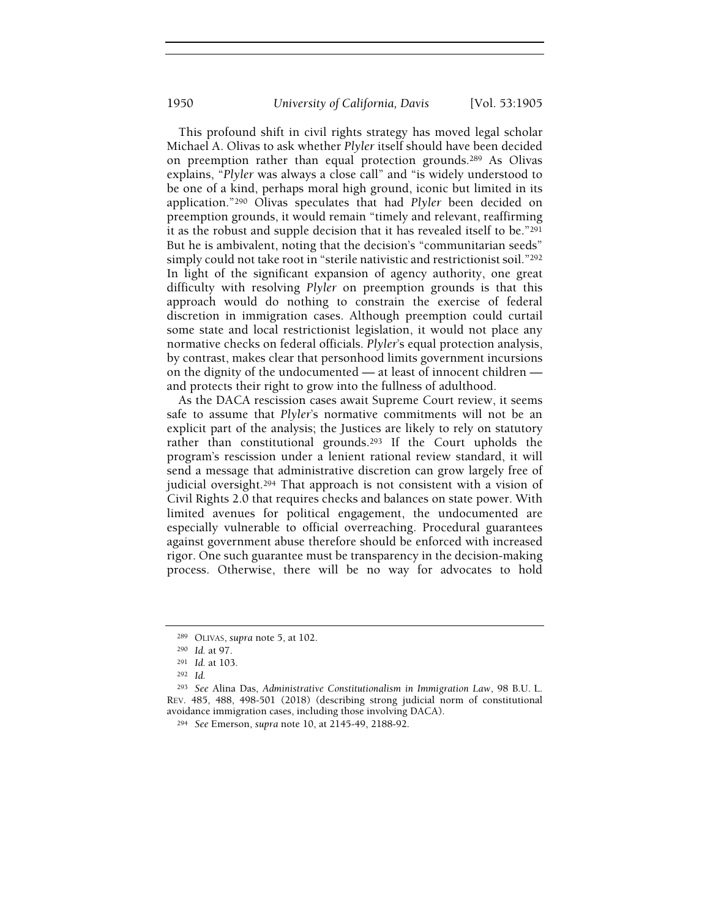This profound shift in civil rights strategy has moved legal scholar Michael A. Olivas to ask whether *Plyler* itself should have been decided on preemption rather than equal protection grounds.[289] As Olivas explains, "*Plyler* was always a close call" and "is widely understood to be one of a kind, perhaps moral high ground, iconic but limited in its application."[290] Olivas speculates that had *Plyler* been decided on preemption grounds, it would remain "timely and relevant, reaffirming it as the robust and supple decision that it has revealed itself to be."[291] But he is ambivalent, noting that the decision's "communitarian seeds" simply could not take root in "sterile nativistic and restrictionist soil."[292] In light of the significant expansion of agency authority, one great difficulty with resolving *Plyler* on preemption grounds is that this approach would do nothing to constrain the exercise of federal discretion in immigration cases. Although preemption could curtail some state and local restrictionist legislation, it would not place any normative checks on federal officials. *Plyler*'s equal protection analysis, by contrast, makes clear that personhood limits government incursions on the dignity of the undocumented — at least of innocent children — and protects their right to grow into the fullness of adulthood.

As the DACA rescission cases await Supreme Court review, it seems safe to assume that *Plyler*'s normative commitments will not be an explicit part of the analysis; the Justices are likely to rely on statutory rather than constitutional grounds.[293] If the Court upholds the program's rescission under a lenient rational review standard, it will send a message that administrative discretion can grow largely free of judicial oversight.[294] That approach is not consistent with a vision of Civil Rights 2.0 that requires checks and balances on state power. With limited avenues for political engagement, the undocumented are especially vulnerable to official overreaching. Procedural guarantees against government abuse therefore should be enforced with increased rigor. One such guarantee must be transparency in the decision-making process. Otherwise, there will be no way for advocates to hold

---

[289] OLIVAS, *supra* note 5, at 102.

[290] *Id.* at 97.

[291] *Id.* at 103.

[292] *Id.*

[293] *See* Alina Das, *Administrative Constitutionalism in Immigration Law*, 98 B.U. L. REV. 485, 488, 498-501 (2018) (describing strong judicial norm of constitutional avoidance immigration cases, including those involving DACA).

[294] *See* Emerson, *supra* note 10, at 2145-49, 2188-92.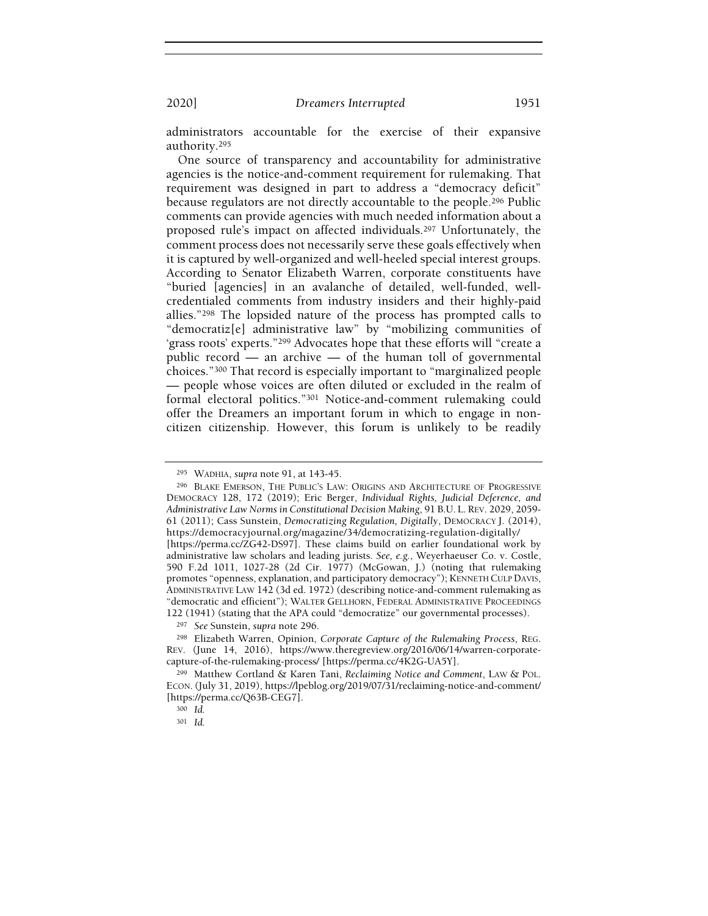administrators accountable for the exercise of their expansive authority.[295]

One source of transparency and accountability for administrative agencies is the notice-and-comment requirement for rulemaking. That requirement was designed in part to address a "democracy deficit" because regulators are not directly accountable to the people.[296] Public comments can provide agencies with much needed information about a proposed rule's impact on affected individuals.[297] Unfortunately, the comment process does not necessarily serve these goals effectively when it is captured by well-organized and well-heeled special interest groups. According to Senator Elizabeth Warren, corporate constituents have "buried [agencies] in an avalanche of detailed, well-funded, well-credentialed comments from industry insiders and their highly-paid allies."[298] The lopsided nature of the process has prompted calls to "democratiz[e] administrative law" by "mobilizing communities of 'grass roots' experts."[299] Advocates hope that these efforts will "create a public record — an archive — of the human toll of governmental choices."[300] That record is especially important to "marginalized people — people whose voices are often diluted or excluded in the realm of formal electoral politics."[301] Notice-and-comment rulemaking could offer the Dreamers an important forum in which to engage in non-citizen citizenship. However, this forum is unlikely to be readily

---

[295] WADHIA, *supra* note 91, at 143-45.

[296] BLAKE EMERSON, THE PUBLIC'S LAW: ORIGINS AND ARCHITECTURE OF PROGRESSIVE DEMOCRACY 128, 172 (2019); Eric Berger, *Individual Rights, Judicial Deference, and Administrative Law Norms in Constitutional Decision Making*, 91 B.U. L. REV. 2029, 2059-61 (2011); Cass Sunstein, *Democratizing Regulation, Digitally*, DEMOCRACY J. (2014), https://democracyjournal.org/magazine/34/democratizing-regulation-digitally/ [https://perma.cc/ZG42-DS97]. These claims build on earlier foundational work by administrative law scholars and leading jurists. *See, e.g.*, Weyerhaeuser Co. v. Costle, 590 F.2d 1011, 1027-28 (2d Cir. 1977) (McGowan, J.) (noting that rulemaking promotes "openness, explanation, and participatory democracy"); KENNETH CULP DAVIS, ADMINISTRATIVE LAW 142 (3d ed. 1972) (describing notice-and-comment rulemaking as "democratic and efficient"); WALTER GELLHORN, FEDERAL ADMINISTRATIVE PROCEEDINGS 122 (1941) (stating that the APA could "democratize" our governmental processes).

[297] *See* Sunstein, *supra* note 296.

[298] Elizabeth Warren, Opinion, *Corporate Capture of the Rulemaking Process*, REG. REV. (June 14, 2016), https://www.theregreview.org/2016/06/14/warren-corporate-capture-of-the-rulemaking-process/ [https://perma.cc/4K2G-UA5Y].

[299] Matthew Cortland & Karen Tani, *Reclaiming Notice and Comment*, LAW & POL. ECON. (July 31, 2019), https://lpeblog.org/2019/07/31/reclaiming-notice-and-comment/ [https://perma.cc/Q63B-CEG7].

[300] *Id.*

[301] *Id.*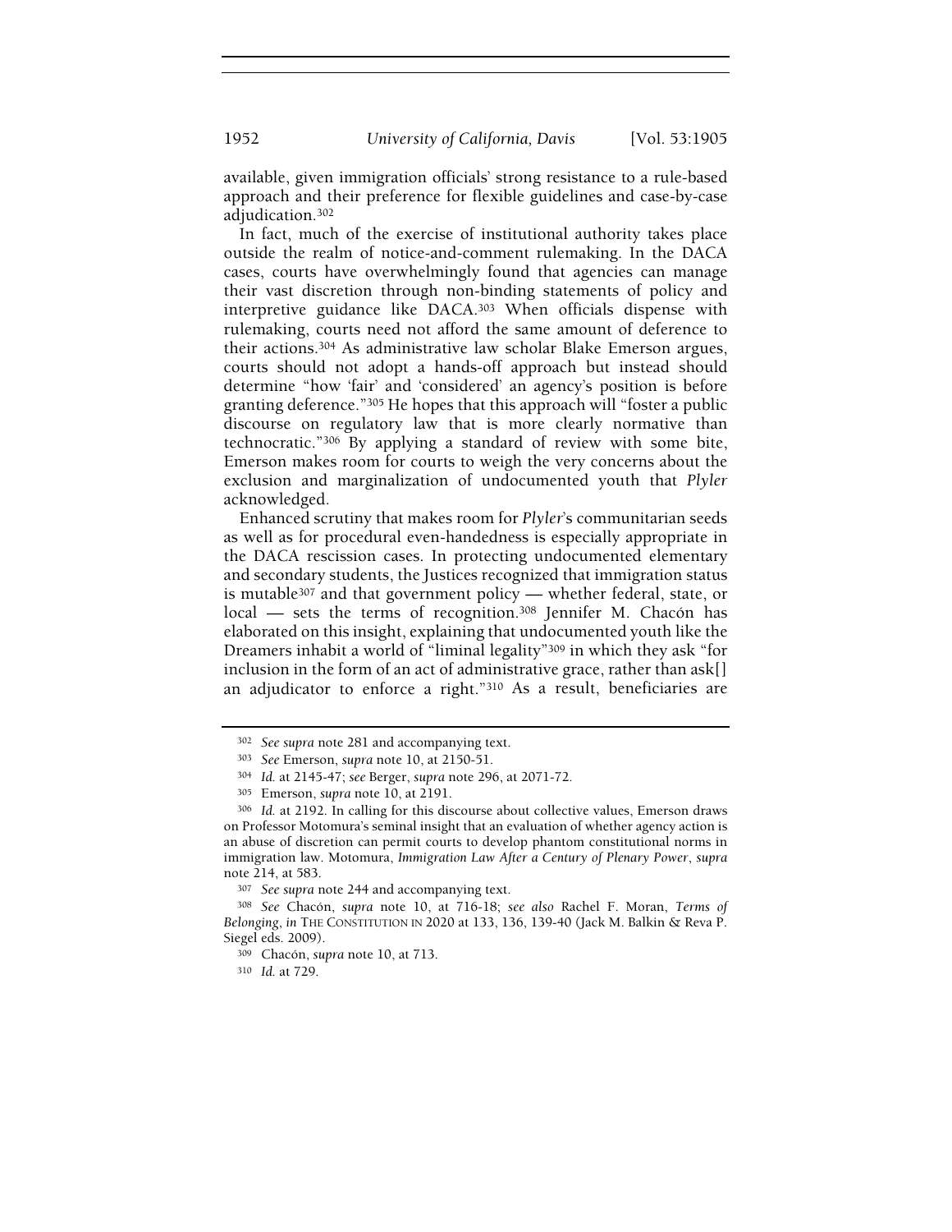available, given immigration officials' strong resistance to a rule-based approach and their preference for flexible guidelines and case-by-case adjudication.[302]

In fact, much of the exercise of institutional authority takes place outside the realm of notice-and-comment rulemaking. In the DACA cases, courts have overwhelmingly found that agencies can manage their vast discretion through non-binding statements of policy and interpretive guidance like DACA.[303] When officials dispense with rulemaking, courts need not afford the same amount of deference to their actions.[304] As administrative law scholar Blake Emerson argues, courts should not adopt a hands-off approach but instead should determine "how 'fair' and 'considered' an agency's position is before granting deference."[305] He hopes that this approach will "foster a public discourse on regulatory law that is more clearly normative than technocratic."[306] By applying a standard of review with some bite, Emerson makes room for courts to weigh the very concerns about the exclusion and marginalization of undocumented youth that *Plyler* acknowledged.

Enhanced scrutiny that makes room for *Plyler*'s communitarian seeds as well as for procedural even-handedness is especially appropriate in the DACA rescission cases. In protecting undocumented elementary and secondary students, the Justices recognized that immigration status is mutable[307] and that government policy — whether federal, state, or local — sets the terms of recognition.[308] Jennifer M. Chacón has elaborated on this insight, explaining that undocumented youth like the Dreamers inhabit a world of "liminal legality"[309] in which they ask "for inclusion in the form of an act of administrative grace, rather than ask[] an adjudicator to enforce a right."[310] As a result, beneficiaries are

---

[302] *See supra* note 281 and accompanying text.

[303] *See* Emerson, *supra* note 10, at 2150-51.

[304] *Id.* at 2145-47; *see* Berger, *supra* note 296, at 2071-72.

[305] Emerson, *supra* note 10, at 2191.

[306] *Id.* at 2192. In calling for this discourse about collective values, Emerson draws on Professor Motomura's seminal insight that an evaluation of whether agency action is an abuse of discretion can permit courts to develop phantom constitutional norms in immigration law. Motomura, *Immigration Law After a Century of Plenary Power*, *supra* note 214, at 583.

[307] *See supra* note 244 and accompanying text.

[308] *See* Chacón, *supra* note 10, at 716-18; *see also* Rachel F. Moran, *Terms of Belonging*, *in* THE CONSTITUTION IN 2020 at 133, 136, 139-40 (Jack M. Balkin & Reva P. Siegel eds. 2009).

[309] Chacón, *supra* note 10, at 713.

[310] *Id.* at 729.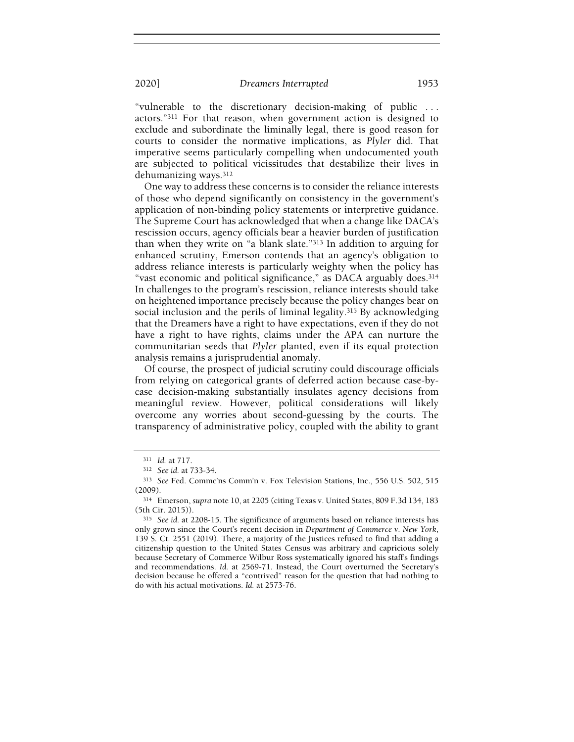"vulnerable to the discretionary decision-making of public . . . actors."[311] For that reason, when government action is designed to exclude and subordinate the liminally legal, there is good reason for courts to consider the normative implications, as *Plyler* did. That imperative seems particularly compelling when undocumented youth are subjected to political vicissitudes that destabilize their lives in dehumanizing ways.[312]

One way to address these concerns is to consider the reliance interests of those who depend significantly on consistency in the government's application of non-binding policy statements or interpretive guidance. The Supreme Court has acknowledged that when a change like DACA's rescission occurs, agency officials bear a heavier burden of justification than when they write on "a blank slate."[313] In addition to arguing for enhanced scrutiny, Emerson contends that an agency's obligation to address reliance interests is particularly weighty when the policy has "vast economic and political significance," as DACA arguably does.[314] In challenges to the program's rescission, reliance interests should take on heightened importance precisely because the policy changes bear on social inclusion and the perils of liminal legality.[315] By acknowledging that the Dreamers have a right to have expectations, even if they do not have a right to have rights, claims under the APA can nurture the communitarian seeds that *Plyler* planted, even if its equal protection analysis remains a jurisprudential anomaly.

Of course, the prospect of judicial scrutiny could discourage officials from relying on categorical grants of deferred action because case-by-case decision-making substantially insulates agency decisions from meaningful review. However, political considerations will likely overcome any worries about second-guessing by the courts. The transparency of administrative policy, coupled with the ability to grant

---

[311] *Id.* at 717.

[312] *See id.* at 733-34.

[313] *See* Fed. Commc'ns Comm'n v. Fox Television Stations, Inc., 556 U.S. 502, 515 (2009).

[314] Emerson, *supra* note 10, at 2205 (citing Texas v. United States, 809 F.3d 134, 183 (5th Cir. 2015)).

[315] *See id.* at 2208-15. The significance of arguments based on reliance interests has only grown since the Court's recent decision in *Department of Commerce v. New York*, 139 S. Ct. 2551 (2019). There, a majority of the Justices refused to find that adding a citizenship question to the United States Census was arbitrary and capricious solely because Secretary of Commerce Wilbur Ross systematically ignored his staff's findings and recommendations. *Id.* at 2569-71. Instead, the Court overturned the Secretary's decision because he offered a "contrived" reason for the question that had nothing to do with his actual motivations. *Id.* at 2573-76.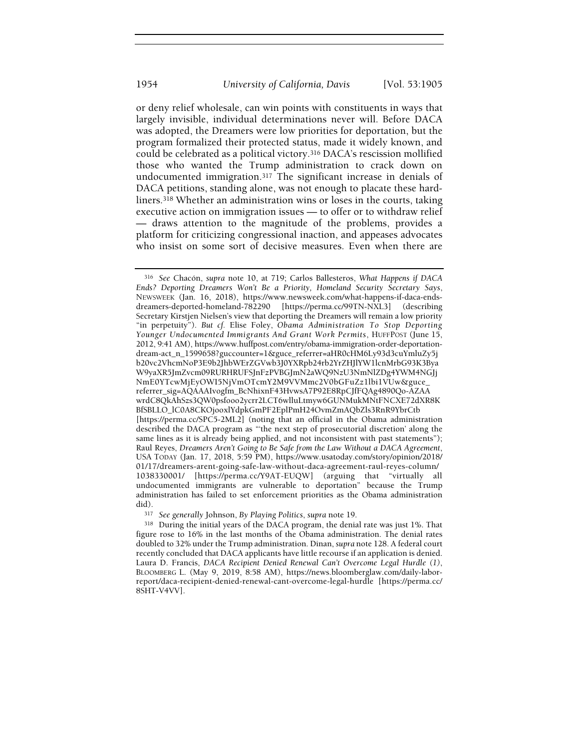or deny relief wholesale, can win points with constituents in ways that largely invisible, individual determinations never will. Before DACA was adopted, the Dreamers were low priorities for deportation, but the program formalized their protected status, made it widely known, and could be celebrated as a political victory.[316] DACA's rescission mollified those who wanted the Trump administration to crack down on undocumented immigration.[317] The significant increase in denials of DACA petitions, standing alone, was not enough to placate these hard-liners.[318] Whether an administration wins or loses in the courts, taking executive action on immigration issues — to offer or to withdraw relief — draws attention to the magnitude of the problems, provides a platform for criticizing congressional inaction, and appeases advocates who insist on some sort of decisive measures. Even when there are

---

[316] *See* Chacón, *supra* note 10, at 719; Carlos Ballesteros, *What Happens if DACA Ends? Deporting Dreamers Won't Be a Priority, Homeland Security Secretary Says*, NEWSWEEK (Jan. 16, 2018), https://www.newsweek.com/what-happens-if-daca-ends-dreamers-deported-homeland-782290 [https://perma.cc/99TN-NXL3] (describing Secretary Kirstjen Nielsen's view that deporting the Dreamers will remain a low priority "in perpetuity"). *But cf.* Elise Foley, *Obama Administration To Stop Deporting Younger Undocumented Immigrants And Grant Work Permits*, HUFFPOST (June 15, 2012, 9:41 AM), https://www.huffpost.com/entry/obama-immigration-order-deportation-dream-act_n_1599658?guccounter=1&guce_referrer=aHR0cHM6Ly93d3cuYmluZy5jb20vc2VhcmNoP3E9b2JhbWErZGVwb3J0YXRpb24rb2YrZHJlYW1lcnMrbG93K3ByaW9yaXR5JmZvcm09RURHRUFSJnFzPVBGJmN2aWQ9NzU3NmNlZDg4YWM4NGJjNmE0YTcwMjEyOWI5NjVmOTcmY2M9VVMmc2V0bGFuZz1lbi1VUw&guce_referrer_sig=AQAAAIvogfm_BcNhixnF43HvwsA7P92E8RpCJfFQAg4890Qo-AZAAwrdC8QkAhSzs3QW0psfooo2ycrr2LCT6wlluLtmyw6GUNMukMNtFNCXE72dXR8KBfSBLLO_lC0A8CKOjooxlYdpkGmPF2EplPmH24OvmZmAQbZls3RnR9YbrCtb [https://perma.cc/SPC5-2ML2] (noting that an official in the Obama administration described the DACA program as "'the next step of prosecutorial discretion' along the same lines as it is already being applied, and not inconsistent with past statements"); Raul Reyes, *Dreamers Aren't Going to Be Safe from the Law Without a DACA Agreement*, USA TODAY (Jan. 17, 2018, 5:59 PM), https://www.usatoday.com/story/opinion/2018/01/17/dreamers-arent-going-safe-law-without-daca-agreement-raul-reyes-column/1038330001/ [https://perma.cc/Y9AT-EUQW] (arguing that "virtually all undocumented immigrants are vulnerable to deportation" because the Trump administration has failed to set enforcement priorities as the Obama administration did).

[317] *See generally* Johnson, *By Playing Politics*, *supra* note 19.

[318] During the initial years of the DACA program, the denial rate was just 1%. That figure rose to 16% in the last months of the Obama administration. The denial rates doubled to 32% under the Trump administration. Dinan, *supra* note 128. A federal court recently concluded that DACA applicants have little recourse if an application is denied. Laura D. Francis, *DACA Recipient Denied Renewal Can't Overcome Legal Hurdle (1)*, BLOOMBERG L. (May 9, 2019, 8:58 AM), https://news.bloomberglaw.com/daily-labor-report/daca-recipient-denied-renewal-cant-overcome-legal-hurdle [https://perma.cc/8SHT-V4VV].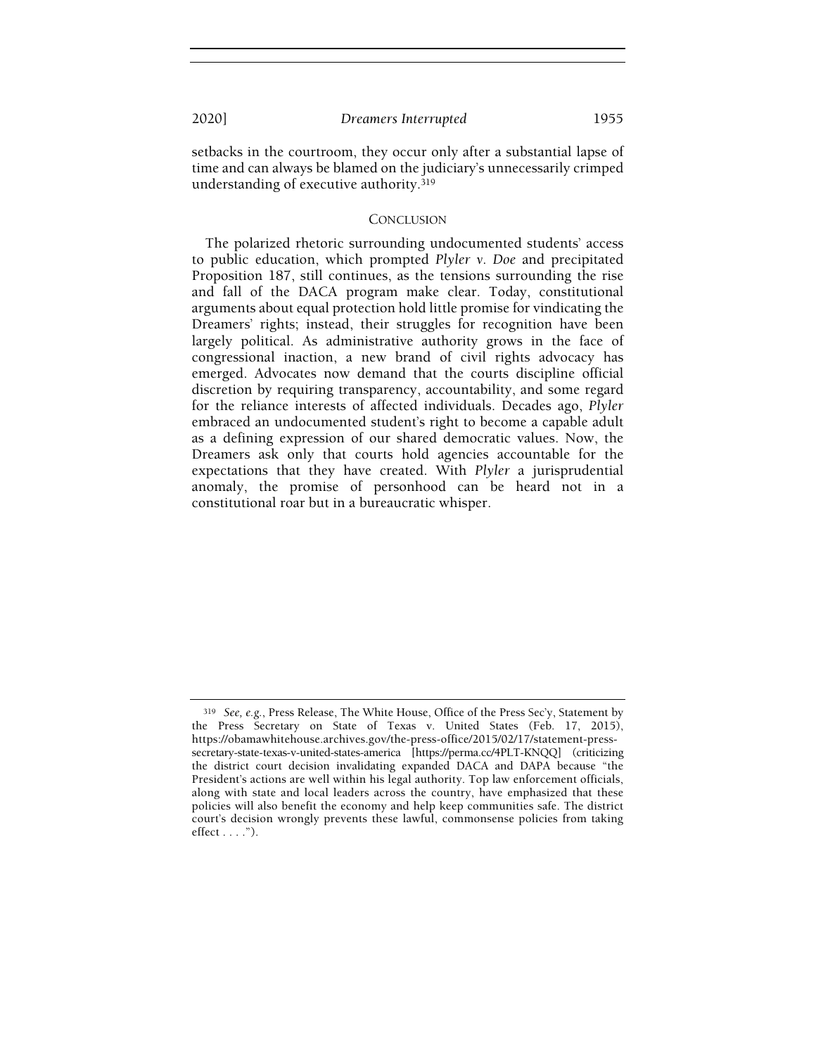setbacks in the courtroom, they occur only after a substantial lapse of time and can always be blamed on the judiciary's unnecessarily crimped understanding of executive authority.[319]

## CONCLUSION

The polarized rhetoric surrounding undocumented students' access to public education, which prompted *Plyler v. Doe* and precipitated Proposition 187, still continues, as the tensions surrounding the rise and fall of the DACA program make clear. Today, constitutional arguments about equal protection hold little promise for vindicating the Dreamers' rights; instead, their struggles for recognition have been largely political. As administrative authority grows in the face of congressional inaction, a new brand of civil rights advocacy has emerged. Advocates now demand that the courts discipline official discretion by requiring transparency, accountability, and some regard for the reliance interests of affected individuals. Decades ago, *Plyler* embraced an undocumented student's right to become a capable adult as a defining expression of our shared democratic values. Now, the Dreamers ask only that courts hold agencies accountable for the expectations that they have created. With *Plyler* a jurisprudential anomaly, the promise of personhood can be heard not in a constitutional roar but in a bureaucratic whisper.

---

[319] *See, e.g.*, Press Release, The White House, Office of the Press Sec'y, Statement by the Press Secretary on State of Texas v. United States (Feb. 17, 2015), https://obamawhitehouse.archives.gov/the-press-office/2015/02/17/statement-press-secretary-state-texas-v-united-states-america [https://perma.cc/4PLT-KNQQ] (criticizing the district court decision invalidating expanded DACA and DAPA because "the President's actions are well within his legal authority. Top law enforcement officials, along with state and local leaders across the country, have emphasized that these policies will also benefit the economy and help keep communities safe. The district court's decision wrongly prevents these lawful, commonsense policies from taking effect . . . .").